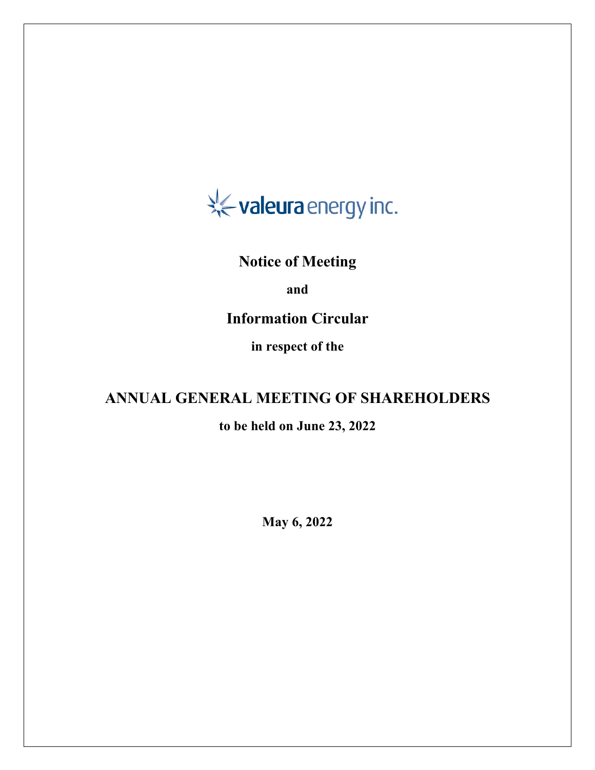valeura energy inc.

# Notice of Meeting

**and**

# Information Circular

**in respect of the**

# ANNUAL GENERAL MEETING OF SHAREHOLDERS

**to be held on June 23, 2022**

**May 6, 2022**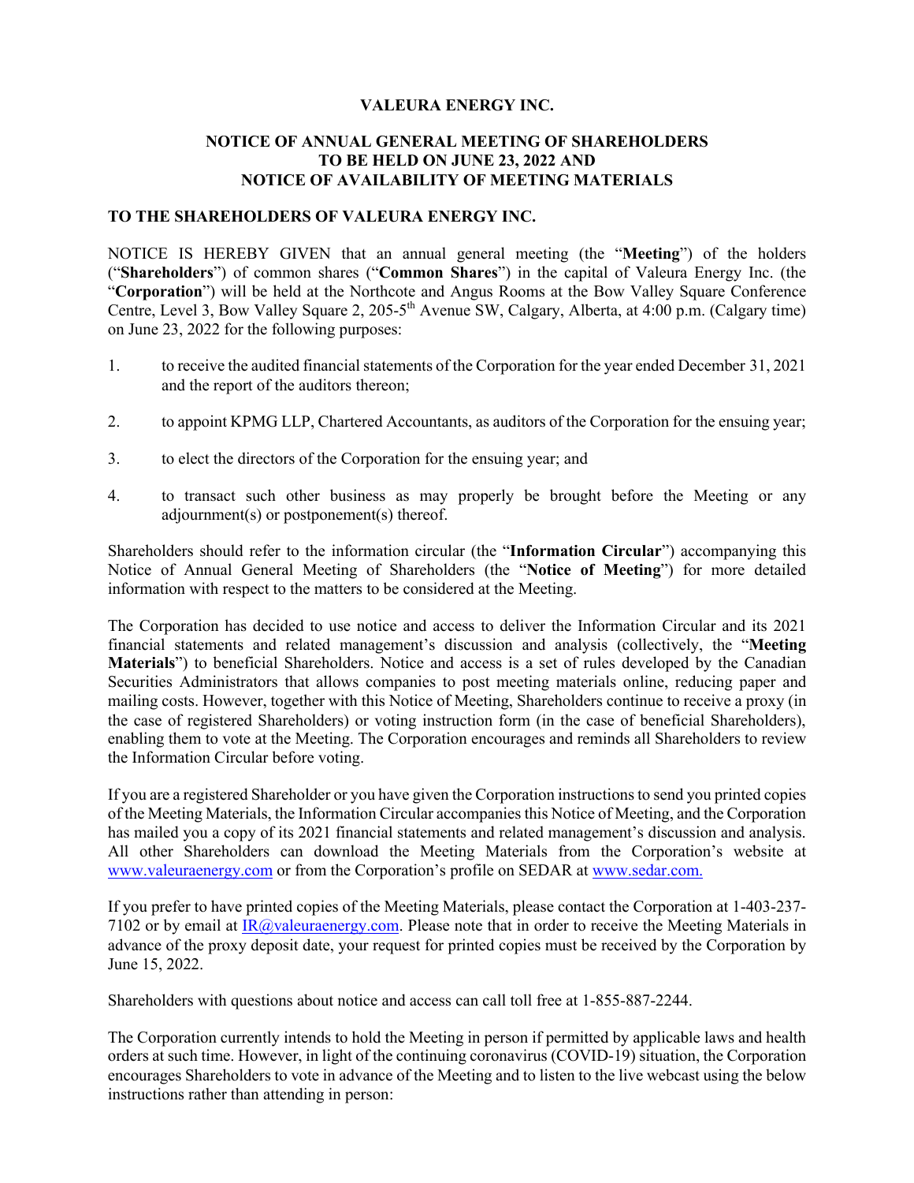# VALEURA ENERGY INC.

## NOTICE OF ANNUAL GENERAL MEETING OF SHAREHOLDERS TO BE HELD ON JUNE 23, 2022 AND NOTICE OF AVAILABILITY OF MEETING MATERIALS

**TO THE SHAREHOLDERS OF VALEURA ENERGY INC.**

NOTICE IS HEREBY GIVEN that an annual general meeting (the "**Meeting**") of the holders ("**Shareholders**") of common shares ("**Common Shares**") in the capital of Valeura Energy Inc. (the "**Corporation**") will be held at the Northcote and Angus Rooms at the Bow Valley Square Conference Centre, Level 3, Bow Valley Square 2, 205-5th Avenue SW, Calgary, Alberta, at 4:00 p.m. (Calgary time) on June 23, 2022 for the following purposes:

1. to receive the audited financial statements of the Corporation for the year ended December 31, 2021 and the report of the auditors thereon;
2. to appoint KPMG LLP, Chartered Accountants, as auditors of the Corporation for the ensuing year;
3. to elect the directors of the Corporation for the ensuing year; and
4. to transact such other business as may properly be brought before the Meeting or any adjournment(s) or postponement(s) thereof.

Shareholders should refer to the information circular (the "**Information Circular**") accompanying this Notice of Annual General Meeting of Shareholders (the "**Notice of Meeting**") for more detailed information with respect to the matters to be considered at the Meeting.

The Corporation has decided to use notice and access to deliver the Information Circular and its 2021 financial statements and related management's discussion and analysis (collectively, the "**Meeting Materials**") to beneficial Shareholders. Notice and access is a set of rules developed by the Canadian Securities Administrators that allows companies to post meeting materials online, reducing paper and mailing costs. However, together with this Notice of Meeting, Shareholders continue to receive a proxy (in the case of registered Shareholders) or voting instruction form (in the case of beneficial Shareholders), enabling them to vote at the Meeting. The Corporation encourages and reminds all Shareholders to review the Information Circular before voting.

If you are a registered Shareholder or you have given the Corporation instructions to send you printed copies of the Meeting Materials, the Information Circular accompanies this Notice of Meeting, and the Corporation has mailed you a copy of its 2021 financial statements and related management's discussion and analysis. All other Shareholders can download the Meeting Materials from the Corporation's website at www.valeuraenergy.com or from the Corporation's profile on SEDAR at www.sedar.com.

If you prefer to have printed copies of the Meeting Materials, please contact the Corporation at 1-403-237-7102 or by email at IR@valeuraenergy.com. Please note that in order to receive the Meeting Materials in advance of the proxy deposit date, your request for printed copies must be received by the Corporation by June 15, 2022.

Shareholders with questions about notice and access can call toll free at 1-855-887-2244.

The Corporation currently intends to hold the Meeting in person if permitted by applicable laws and health orders at such time. However, in light of the continuing coronavirus (COVID-19) situation, the Corporation encourages Shareholders to vote in advance of the Meeting and to listen to the live webcast using the below instructions rather than attending in person: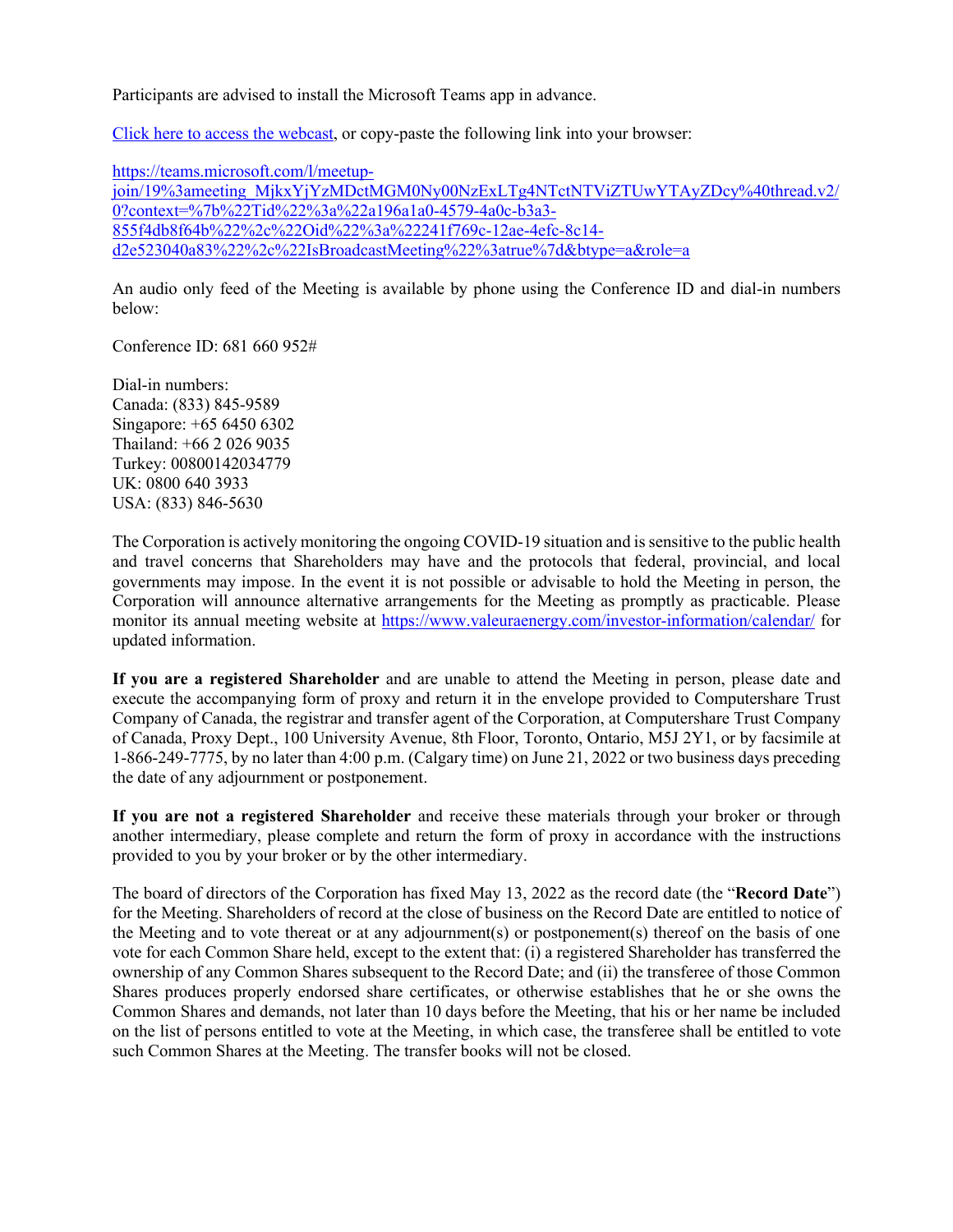Participants are advised to install the Microsoft Teams app in advance.

[Click here to access the webcast](https://teams.microsoft.com/l/meetup-join/19%3ameeting_MjkxYjYzMDctMGM0Ny00NzExLTg4NTctNTViZTUwYTAyZDcy%40thread.v2/0?context=%7b%22Tid%22%3a%22a196a1a0-4579-4a0c-b3a3-855f4db8f64b%22%2c%22Oid%22%3a%22241f769c-12ae-4efc-8c14-d2e523040a83%22%2c%22IsBroadcastMeeting%22%3atrue%7d&btype=a&role=a), or copy-paste the following link into your browser:

https://teams.microsoft.com/l/meetup-join/19%3ameeting_MjkxYjYzMDctMGM0Ny00NzExLTg4NTctNTViZTUwYTAyZDcy%40thread.v2/0?context=%7b%22Tid%22%3a%22a196a1a0-4579-4a0c-b3a3-855f4db8f64b%22%2c%22Oid%22%3a%22241f769c-12ae-4efc-8c14-d2e523040a83%22%2c%22IsBroadcastMeeting%22%3atrue%7d&btype=a&role=a

An audio only feed of the Meeting is available by phone using the Conference ID and dial-in numbers below:

Conference ID: 681 660 952#

Dial-in numbers:
Canada: (833) 845-9589
Singapore: +65 6450 6302
Thailand: +66 2 026 9035
Turkey: 00800142034779
UK: 0800 640 3933
USA: (833) 846-5630

The Corporation is actively monitoring the ongoing COVID-19 situation and is sensitive to the public health and travel concerns that Shareholders may have and the protocols that federal, provincial, and local governments may impose. In the event it is not possible or advisable to hold the Meeting in person, the Corporation will announce alternative arrangements for the Meeting as promptly as practicable. Please monitor its annual meeting website at https://www.valeuraenergy.com/investor-information/calendar/ for updated information.

**If you are a registered Shareholder** and are unable to attend the Meeting in person, please date and execute the accompanying form of proxy and return it in the envelope provided to Computershare Trust Company of Canada, the registrar and transfer agent of the Corporation, at Computershare Trust Company of Canada, Proxy Dept., 100 University Avenue, 8th Floor, Toronto, Ontario, M5J 2Y1, or by facsimile at 1-866-249-7775, by no later than 4:00 p.m. (Calgary time) on June 21, 2022 or two business days preceding the date of any adjournment or postponement.

**If you are not a registered Shareholder** and receive these materials through your broker or through another intermediary, please complete and return the form of proxy in accordance with the instructions provided to you by your broker or by the other intermediary.

The board of directors of the Corporation has fixed May 13, 2022 as the record date (the "**Record Date**") for the Meeting. Shareholders of record at the close of business on the Record Date are entitled to notice of the Meeting and to vote thereat or at any adjournment(s) or postponement(s) thereof on the basis of one vote for each Common Share held, except to the extent that: (i) a registered Shareholder has transferred the ownership of any Common Shares subsequent to the Record Date; and (ii) the transferee of those Common Shares produces properly endorsed share certificates, or otherwise establishes that he or she owns the Common Shares and demands, not later than 10 days before the Meeting, that his or her name be included on the list of persons entitled to vote at the Meeting, in which case, the transferee shall be entitled to vote such Common Shares at the Meeting. The transfer books will not be closed.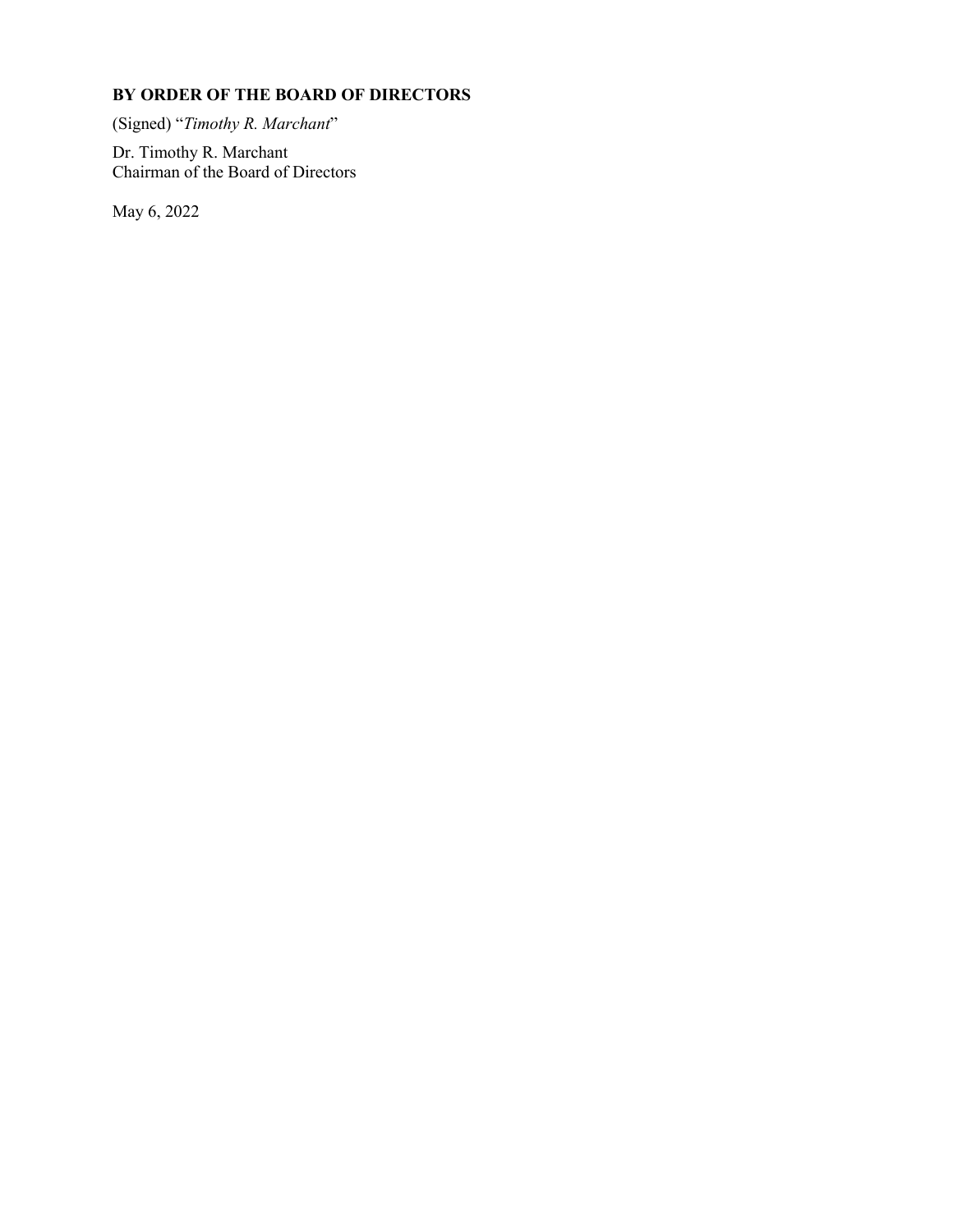**BY ORDER OF THE BOARD OF DIRECTORS**

(Signed) "*Timothy R. Marchant*"

Dr. Timothy R. Marchant
Chairman of the Board of Directors

May 6, 2022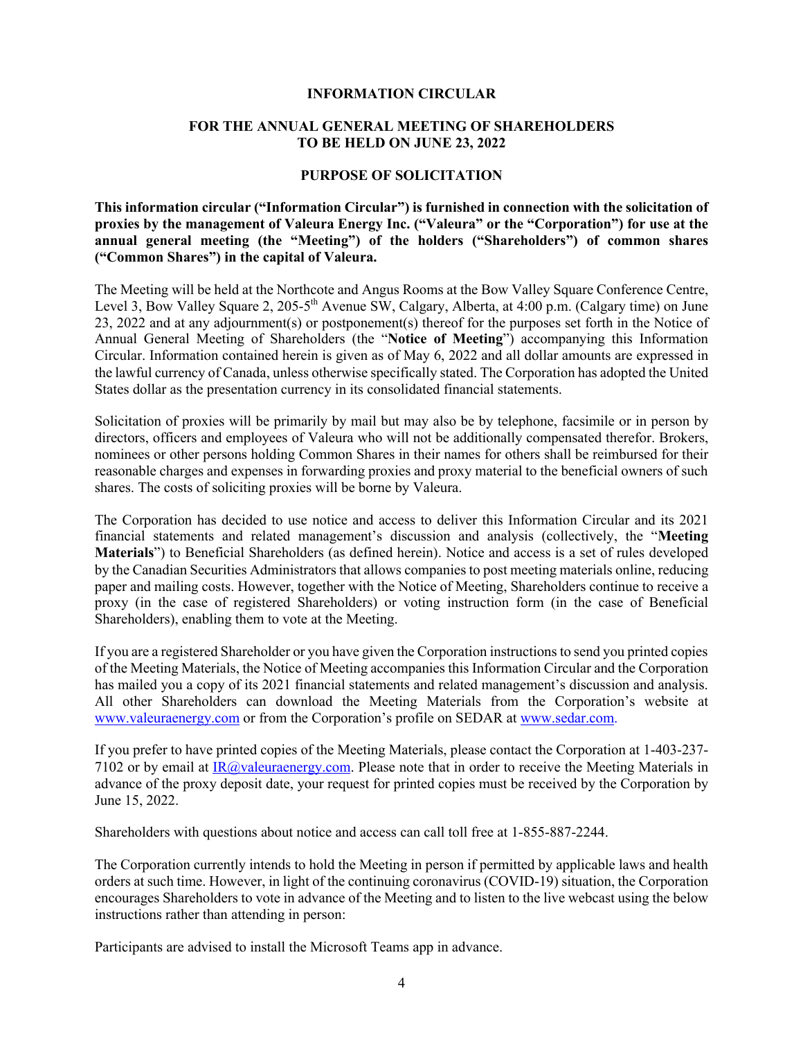# INFORMATION CIRCULAR

## FOR THE ANNUAL GENERAL MEETING OF SHAREHOLDERS TO BE HELD ON JUNE 23, 2022

## PURPOSE OF SOLICITATION

**This information circular ("Information Circular") is furnished in connection with the solicitation of proxies by the management of Valeura Energy Inc. ("Valeura" or the "Corporation") for use at the annual general meeting (the "Meeting") of the holders ("Shareholders") of common shares ("Common Shares") in the capital of Valeura.**

The Meeting will be held at the Northcote and Angus Rooms at the Bow Valley Square Conference Centre, Level 3, Bow Valley Square 2, 205-5th Avenue SW, Calgary, Alberta, at 4:00 p.m. (Calgary time) on June 23, 2022 and at any adjournment(s) or postponement(s) thereof for the purposes set forth in the Notice of Annual General Meeting of Shareholders (the "**Notice of Meeting**") accompanying this Information Circular. Information contained herein is given as of May 6, 2022 and all dollar amounts are expressed in the lawful currency of Canada, unless otherwise specifically stated. The Corporation has adopted the United States dollar as the presentation currency in its consolidated financial statements.

Solicitation of proxies will be primarily by mail but may also be by telephone, facsimile or in person by directors, officers and employees of Valeura who will not be additionally compensated therefor. Brokers, nominees or other persons holding Common Shares in their names for others shall be reimbursed for their reasonable charges and expenses in forwarding proxies and proxy material to the beneficial owners of such shares. The costs of soliciting proxies will be borne by Valeura.

The Corporation has decided to use notice and access to deliver this Information Circular and its 2021 financial statements and related management's discussion and analysis (collectively, the "**Meeting Materials**") to Beneficial Shareholders (as defined herein). Notice and access is a set of rules developed by the Canadian Securities Administrators that allows companies to post meeting materials online, reducing paper and mailing costs. However, together with the Notice of Meeting, Shareholders continue to receive a proxy (in the case of registered Shareholders) or voting instruction form (in the case of Beneficial Shareholders), enabling them to vote at the Meeting.

If you are a registered Shareholder or you have given the Corporation instructions to send you printed copies of the Meeting Materials, the Notice of Meeting accompanies this Information Circular and the Corporation has mailed you a copy of its 2021 financial statements and related management's discussion and analysis. All other Shareholders can download the Meeting Materials from the Corporation's website at www.valeuraenergy.com or from the Corporation's profile on SEDAR at www.sedar.com.

If you prefer to have printed copies of the Meeting Materials, please contact the Corporation at 1-403-237-7102 or by email at IR@valeuraenergy.com. Please note that in order to receive the Meeting Materials in advance of the proxy deposit date, your request for printed copies must be received by the Corporation by June 15, 2022.

Shareholders with questions about notice and access can call toll free at 1-855-887-2244.

The Corporation currently intends to hold the Meeting in person if permitted by applicable laws and health orders at such time. However, in light of the continuing coronavirus (COVID-19) situation, the Corporation encourages Shareholders to vote in advance of the Meeting and to listen to the live webcast using the below instructions rather than attending in person:

Participants are advised to install the Microsoft Teams app in advance.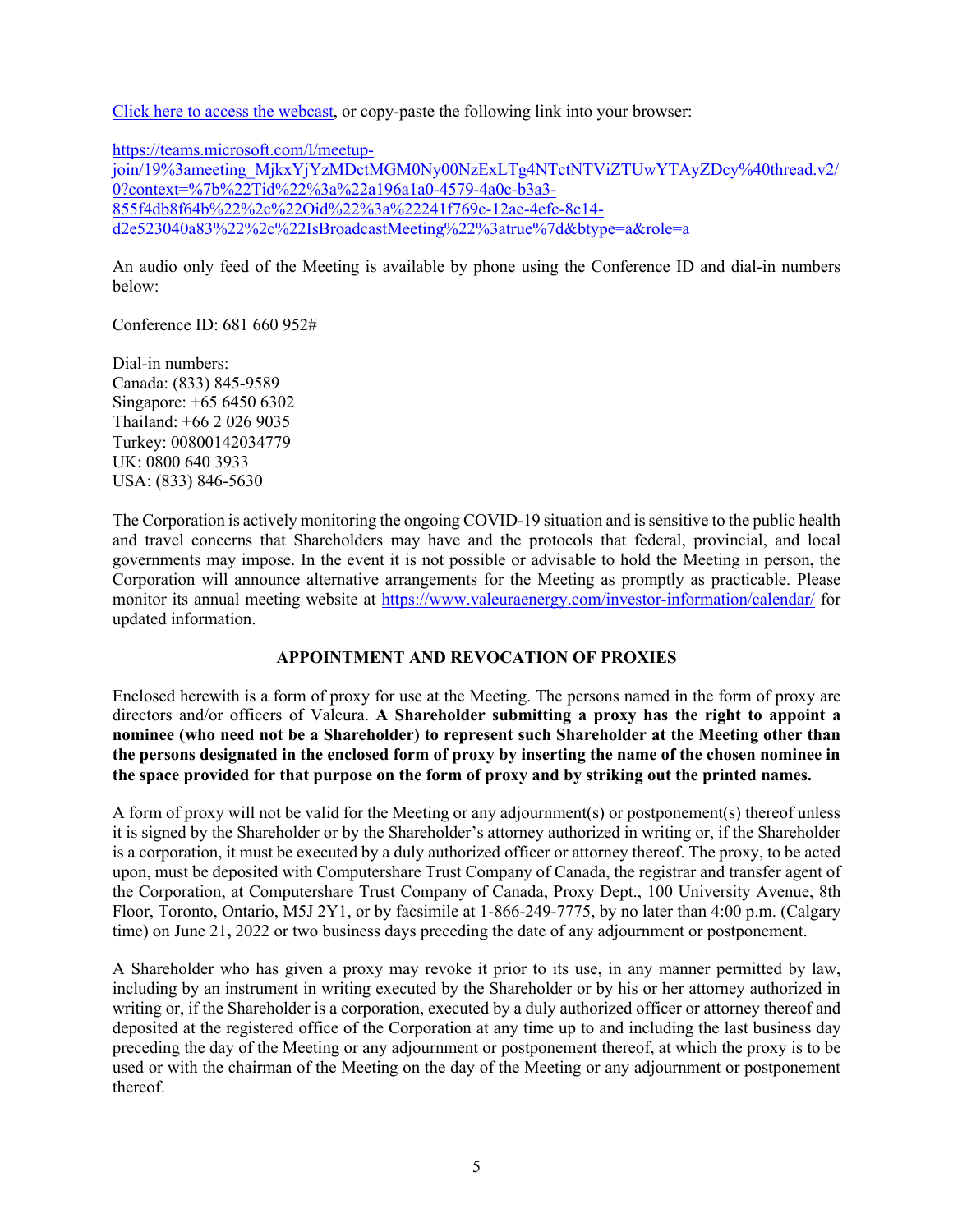[Click here to access the webcast](https://teams.microsoft.com/l/meetup-join/19%3ameeting_MjkxYjYzMDctMGM0Ny00NzExLTg4NTctNTViZTUwYTAyZDcy%40thread.v2/0?context=%7b%22Tid%22%3a%22a196a1a0-4579-4a0c-b3a3-855f4db8f64b%22%2c%22Oid%22%3a%22241f769c-12ae-4efc-8c14-d2e523040a83%22%2c%22IsBroadcastMeeting%22%3atrue%7d&btype=a&role=a), or copy-paste the following link into your browser:

https://teams.microsoft.com/l/meetup-join/19%3ameeting_MjkxYjYzMDctMGM0Ny00NzExLTg4NTctNTViZTUwYTAyZDcy%40thread.v2/0?context=%7b%22Tid%22%3a%22a196a1a0-4579-4a0c-b3a3-855f4db8f64b%22%2c%22Oid%22%3a%22241f769c-12ae-4efc-8c14-d2e523040a83%22%2c%22IsBroadcastMeeting%22%3atrue%7d&btype=a&role=a

An audio only feed of the Meeting is available by phone using the Conference ID and dial-in numbers below:

Conference ID: 681 660 952#

Dial-in numbers:
Canada: (833) 845-9589
Singapore: +65 6450 6302
Thailand: +66 2 026 9035
Turkey: 00800142034779
UK: 0800 640 3933
USA: (833) 846-5630

The Corporation is actively monitoring the ongoing COVID-19 situation and is sensitive to the public health and travel concerns that Shareholders may have and the protocols that federal, provincial, and local governments may impose. In the event it is not possible or advisable to hold the Meeting in person, the Corporation will announce alternative arrangements for the Meeting as promptly as practicable. Please monitor its annual meeting website at https://www.valeuraenergy.com/investor-information/calendar/ for updated information.

## APPOINTMENT AND REVOCATION OF PROXIES

Enclosed herewith is a form of proxy for use at the Meeting. The persons named in the form of proxy are directors and/or officers of Valeura. **A Shareholder submitting a proxy has the right to appoint a nominee (who need not be a Shareholder) to represent such Shareholder at the Meeting other than the persons designated in the enclosed form of proxy by inserting the name of the chosen nominee in the space provided for that purpose on the form of proxy and by striking out the printed names.**

A form of proxy will not be valid for the Meeting or any adjournment(s) or postponement(s) thereof unless it is signed by the Shareholder or by the Shareholder's attorney authorized in writing or, if the Shareholder is a corporation, it must be executed by a duly authorized officer or attorney thereof. The proxy, to be acted upon, must be deposited with Computershare Trust Company of Canada, the registrar and transfer agent of the Corporation, at Computershare Trust Company of Canada, Proxy Dept., 100 University Avenue, 8th Floor, Toronto, Ontario, M5J 2Y1, or by facsimile at 1-866-249-7775, by no later than 4:00 p.m. (Calgary time) on June 21**,** 2022 or two business days preceding the date of any adjournment or postponement.

A Shareholder who has given a proxy may revoke it prior to its use, in any manner permitted by law, including by an instrument in writing executed by the Shareholder or by his or her attorney authorized in writing or, if the Shareholder is a corporation, executed by a duly authorized officer or attorney thereof and deposited at the registered office of the Corporation at any time up to and including the last business day preceding the day of the Meeting or any adjournment or postponement thereof, at which the proxy is to be used or with the chairman of the Meeting on the day of the Meeting or any adjournment or postponement thereof.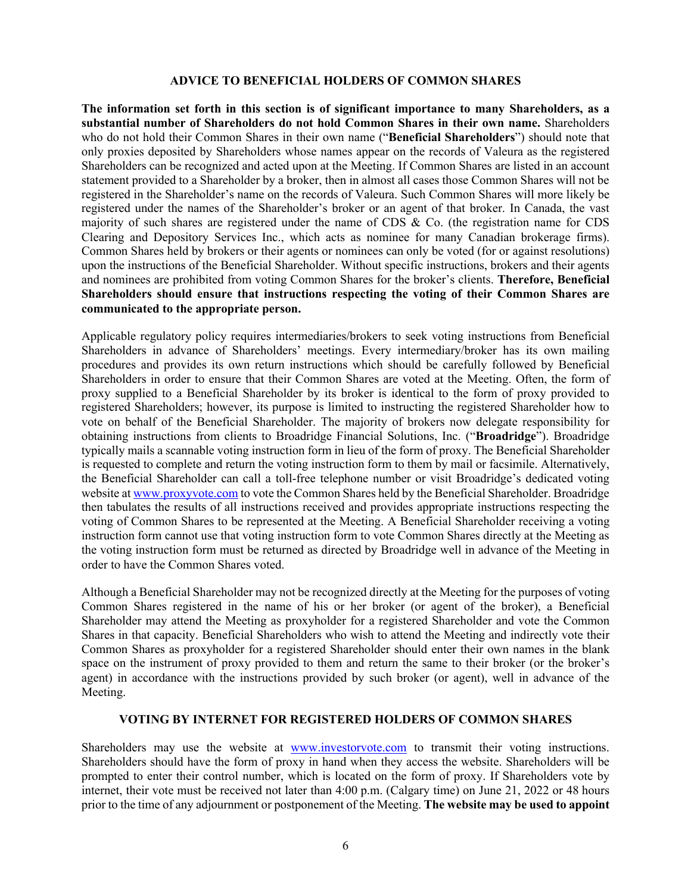## ADVICE TO BENEFICIAL HOLDERS OF COMMON SHARES

**The information set forth in this section is of significant importance to many Shareholders, as a substantial number of Shareholders do not hold Common Shares in their own name.** Shareholders who do not hold their Common Shares in their own name ("**Beneficial Shareholders**") should note that only proxies deposited by Shareholders whose names appear on the records of Valeura as the registered Shareholders can be recognized and acted upon at the Meeting. If Common Shares are listed in an account statement provided to a Shareholder by a broker, then in almost all cases those Common Shares will not be registered in the Shareholder's name on the records of Valeura. Such Common Shares will more likely be registered under the names of the Shareholder's broker or an agent of that broker. In Canada, the vast majority of such shares are registered under the name of CDS & Co. (the registration name for CDS Clearing and Depository Services Inc., which acts as nominee for many Canadian brokerage firms). Common Shares held by brokers or their agents or nominees can only be voted (for or against resolutions) upon the instructions of the Beneficial Shareholder. Without specific instructions, brokers and their agents and nominees are prohibited from voting Common Shares for the broker's clients. **Therefore, Beneficial Shareholders should ensure that instructions respecting the voting of their Common Shares are communicated to the appropriate person.**

Applicable regulatory policy requires intermediaries/brokers to seek voting instructions from Beneficial Shareholders in advance of Shareholders' meetings. Every intermediary/broker has its own mailing procedures and provides its own return instructions which should be carefully followed by Beneficial Shareholders in order to ensure that their Common Shares are voted at the Meeting. Often, the form of proxy supplied to a Beneficial Shareholder by its broker is identical to the form of proxy provided to registered Shareholders; however, its purpose is limited to instructing the registered Shareholder how to vote on behalf of the Beneficial Shareholder. The majority of brokers now delegate responsibility for obtaining instructions from clients to Broadridge Financial Solutions, Inc. ("**Broadridge**"). Broadridge typically mails a scannable voting instruction form in lieu of the form of proxy. The Beneficial Shareholder is requested to complete and return the voting instruction form to them by mail or facsimile. Alternatively, the Beneficial Shareholder can call a toll-free telephone number or visit Broadridge's dedicated voting website at www.proxyvote.com to vote the Common Shares held by the Beneficial Shareholder. Broadridge then tabulates the results of all instructions received and provides appropriate instructions respecting the voting of Common Shares to be represented at the Meeting. A Beneficial Shareholder receiving a voting instruction form cannot use that voting instruction form to vote Common Shares directly at the Meeting as the voting instruction form must be returned as directed by Broadridge well in advance of the Meeting in order to have the Common Shares voted.

Although a Beneficial Shareholder may not be recognized directly at the Meeting for the purposes of voting Common Shares registered in the name of his or her broker (or agent of the broker), a Beneficial Shareholder may attend the Meeting as proxyholder for a registered Shareholder and vote the Common Shares in that capacity. Beneficial Shareholders who wish to attend the Meeting and indirectly vote their Common Shares as proxyholder for a registered Shareholder should enter their own names in the blank space on the instrument of proxy provided to them and return the same to their broker (or the broker's agent) in accordance with the instructions provided by such broker (or agent), well in advance of the Meeting.

## VOTING BY INTERNET FOR REGISTERED HOLDERS OF COMMON SHARES

Shareholders may use the website at www.investorvote.com to transmit their voting instructions. Shareholders should have the form of proxy in hand when they access the website. Shareholders will be prompted to enter their control number, which is located on the form of proxy. If Shareholders vote by internet, their vote must be received not later than 4:00 p.m. (Calgary time) on June 21, 2022 or 48 hours prior to the time of any adjournment or postponement of the Meeting. **The website may be used to appoint**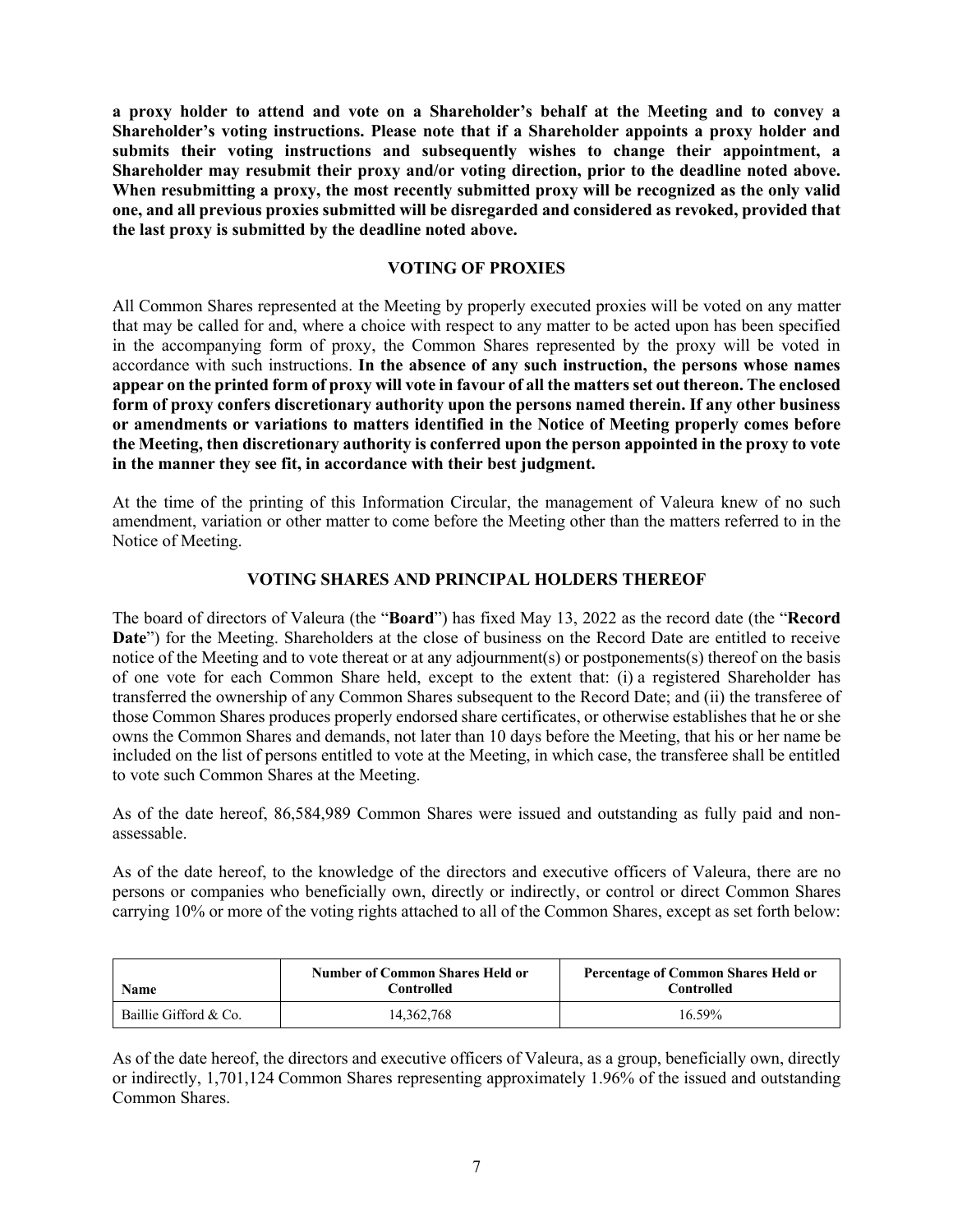**a proxy holder to attend and vote on a Shareholder's behalf at the Meeting and to convey a Shareholder's voting instructions. Please note that if a Shareholder appoints a proxy holder and submits their voting instructions and subsequently wishes to change their appointment, a Shareholder may resubmit their proxy and/or voting direction, prior to the deadline noted above. When resubmitting a proxy, the most recently submitted proxy will be recognized as the only valid one, and all previous proxies submitted will be disregarded and considered as revoked, provided that the last proxy is submitted by the deadline noted above.**

## VOTING OF PROXIES

All Common Shares represented at the Meeting by properly executed proxies will be voted on any matter that may be called for and, where a choice with respect to any matter to be acted upon has been specified in the accompanying form of proxy, the Common Shares represented by the proxy will be voted in accordance with such instructions. **In the absence of any such instruction, the persons whose names appear on the printed form of proxy will vote in favour of all the matters set out thereon. The enclosed form of proxy confers discretionary authority upon the persons named therein. If any other business or amendments or variations to matters identified in the Notice of Meeting properly comes before the Meeting, then discretionary authority is conferred upon the person appointed in the proxy to vote in the manner they see fit, in accordance with their best judgment.**

At the time of the printing of this Information Circular, the management of Valeura knew of no such amendment, variation or other matter to come before the Meeting other than the matters referred to in the Notice of Meeting.

## VOTING SHARES AND PRINCIPAL HOLDERS THEREOF

The board of directors of Valeura (the "**Board**") has fixed May 13, 2022 as the record date (the "**Record Date**") for the Meeting. Shareholders at the close of business on the Record Date are entitled to receive notice of the Meeting and to vote thereat or at any adjournment(s) or postponements(s) thereof on the basis of one vote for each Common Share held, except to the extent that: (i) a registered Shareholder has transferred the ownership of any Common Shares subsequent to the Record Date; and (ii) the transferee of those Common Shares produces properly endorsed share certificates, or otherwise establishes that he or she owns the Common Shares and demands, not later than 10 days before the Meeting, that his or her name be included on the list of persons entitled to vote at the Meeting, in which case, the transferee shall be entitled to vote such Common Shares at the Meeting.

As of the date hereof, 86,584,989 Common Shares were issued and outstanding as fully paid and non-assessable.

As of the date hereof, to the knowledge of the directors and executive officers of Valeura, there are no persons or companies who beneficially own, directly or indirectly, or control or direct Common Shares carrying 10% or more of the voting rights attached to all of the Common Shares, except as set forth below:

| Name | Number of Common Shares Held or Controlled | Percentage of Common Shares Held or Controlled |
|---|---|---|
| Baillie Gifford & Co. | 14,362,768 | 16.59% |

As of the date hereof, the directors and executive officers of Valeura, as a group, beneficially own, directly or indirectly, 1,701,124 Common Shares representing approximately 1.96% of the issued and outstanding Common Shares.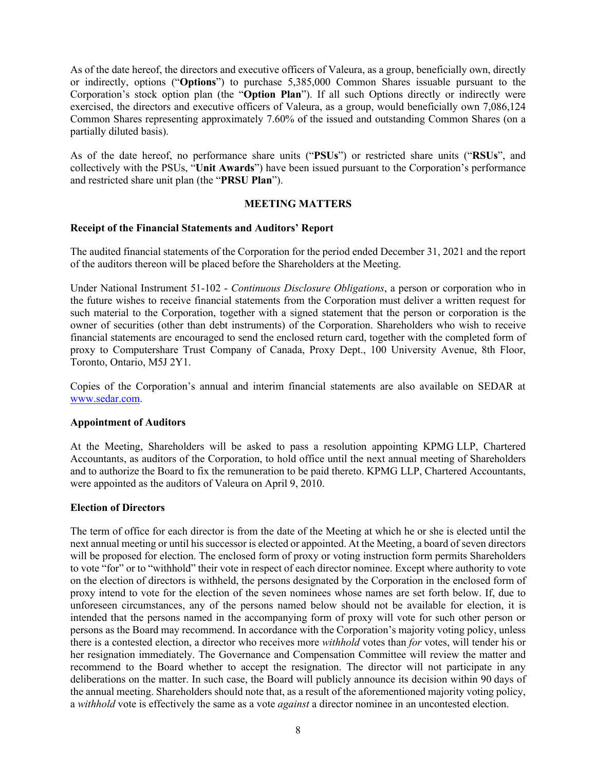As of the date hereof, the directors and executive officers of Valeura, as a group, beneficially own, directly or indirectly, options ("**Options**") to purchase 5,385,000 Common Shares issuable pursuant to the Corporation's stock option plan (the "**Option Plan**"). If all such Options directly or indirectly were exercised, the directors and executive officers of Valeura, as a group, would beneficially own 7,086,124 Common Shares representing approximately 7.60% of the issued and outstanding Common Shares (on a partially diluted basis).

As of the date hereof, no performance share units ("**PSUs**") or restricted share units ("**RSUs**", and collectively with the PSUs, "**Unit Awards**") have been issued pursuant to the Corporation's performance and restricted share unit plan (the "**PRSU Plan**").

## MEETING MATTERS

### Receipt of the Financial Statements and Auditors' Report

The audited financial statements of the Corporation for the period ended December 31, 2021 and the report of the auditors thereon will be placed before the Shareholders at the Meeting.

Under National Instrument 51-102 - *Continuous Disclosure Obligations*, a person or corporation who in the future wishes to receive financial statements from the Corporation must deliver a written request for such material to the Corporation, together with a signed statement that the person or corporation is the owner of securities (other than debt instruments) of the Corporation. Shareholders who wish to receive financial statements are encouraged to send the enclosed return card, together with the completed form of proxy to Computershare Trust Company of Canada, Proxy Dept., 100 University Avenue, 8th Floor, Toronto, Ontario, M5J 2Y1.

Copies of the Corporation's annual and interim financial statements are also available on SEDAR at www.sedar.com.

### Appointment of Auditors

At the Meeting, Shareholders will be asked to pass a resolution appointing KPMG LLP, Chartered Accountants, as auditors of the Corporation, to hold office until the next annual meeting of Shareholders and to authorize the Board to fix the remuneration to be paid thereto. KPMG LLP, Chartered Accountants, were appointed as the auditors of Valeura on April 9, 2010.

### Election of Directors

The term of office for each director is from the date of the Meeting at which he or she is elected until the next annual meeting or until his successor is elected or appointed. At the Meeting, a board of seven directors will be proposed for election. The enclosed form of proxy or voting instruction form permits Shareholders to vote "for" or to "withhold" their vote in respect of each director nominee. Except where authority to vote on the election of directors is withheld, the persons designated by the Corporation in the enclosed form of proxy intend to vote for the election of the seven nominees whose names are set forth below. If, due to unforeseen circumstances, any of the persons named below should not be available for election, it is intended that the persons named in the accompanying form of proxy will vote for such other person or persons as the Board may recommend. In accordance with the Corporation's majority voting policy, unless there is a contested election, a director who receives more *withhold* votes than *for* votes, will tender his or her resignation immediately. The Governance and Compensation Committee will review the matter and recommend to the Board whether to accept the resignation. The director will not participate in any deliberations on the matter. In such case, the Board will publicly announce its decision within 90 days of the annual meeting. Shareholders should note that, as a result of the aforementioned majority voting policy, a *withhold* vote is effectively the same as a vote *against* a director nominee in an uncontested election.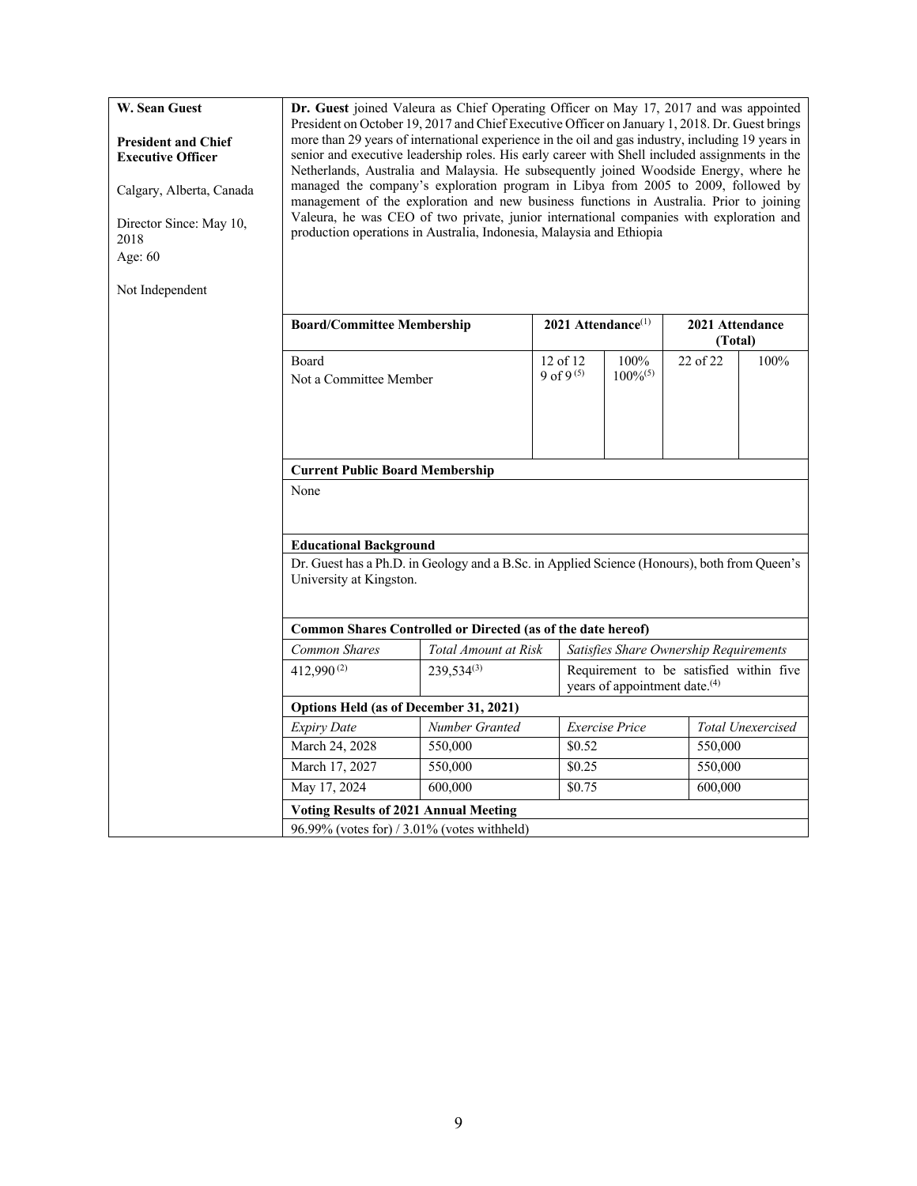| **W. Sean Guest**<br><br>**President and Chief Executive Officer**<br><br>Calgary, Alberta, Canada<br><br>Director Since: May 10, 2018<br>Age: 60<br><br>Not Independent | **Dr. Guest** joined Valeura as Chief Operating Officer on May 17, 2017 and was appointed President on October 19, 2017 and Chief Executive Officer on January 1, 2018. Dr. Guest brings more than 29 years of international experience in the oil and gas industry, including 19 years in senior and executive leadership roles. His early career with Shell included assignments in the Netherlands, Australia and Malaysia. He subsequently joined Woodside Energy, where he managed the company's exploration program in Libya from 2005 to 2009, followed by management of the exploration and new business functions in Australia. Prior to joining Valeura, he was CEO of two private, junior international companies with exploration and production operations in Australia, Indonesia, Malaysia and Ethiopia |
|---|---|

| **Board/Committee Membership** | **2021 Attendance**[1] | | **2021 Attendance (Total)** | |
|---|---|---|---|---|
| Board<br>Not a Committee Member | 12 of 12<br>9 of 9[5] | 100%<br>100%[5] | 22 of 22 | 100% |

**Current Public Board Membership**

None

**Educational Background**

Dr. Guest has a Ph.D. in Geology and a B.Sc. in Applied Science (Honours), both from Queen's University at Kingston.

**Common Shares Controlled or Directed (as of the date hereof)**

| *Common Shares* | *Total Amount at Risk* | *Satisfies Share Ownership Requirements* |
|---|---|---|
| 412,990[2] | 239,534[3] | Requirement to be satisfied within five years of appointment date.[4] |

**Options Held (as of December 31, 2021)**

| *Expiry Date* | *Number Granted* | *Exercise Price* | *Total Unexercised* |
|---|---|---|---|
| March 24, 2028 | 550,000 | $0.52 | 550,000 |
| March 17, 2027 | 550,000 | $0.25 | 550,000 |
| May 17, 2024 | 600,000 | $0.75 | 600,000 |

**Voting Results of 2021 Annual Meeting**

96.99% (votes for) / 3.01% (votes withheld)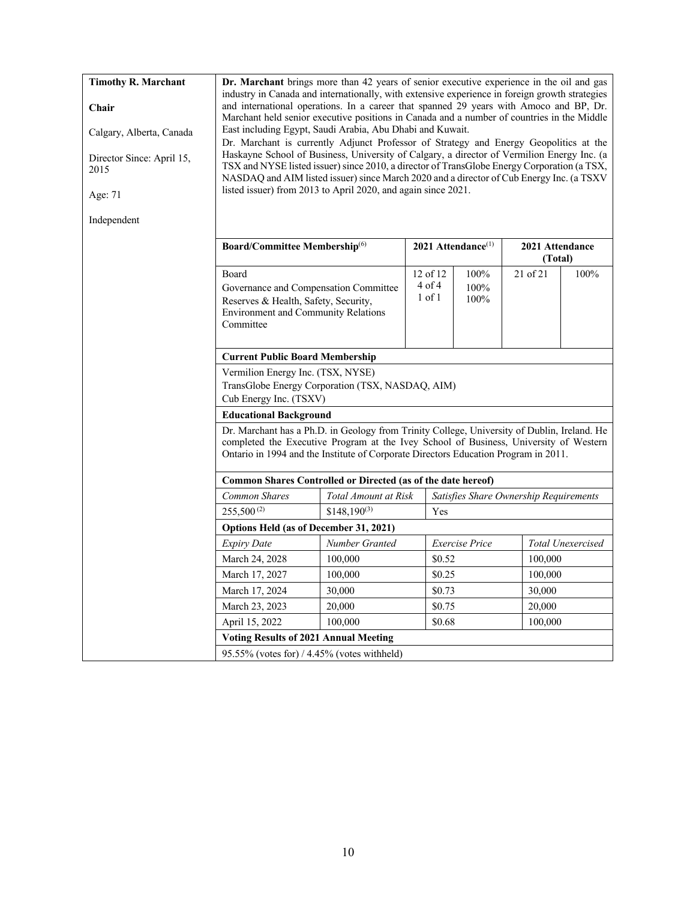**Timothy R. Marchant**

**Chair**

Calgary, Alberta, Canada

Director Since: April 15, 2015

Age: 71

Independent

**Dr. Marchant** brings more than 42 years of senior executive experience in the oil and gas industry in Canada and internationally, with extensive experience in foreign growth strategies and international operations. In a career that spanned 29 years with Amoco and BP, Dr. Marchant held senior executive positions in Canada and a number of countries in the Middle East including Egypt, Saudi Arabia, Abu Dhabi and Kuwait.

Dr. Marchant is currently Adjunct Professor of Strategy and Energy Geopolitics at the Haskayne School of Business, University of Calgary, a director of Vermilion Energy Inc. (a TSX and NYSE listed issuer) since 2010, a director of TransGlobe Energy Corporation (a TSX, NASDAQ and AIM listed issuer) since March 2020 and a director of Cub Energy Inc. (a TSXV listed issuer) from 2013 to April 2020, and again since 2021.

| Board/Committee Membership[6] | 2021 Attendance[1] | | 2021 Attendance (Total) | |
|---|---|---|---|---|
| Board | 12 of 12 | 100% | 21 of 21 | 100% |
| Governance and Compensation Committee | 4 of 4 | 100% | | |
| Reserves & Health, Safety, Security, Environment and Community Relations Committee | 1 of 1 | 100% | | |

**Current Public Board Membership**

Vermilion Energy Inc. (TSX, NYSE)
TransGlobe Energy Corporation (TSX, NASDAQ, AIM)
Cub Energy Inc. (TSXV)

**Educational Background**

Dr. Marchant has a Ph.D. in Geology from Trinity College, University of Dublin, Ireland. He completed the Executive Program at the Ivey School of Business, University of Western Ontario in 1994 and the Institute of Corporate Directors Education Program in 2011.

**Common Shares Controlled or Directed (as of the date hereof)**

| *Common Shares* | *Total Amount at Risk* | *Satisfies Share Ownership Requirements* |
|---|---|---|
| 255,500[2] | $148,190[3] | Yes |

**Options Held (as of December 31, 2021)**

| *Expiry Date* | *Number Granted* | *Exercise Price* | *Total Unexercised* |
|---|---|---|---|
| March 24, 2028 | 100,000 | $0.52 | 100,000 |
| March 17, 2027 | 100,000 | $0.25 | 100,000 |
| March 17, 2024 | 30,000 | $0.73 | 30,000 |
| March 23, 2023 | 20,000 | $0.75 | 20,000 |
| April 15, 2022 | 100,000 | $0.68 | 100,000 |

**Voting Results of 2021 Annual Meeting**

95.55% (votes for) / 4.45% (votes withheld)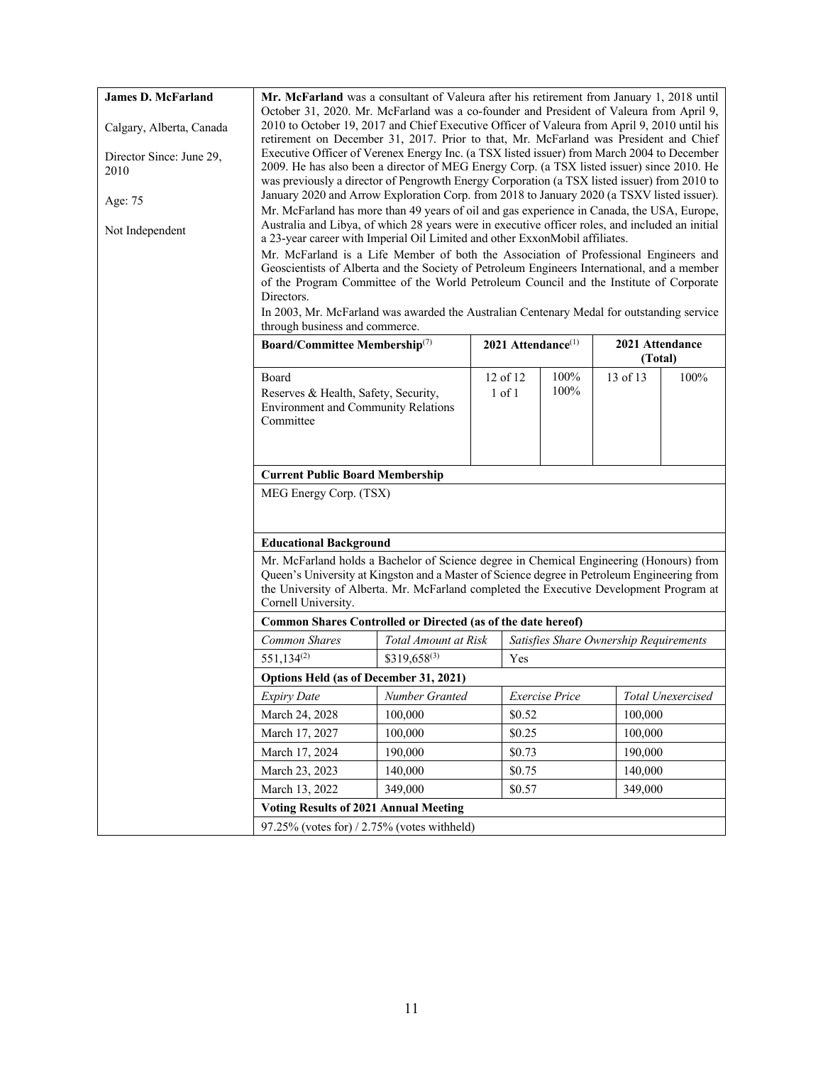**James D. McFarland**

Calgary, Alberta, Canada

Director Since: June 29, 2010

Age: 75

Not Independent

**Mr. McFarland** was a consultant of Valeura after his retirement from January 1, 2018 until October 31, 2020. Mr. McFarland was a co-founder and President of Valeura from April 9, 2010 to October 19, 2017 and Chief Executive Officer of Valeura from April 9, 2010 until his retirement on December 31, 2017. Prior to that, Mr. McFarland was President and Chief Executive Officer of Verenex Energy Inc. (a TSX listed issuer) from March 2004 to December 2009. He has also been a director of MEG Energy Corp. (a TSX listed issuer) since 2010. He was previously a director of Pengrowth Energy Corporation (a TSX listed issuer) from 2010 to January 2020 and Arrow Exploration Corp. from 2018 to January 2020 (a TSXV listed issuer). Mr. McFarland has more than 49 years of oil and gas experience in Canada, the USA, Europe, Australia and Libya, of which 28 years were in executive officer roles, and included an initial a 23-year career with Imperial Oil Limited and other ExxonMobil affiliates.

Mr. McFarland is a Life Member of both the Association of Professional Engineers and Geoscientists of Alberta and the Society of Petroleum Engineers International, and a member of the Program Committee of the World Petroleum Council and the Institute of Corporate Directors.

In 2003, Mr. McFarland was awarded the Australian Centenary Medal for outstanding service through business and commerce.

| **Board/Committee Membership**[7] | **2021 Attendance**[1] | | **2021 Attendance (Total)** | |
|---|---|---|---|---|
| Board | 12 of 12 | 100% | 13 of 13 | 100% |
| Reserves & Health, Safety, Security, Environment and Community Relations Committee | 1 of 1 | 100% | | |

**Current Public Board Membership**

MEG Energy Corp. (TSX)

**Educational Background**

Mr. McFarland holds a Bachelor of Science degree in Chemical Engineering (Honours) from Queen's University at Kingston and a Master of Science degree in Petroleum Engineering from the University of Alberta. Mr. McFarland completed the Executive Development Program at Cornell University.

**Common Shares Controlled or Directed (as of the date hereof)**

| *Common Shares* | *Total Amount at Risk* | *Satisfies Share Ownership Requirements* |
|---|---|---|
| 551,134[2] | $319,658[3] | Yes |

**Options Held (as of December 31, 2021)**

| *Expiry Date* | *Number Granted* | *Exercise Price* | *Total Unexercised* |
|---|---|---|---|
| March 24, 2028 | 100,000 | $0.52 | 100,000 |
| March 17, 2027 | 100,000 | $0.25 | 100,000 |
| March 17, 2024 | 190,000 | $0.73 | 190,000 |
| March 23, 2023 | 140,000 | $0.75 | 140,000 |
| March 13, 2022 | 349,000 | $0.57 | 349,000 |

**Voting Results of 2021 Annual Meeting**

97.25% (votes for) / 2.75% (votes withheld)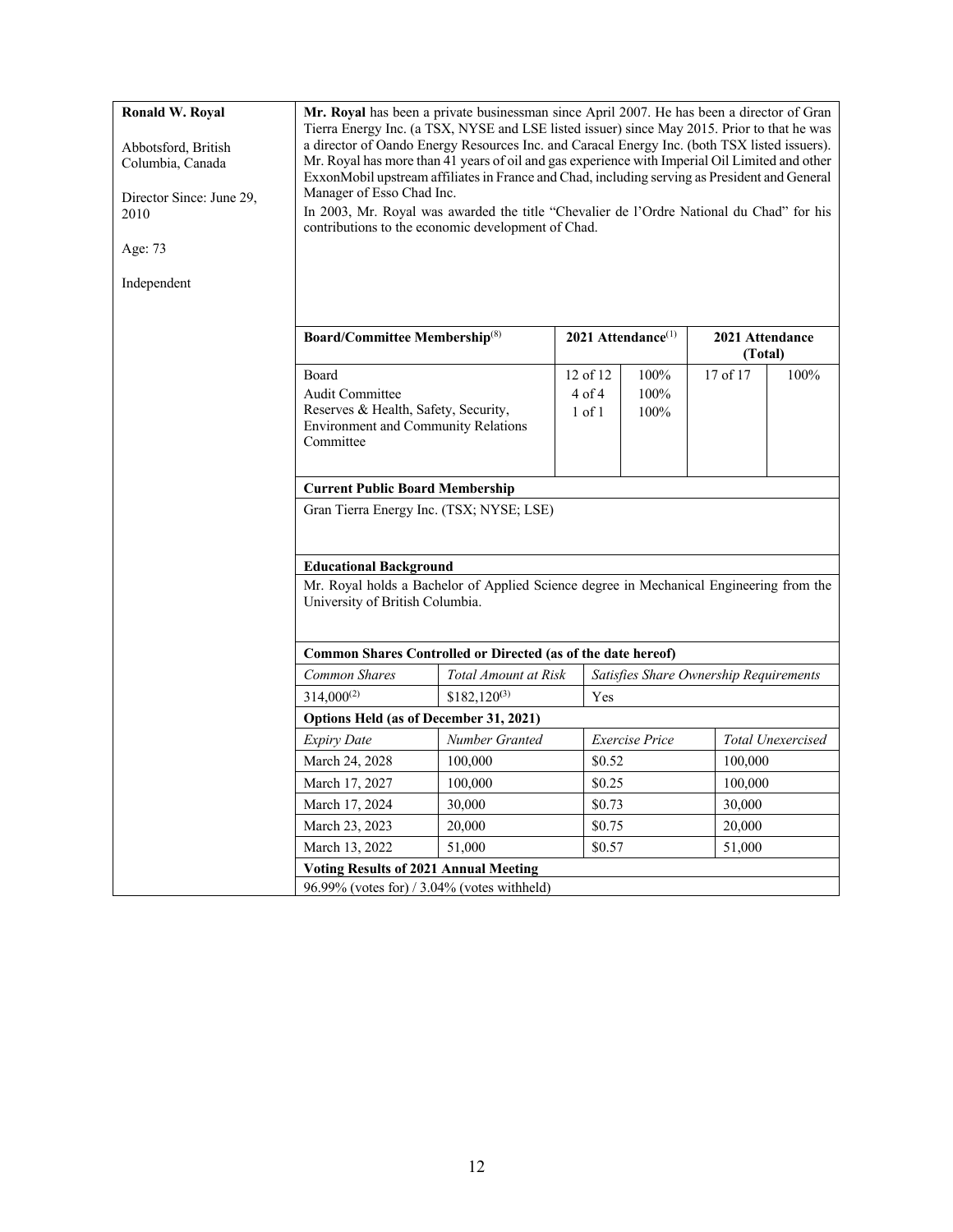**Ronald W. Royal**

Abbotsford, British Columbia, Canada

Director Since: June 29, 2010

Age: 73

Independent

**Mr. Royal** has been a private businessman since April 2007. He has been a director of Gran Tierra Energy Inc. (a TSX, NYSE and LSE listed issuer) since May 2015. Prior to that he was a director of Oando Energy Resources Inc. and Caracal Energy Inc. (both TSX listed issuers). Mr. Royal has more than 41 years of oil and gas experience with Imperial Oil Limited and other ExxonMobil upstream affiliates in France and Chad, including serving as President and General Manager of Esso Chad Inc.

In 2003, Mr. Royal was awarded the title "Chevalier de l'Ordre National du Chad" for his contributions to the economic development of Chad.

| **Board/Committee Membership**[8] | **2021 Attendance**[1] | | **2021 Attendance (Total)** | |
|---|---|---|---|---|
| Board | 12 of 12 | 100% | 17 of 17 | 100% |
| Audit Committee | 4 of 4 | 100% | | |
| Reserves & Health, Safety, Security, Environment and Community Relations Committee | 1 of 1 | 100% | | |

**Current Public Board Membership**

Gran Tierra Energy Inc. (TSX; NYSE; LSE)

**Educational Background**

Mr. Royal holds a Bachelor of Applied Science degree in Mechanical Engineering from the University of British Columbia.

**Common Shares Controlled or Directed (as of the date hereof)**

| *Common Shares* | *Total Amount at Risk* | *Satisfies Share Ownership Requirements* |
|---|---|---|
| 314,000[2] | $182,120[3] | Yes |

**Options Held (as of December 31, 2021)**

| *Expiry Date* | *Number Granted* | *Exercise Price* | *Total Unexercised* |
|---|---|---|---|
| March 24, 2028 | 100,000 | $0.52 | 100,000 |
| March 17, 2027 | 100,000 | $0.25 | 100,000 |
| March 17, 2024 | 30,000 | $0.73 | 30,000 |
| March 23, 2023 | 20,000 | $0.75 | 20,000 |
| March 13, 2022 | 51,000 | $0.57 | 51,000 |

**Voting Results of 2021 Annual Meeting**

96.99% (votes for) / 3.04% (votes withheld)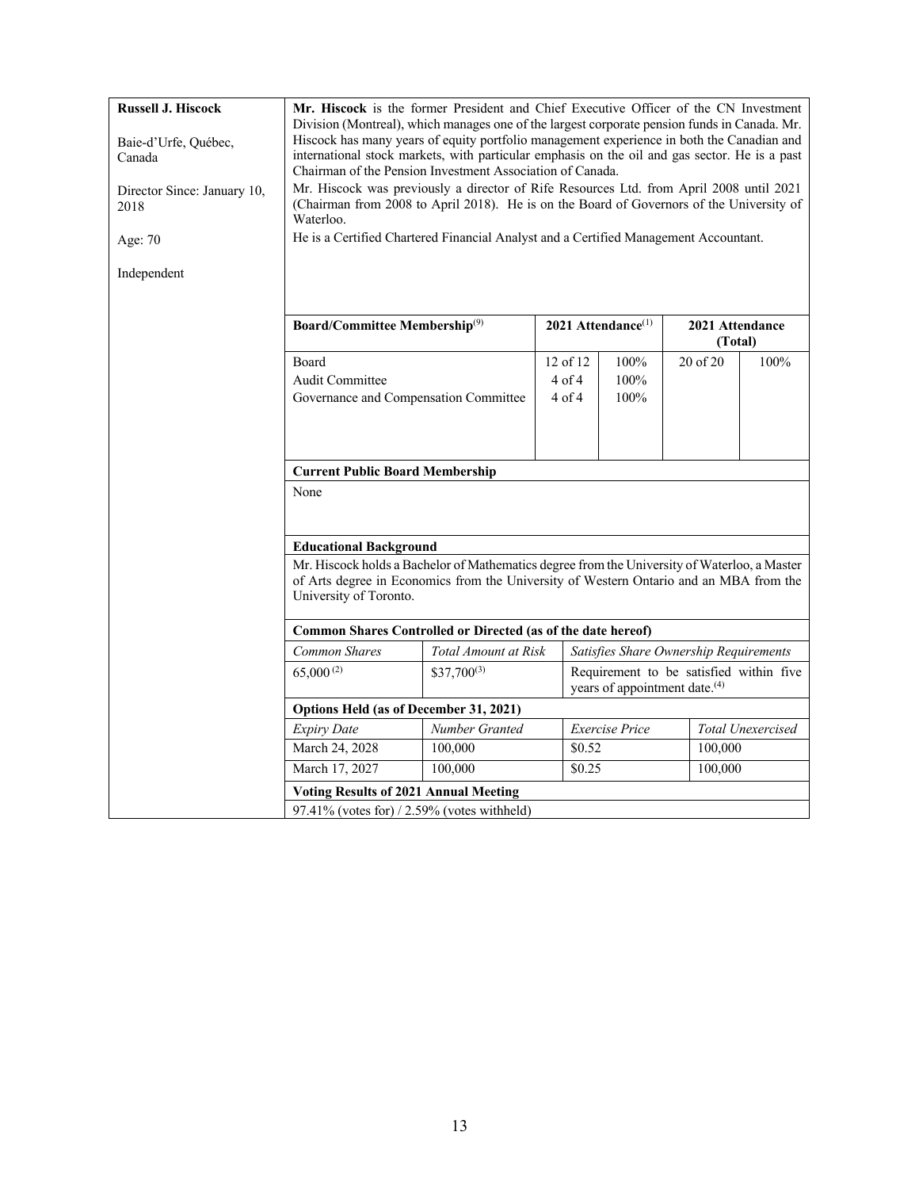**Russell J. Hiscock**

Baie-d'Urfe, Québec, Canada

Director Since: January 10, 2018

Age: 70

Independent

**Mr. Hiscock** is the former President and Chief Executive Officer of the CN Investment Division (Montreal), which manages one of the largest corporate pension funds in Canada. Mr. Hiscock has many years of equity portfolio management experience in both the Canadian and international stock markets, with particular emphasis on the oil and gas sector. He is a past Chairman of the Pension Investment Association of Canada.

Mr. Hiscock was previously a director of Rife Resources Ltd. from April 2008 until 2021 (Chairman from 2008 to April 2018). He is on the Board of Governors of the University of Waterloo.

He is a Certified Chartered Financial Analyst and a Certified Management Accountant.

| **Board/Committee Membership**[9] | **2021 Attendance**[1] | | **2021 Attendance (Total)** | |
|---|---|---|---|---|
| Board | 12 of 12 | 100% | 20 of 20 | 100% |
| Audit Committee | 4 of 4 | 100% | | |
| Governance and Compensation Committee | 4 of 4 | 100% | | |

**Current Public Board Membership**

None

**Educational Background**

Mr. Hiscock holds a Bachelor of Mathematics degree from the University of Waterloo, a Master of Arts degree in Economics from the University of Western Ontario and an MBA from the University of Toronto.

**Common Shares Controlled or Directed (as of the date hereof)**

| *Common Shares* | *Total Amount at Risk* | *Satisfies Share Ownership Requirements* |
|---|---|---|
| 65,000[2] | $37,700[3] | Requirement to be satisfied within five years of appointment date.[4] |

**Options Held (as of December 31, 2021)**

| *Expiry Date* | *Number Granted* | *Exercise Price* | *Total Unexercised* |
|---|---|---|---|
| March 24, 2028 | 100,000 | $0.52 | 100,000 |
| March 17, 2027 | 100,000 | $0.25 | 100,000 |

**Voting Results of 2021 Annual Meeting**

97.41% (votes for) / 2.59% (votes withheld)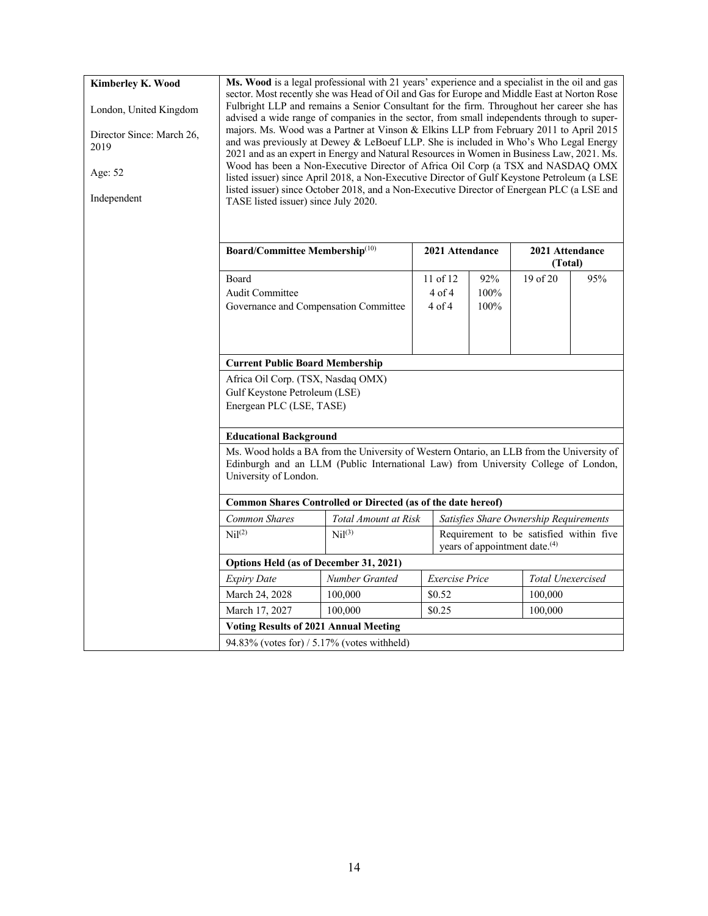**Kimberley K. Wood**

London, United Kingdom

Director Since: March 26, 2019

Age: 52

Independent

**Ms. Wood** is a legal professional with 21 years' experience and a specialist in the oil and gas sector. Most recently she was Head of Oil and Gas for Europe and Middle East at Norton Rose Fulbright LLP and remains a Senior Consultant for the firm. Throughout her career she has advised a wide range of companies in the sector, from small independents through to super-majors. Ms. Wood was a Partner at Vinson & Elkins LLP from February 2011 to April 2015 and was previously at Dewey & LeBoeuf LLP. She is included in Who's Who Legal Energy 2021 and as an expert in Energy and Natural Resources in Women in Business Law, 2021. Ms. Wood has been a Non-Executive Director of Africa Oil Corp (a TSX and NASDAQ OMX listed issuer) since April 2018, a Non-Executive Director of Gulf Keystone Petroleum (a LSE listed issuer) since October 2018, and a Non-Executive Director of Energean PLC (a LSE and TASE listed issuer) since July 2020.

| Board/Committee Membership[10] | 2021 Attendance | | 2021 Attendance (Total) | |
|---|---|---|---|---|
| Board | 11 of 12 | 92% | 19 of 20 | 95% |
| Audit Committee | 4 of 4 | 100% | | |
| Governance and Compensation Committee | 4 of 4 | 100% | | |

**Current Public Board Membership**

Africa Oil Corp. (TSX, Nasdaq OMX)
Gulf Keystone Petroleum (LSE)
Energean PLC (LSE, TASE)

**Educational Background**

Ms. Wood holds a BA from the University of Western Ontario, an LLB from the University of Edinburgh and an LLM (Public International Law) from University College of London, University of London.

**Common Shares Controlled or Directed (as of the date hereof)**

| *Common Shares* | *Total Amount at Risk* | *Satisfies Share Ownership Requirements* |
|---|---|---|
| Nil[2] | Nil[3] | Requirement to be satisfied within five years of appointment date.[4] |

**Options Held (as of December 31, 2021)**

| *Expiry Date* | *Number Granted* | *Exercise Price* | *Total Unexercised* |
|---|---|---|---|
| March 24, 2028 | 100,000 | $0.52 | 100,000 |
| March 17, 2027 | 100,000 | $0.25 | 100,000 |

**Voting Results of 2021 Annual Meeting**

94.83% (votes for) / 5.17% (votes withheld)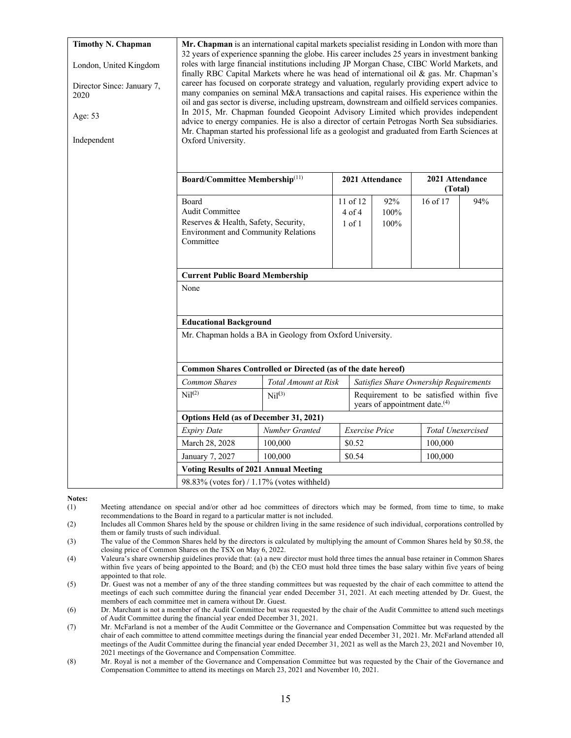| **Timothy N. Chapman**<br><br>London, United Kingdom<br><br>Director Since: January 7, 2020<br><br>Age: 53<br><br>Independent | **Mr. Chapman** is an international capital markets specialist residing in London with more than 32 years of experience spanning the globe. His career includes 25 years in investment banking roles with large financial institutions including JP Morgan Chase, CIBC World Markets, and finally RBC Capital Markets where he was head of international oil & gas. Mr. Chapman's career has focused on corporate strategy and valuation, regularly providing expert advice to many companies on seminal M&A transactions and capital raises. His experience within the oil and gas sector is diverse, including upstream, downstream and oilfield services companies. In 2015, Mr. Chapman founded Geopoint Advisory Limited which provides independent advice to energy companies. He is also a director of certain Petrogas North Sea subsidiaries. Mr. Chapman started his professional life as a geologist and graduated from Earth Sciences at Oxford University. |
|---|---|

| **Board/Committee Membership**[11] | | **2021 Attendance** | | **2021 Attendance (Total)** | |
|---|---|---|---|---|---|
| Board<br>Audit Committee<br>Reserves & Health, Safety, Security, Environment and Community Relations Committee | | 11 of 12<br>4 of 4<br>1 of 1 | 92%<br>100%<br>100% | 16 of 17 | 94% |
| **Current Public Board Membership** | | | | | |
| None | | | | | |
| **Educational Background** | | | | | |
| Mr. Chapman holds a BA in Geology from Oxford University. | | | | | |
| **Common Shares Controlled or Directed (as of the date hereof)** | | | | | |
| *Common Shares* | *Total Amount at Risk* | *Satisfies Share Ownership Requirements* | | | |
| Nil[2] | Nil[3] | Requirement to be satisfied within five years of appointment date.[4] | | | |
| **Options Held (as of December 31, 2021)** | | | | | |
| *Expiry Date* | *Number Granted* | *Exercise Price* | | *Total Unexercised* | |
| March 28, 2028 | 100,000 | $0.52 | | 100,000 | |
| January 7, 2027 | 100,000 | $0.54 | | 100,000 | |
| **Voting Results of 2021 Annual Meeting** | | | | | |
| 98.83% (votes for) / 1.17% (votes withheld) | | | | | |

**Notes:**

(1) Meeting attendance on special and/or other ad hoc committees of directors which may be formed, from time to time, to make recommendations to the Board in regard to a particular matter is not included.

(2) Includes all Common Shares held by the spouse or children living in the same residence of such individual, corporations controlled by them or family trusts of such individual.

(3) The value of the Common Shares held by the directors is calculated by multiplying the amount of Common Shares held by $0.58, the closing price of Common Shares on the TSX on May 6, 2022.

(4) Valeura's share ownership guidelines provide that: (a) a new director must hold three times the annual base retainer in Common Shares within five years of being appointed to the Board; and (b) the CEO must hold three times the base salary within five years of being appointed to that role.

(5) Dr. Guest was not a member of any of the three standing committees but was requested by the chair of each committee to attend the meetings of each such committee during the financial year ended December 31, 2021. At each meeting attended by Dr. Guest, the members of each committee met in camera without Dr. Guest.

(6) Dr. Marchant is not a member of the Audit Committee but was requested by the chair of the Audit Committee to attend such meetings of Audit Committee during the financial year ended December 31, 2021.

(7) Mr. McFarland is not a member of the Audit Committee or the Governance and Compensation Committee but was requested by the chair of each committee to attend committee meetings during the financial year ended December 31, 2021. Mr. McFarland attended all meetings of the Audit Committee during the financial year ended December 31, 2021 as well as the March 23, 2021 and November 10, 2021 meetings of the Governance and Compensation Committee.

(8) Mr. Royal is not a member of the Governance and Compensation Committee but was requested by the Chair of the Governance and Compensation Committee to attend its meetings on March 23, 2021 and November 10, 2021.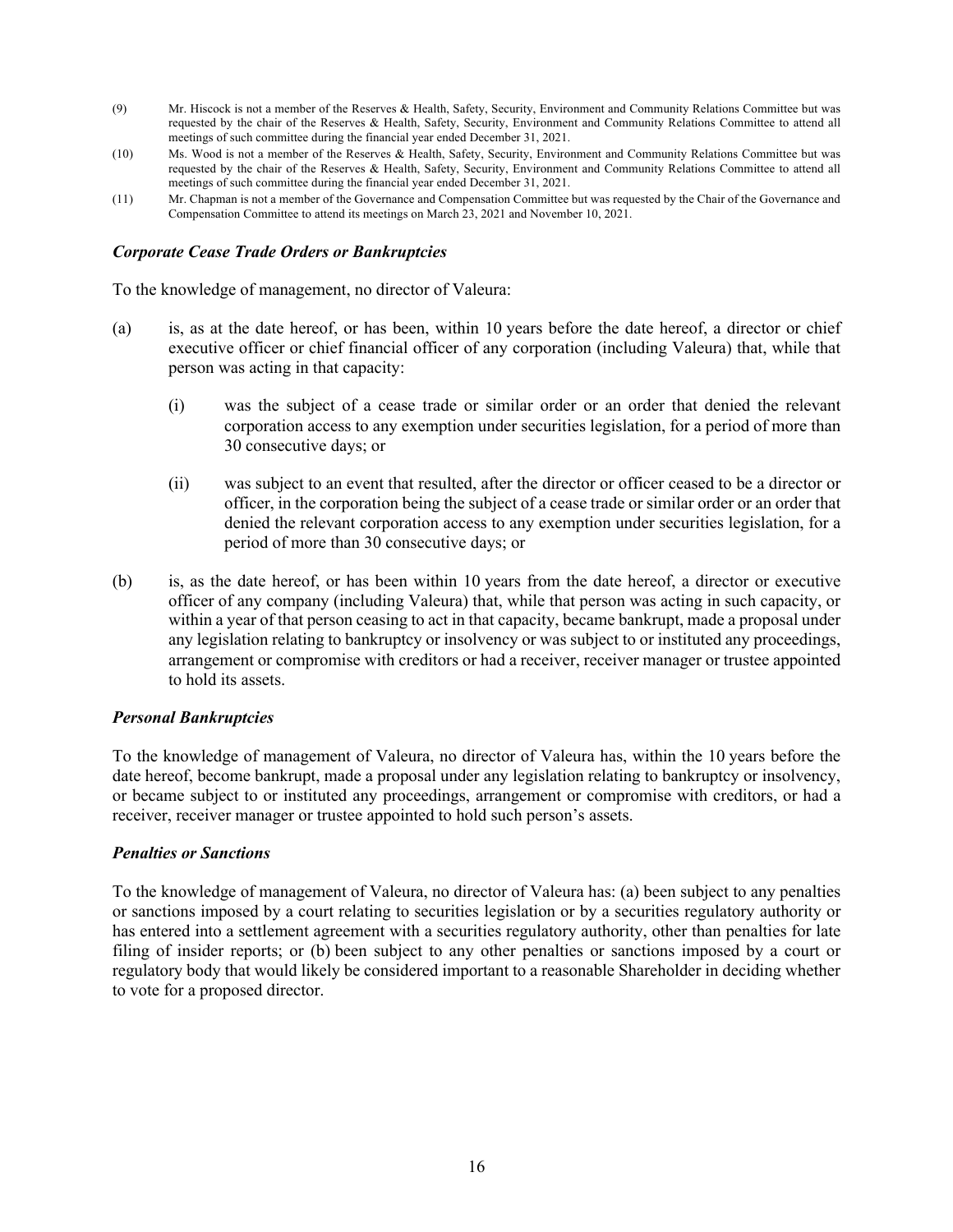(9) Mr. Hiscock is not a member of the Reserves & Health, Safety, Security, Environment and Community Relations Committee but was requested by the chair of the Reserves & Health, Safety, Security, Environment and Community Relations Committee to attend all meetings of such committee during the financial year ended December 31, 2021.

(10) Ms. Wood is not a member of the Reserves & Health, Safety, Security, Environment and Community Relations Committee but was requested by the chair of the Reserves & Health, Safety, Security, Environment and Community Relations Committee to attend all meetings of such committee during the financial year ended December 31, 2021.

(11) Mr. Chapman is not a member of the Governance and Compensation Committee but was requested by the Chair of the Governance and Compensation Committee to attend its meetings on March 23, 2021 and November 10, 2021.

### *Corporate Cease Trade Orders or Bankruptcies*

To the knowledge of management, no director of Valeura:

(a) is, as at the date hereof, or has been, within 10 years before the date hereof, a director or chief executive officer or chief financial officer of any corporation (including Valeura) that, while that person was acting in that capacity:

  (i) was the subject of a cease trade or similar order or an order that denied the relevant corporation access to any exemption under securities legislation, for a period of more than 30 consecutive days; or

  (ii) was subject to an event that resulted, after the director or officer ceased to be a director or officer, in the corporation being the subject of a cease trade or similar order or an order that denied the relevant corporation access to any exemption under securities legislation, for a period of more than 30 consecutive days; or

(b) is, as the date hereof, or has been within 10 years from the date hereof, a director or executive officer of any company (including Valeura) that, while that person was acting in such capacity, or within a year of that person ceasing to act in that capacity, became bankrupt, made a proposal under any legislation relating to bankruptcy or insolvency or was subject to or instituted any proceedings, arrangement or compromise with creditors or had a receiver, receiver manager or trustee appointed to hold its assets.

### *Personal Bankruptcies*

To the knowledge of management of Valeura, no director of Valeura has, within the 10 years before the date hereof, become bankrupt, made a proposal under any legislation relating to bankruptcy or insolvency, or became subject to or instituted any proceedings, arrangement or compromise with creditors, or had a receiver, receiver manager or trustee appointed to hold such person's assets.

### *Penalties or Sanctions*

To the knowledge of management of Valeura, no director of Valeura has: (a) been subject to any penalties or sanctions imposed by a court relating to securities legislation or by a securities regulatory authority or has entered into a settlement agreement with a securities regulatory authority, other than penalties for late filing of insider reports; or (b) been subject to any other penalties or sanctions imposed by a court or regulatory body that would likely be considered important to a reasonable Shareholder in deciding whether to vote for a proposed director.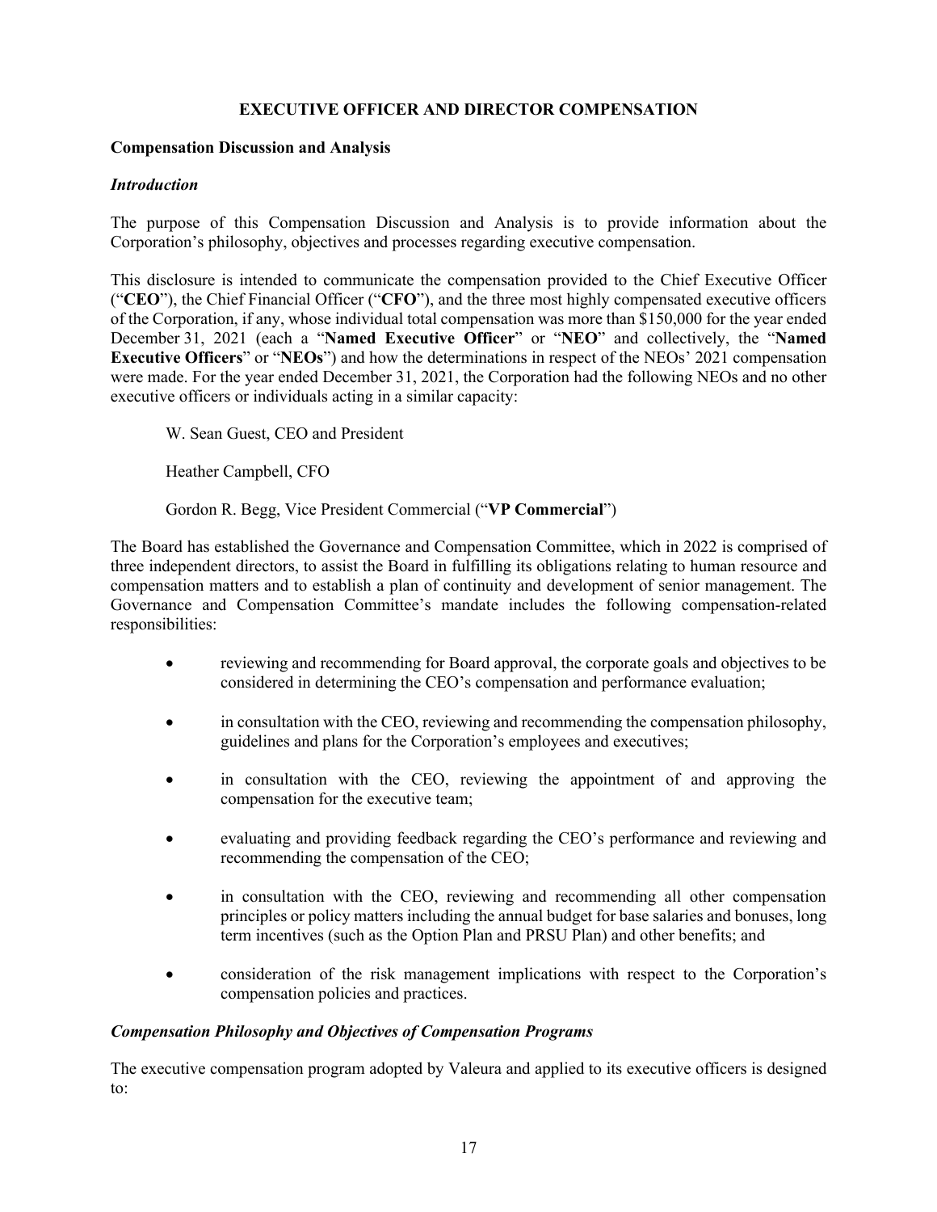## EXECUTIVE OFFICER AND DIRECTOR COMPENSATION

### Compensation Discussion and Analysis

#### *Introduction*

The purpose of this Compensation Discussion and Analysis is to provide information about the Corporation's philosophy, objectives and processes regarding executive compensation.

This disclosure is intended to communicate the compensation provided to the Chief Executive Officer ("**CEO**"), the Chief Financial Officer ("**CFO**"), and the three most highly compensated executive officers of the Corporation, if any, whose individual total compensation was more than $150,000 for the year ended December 31, 2021 (each a "**Named Executive Officer**" or "**NEO**" and collectively, the "**Named Executive Officers**" or "**NEOs**") and how the determinations in respect of the NEOs' 2021 compensation were made. For the year ended December 31, 2021, the Corporation had the following NEOs and no other executive officers or individuals acting in a similar capacity:

W. Sean Guest, CEO and President

Heather Campbell, CFO

Gordon R. Begg, Vice President Commercial ("**VP Commercial**")

The Board has established the Governance and Compensation Committee, which in 2022 is comprised of three independent directors, to assist the Board in fulfilling its obligations relating to human resource and compensation matters and to establish a plan of continuity and development of senior management. The Governance and Compensation Committee's mandate includes the following compensation-related responsibilities:

- reviewing and recommending for Board approval, the corporate goals and objectives to be considered in determining the CEO's compensation and performance evaluation;
- in consultation with the CEO, reviewing and recommending the compensation philosophy, guidelines and plans for the Corporation's employees and executives;
- in consultation with the CEO, reviewing the appointment of and approving the compensation for the executive team;
- evaluating and providing feedback regarding the CEO's performance and reviewing and recommending the compensation of the CEO;
- in consultation with the CEO, reviewing and recommending all other compensation principles or policy matters including the annual budget for base salaries and bonuses, long term incentives (such as the Option Plan and PRSU Plan) and other benefits; and
- consideration of the risk management implications with respect to the Corporation's compensation policies and practices.

#### *Compensation Philosophy and Objectives of Compensation Programs*

The executive compensation program adopted by Valeura and applied to its executive officers is designed to: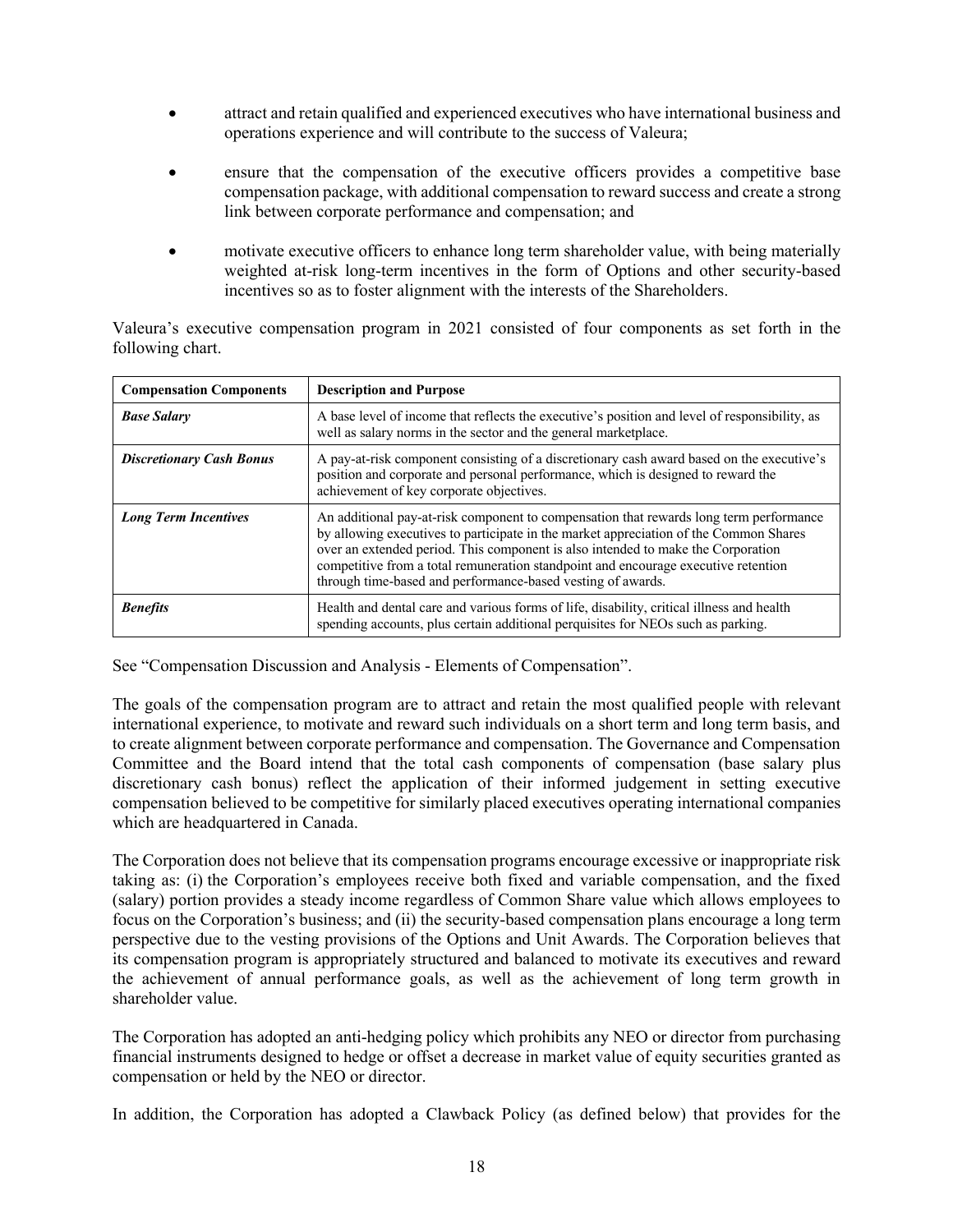- attract and retain qualified and experienced executives who have international business and operations experience and will contribute to the success of Valeura;
- ensure that the compensation of the executive officers provides a competitive base compensation package, with additional compensation to reward success and create a strong link between corporate performance and compensation; and
- motivate executive officers to enhance long term shareholder value, with being materially weighted at-risk long-term incentives in the form of Options and other security-based incentives so as to foster alignment with the interests of the Shareholders.

Valeura's executive compensation program in 2021 consisted of four components as set forth in the following chart.

| **Compensation Components** | **Description and Purpose** |
|---|---|
| ***Base Salary*** | A base level of income that reflects the executive's position and level of responsibility, as well as salary norms in the sector and the general marketplace. |
| ***Discretionary Cash Bonus*** | A pay-at-risk component consisting of a discretionary cash award based on the executive's position and corporate and personal performance, which is designed to reward the achievement of key corporate objectives. |
| ***Long Term Incentives*** | An additional pay-at-risk component to compensation that rewards long term performance by allowing executives to participate in the market appreciation of the Common Shares over an extended period. This component is also intended to make the Corporation competitive from a total remuneration standpoint and encourage executive retention through time-based and performance-based vesting of awards. |
| ***Benefits*** | Health and dental care and various forms of life, disability, critical illness and health spending accounts, plus certain additional perquisites for NEOs such as parking. |

See "Compensation Discussion and Analysis - Elements of Compensation".

The goals of the compensation program are to attract and retain the most qualified people with relevant international experience, to motivate and reward such individuals on a short term and long term basis, and to create alignment between corporate performance and compensation. The Governance and Compensation Committee and the Board intend that the total cash components of compensation (base salary plus discretionary cash bonus) reflect the application of their informed judgement in setting executive compensation believed to be competitive for similarly placed executives operating international companies which are headquartered in Canada.

The Corporation does not believe that its compensation programs encourage excessive or inappropriate risk taking as: (i) the Corporation's employees receive both fixed and variable compensation, and the fixed (salary) portion provides a steady income regardless of Common Share value which allows employees to focus on the Corporation's business; and (ii) the security-based compensation plans encourage a long term perspective due to the vesting provisions of the Options and Unit Awards. The Corporation believes that its compensation program is appropriately structured and balanced to motivate its executives and reward the achievement of annual performance goals, as well as the achievement of long term growth in shareholder value.

The Corporation has adopted an anti-hedging policy which prohibits any NEO or director from purchasing financial instruments designed to hedge or offset a decrease in market value of equity securities granted as compensation or held by the NEO or director.

In addition, the Corporation has adopted a Clawback Policy (as defined below) that provides for the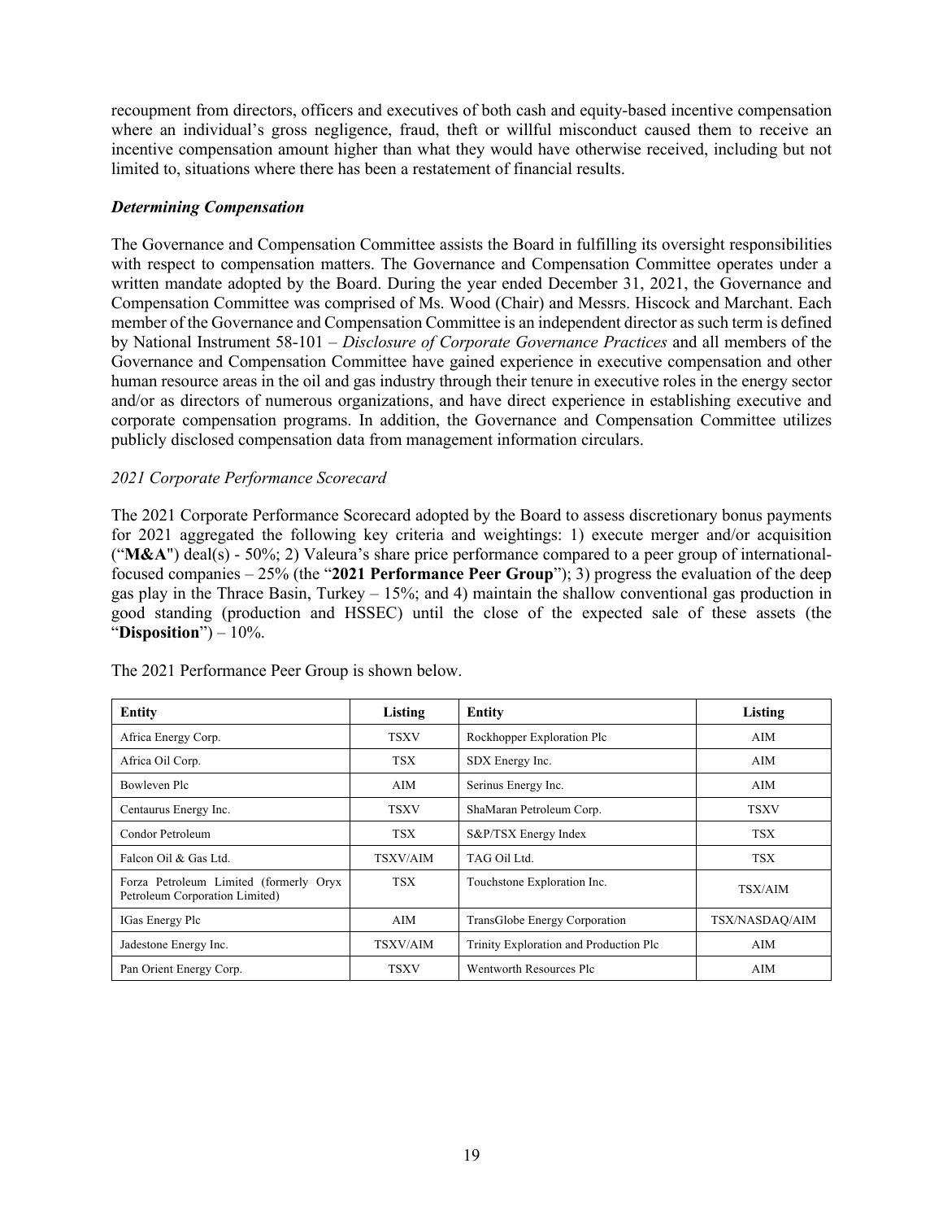recoupment from directors, officers and executives of both cash and equity-based incentive compensation where an individual's gross negligence, fraud, theft or willful misconduct caused them to receive an incentive compensation amount higher than what they would have otherwise received, including but not limited to, situations where there has been a restatement of financial results.

***Determining Compensation***

The Governance and Compensation Committee assists the Board in fulfilling its oversight responsibilities with respect to compensation matters. The Governance and Compensation Committee operates under a written mandate adopted by the Board. During the year ended December 31, 2021, the Governance and Compensation Committee was comprised of Ms. Wood (Chair) and Messrs. Hiscock and Marchant. Each member of the Governance and Compensation Committee is an independent director as such term is defined by National Instrument 58-101 – *Disclosure of Corporate Governance Practices* and all members of the Governance and Compensation Committee have gained experience in executive compensation and other human resource areas in the oil and gas industry through their tenure in executive roles in the energy sector and/or as directors of numerous organizations, and have direct experience in establishing executive and corporate compensation programs. In addition, the Governance and Compensation Committee utilizes publicly disclosed compensation data from management information circulars.

*2021 Corporate Performance Scorecard*

The 2021 Corporate Performance Scorecard adopted by the Board to assess discretionary bonus payments for 2021 aggregated the following key criteria and weightings: 1) execute merger and/or acquisition ("**M&A**") deal(s) - 50%; 2) Valeura's share price performance compared to a peer group of international-focused companies – 25% (the "**2021 Performance Peer Group**"); 3) progress the evaluation of the deep gas play in the Thrace Basin, Turkey – 15%; and 4) maintain the shallow conventional gas production in good standing (production and HSSEC) until the close of the expected sale of these assets (the "**Disposition**") – 10%.

The 2021 Performance Peer Group is shown below.

| Entity | Listing | Entity | Listing |
|---|---|---|---|
| Africa Energy Corp. | TSXV | Rockhopper Exploration Plc | AIM |
| Africa Oil Corp. | TSX | SDX Energy Inc. | AIM |
| Bowleven Plc | AIM | Serinus Energy Inc. | AIM |
| Centaurus Energy Inc. | TSXV | ShaMaran Petroleum Corp. | TSXV |
| Condor Petroleum | TSX | S&P/TSX Energy Index | TSX |
| Falcon Oil & Gas Ltd. | TSXV/AIM | TAG Oil Ltd. | TSX |
| Forza Petroleum Limited (formerly Oryx Petroleum Corporation Limited) | TSX | Touchstone Exploration Inc. | TSX/AIM |
| IGas Energy Plc | AIM | TransGlobe Energy Corporation | TSX/NASDAQ/AIM |
| Jadestone Energy Inc. | TSXV/AIM | Trinity Exploration and Production Plc | AIM |
| Pan Orient Energy Corp. | TSXV | Wentworth Resources Plc | AIM |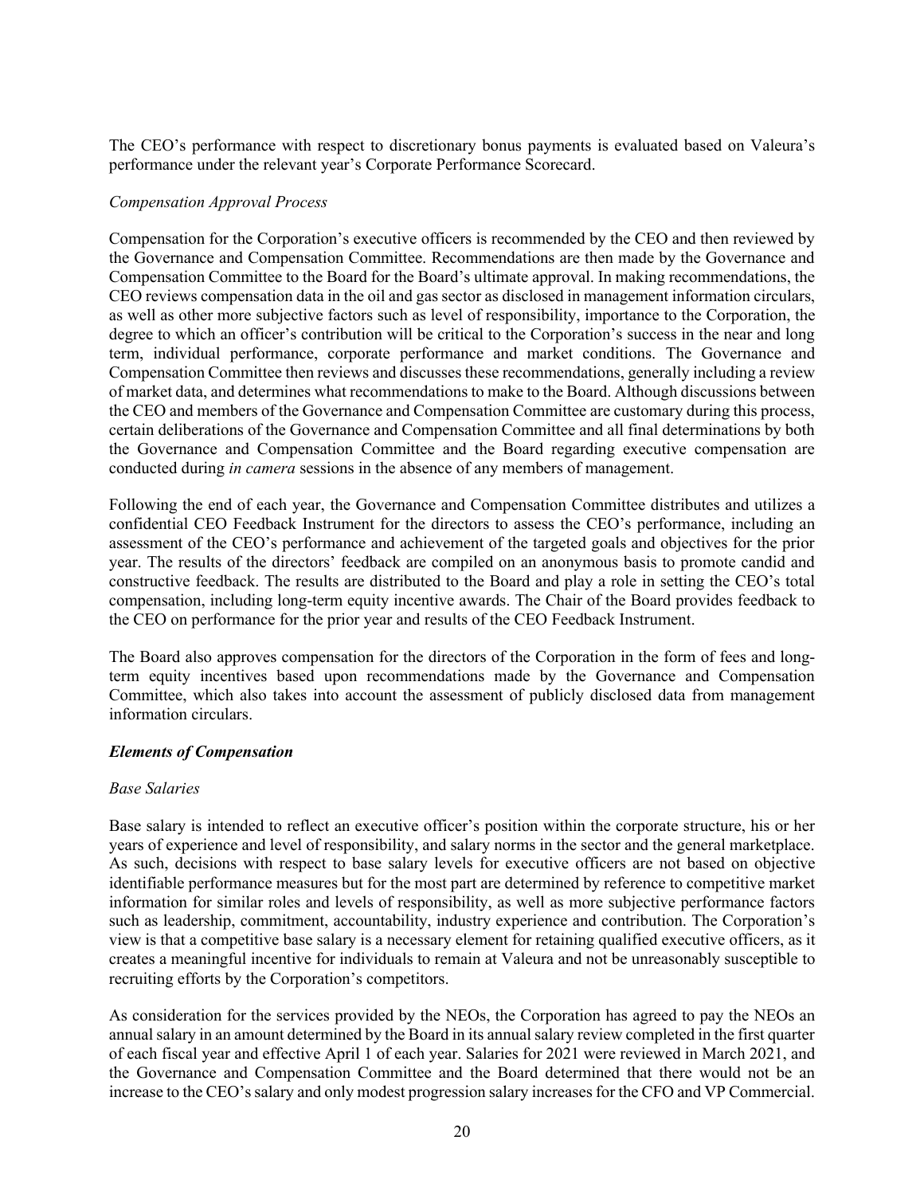The CEO's performance with respect to discretionary bonus payments is evaluated based on Valeura's performance under the relevant year's Corporate Performance Scorecard.

*Compensation Approval Process*

Compensation for the Corporation's executive officers is recommended by the CEO and then reviewed by the Governance and Compensation Committee. Recommendations are then made by the Governance and Compensation Committee to the Board for the Board's ultimate approval. In making recommendations, the CEO reviews compensation data in the oil and gas sector as disclosed in management information circulars, as well as other more subjective factors such as level of responsibility, importance to the Corporation, the degree to which an officer's contribution will be critical to the Corporation's success in the near and long term, individual performance, corporate performance and market conditions. The Governance and Compensation Committee then reviews and discusses these recommendations, generally including a review of market data, and determines what recommendations to make to the Board. Although discussions between the CEO and members of the Governance and Compensation Committee are customary during this process, certain deliberations of the Governance and Compensation Committee and all final determinations by both the Governance and Compensation Committee and the Board regarding executive compensation are conducted during *in camera* sessions in the absence of any members of management.

Following the end of each year, the Governance and Compensation Committee distributes and utilizes a confidential CEO Feedback Instrument for the directors to assess the CEO's performance, including an assessment of the CEO's performance and achievement of the targeted goals and objectives for the prior year. The results of the directors' feedback are compiled on an anonymous basis to promote candid and constructive feedback. The results are distributed to the Board and play a role in setting the CEO's total compensation, including long-term equity incentive awards. The Chair of the Board provides feedback to the CEO on performance for the prior year and results of the CEO Feedback Instrument.

The Board also approves compensation for the directors of the Corporation in the form of fees and long-term equity incentives based upon recommendations made by the Governance and Compensation Committee, which also takes into account the assessment of publicly disclosed data from management information circulars.

***Elements of Compensation***

*Base Salaries*

Base salary is intended to reflect an executive officer's position within the corporate structure, his or her years of experience and level of responsibility, and salary norms in the sector and the general marketplace. As such, decisions with respect to base salary levels for executive officers are not based on objective identifiable performance measures but for the most part are determined by reference to competitive market information for similar roles and levels of responsibility, as well as more subjective performance factors such as leadership, commitment, accountability, industry experience and contribution. The Corporation's view is that a competitive base salary is a necessary element for retaining qualified executive officers, as it creates a meaningful incentive for individuals to remain at Valeura and not be unreasonably susceptible to recruiting efforts by the Corporation's competitors.

As consideration for the services provided by the NEOs, the Corporation has agreed to pay the NEOs an annual salary in an amount determined by the Board in its annual salary review completed in the first quarter of each fiscal year and effective April 1 of each year. Salaries for 2021 were reviewed in March 2021, and the Governance and Compensation Committee and the Board determined that there would not be an increase to the CEO's salary and only modest progression salary increases for the CFO and VP Commercial.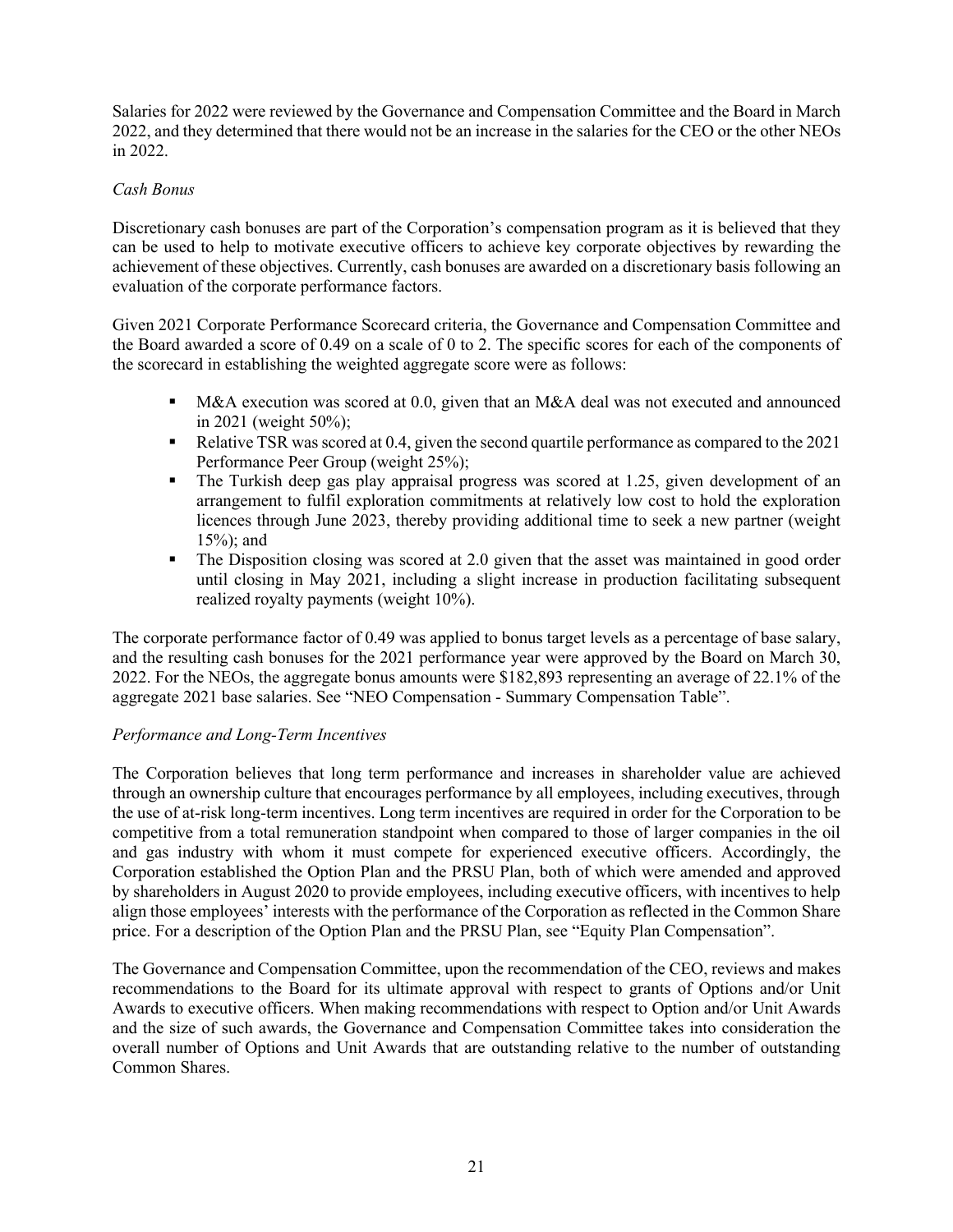Salaries for 2022 were reviewed by the Governance and Compensation Committee and the Board in March 2022, and they determined that there would not be an increase in the salaries for the CEO or the other NEOs in 2022.

*Cash Bonus*

Discretionary cash bonuses are part of the Corporation's compensation program as it is believed that they can be used to help to motivate executive officers to achieve key corporate objectives by rewarding the achievement of these objectives. Currently, cash bonuses are awarded on a discretionary basis following an evaluation of the corporate performance factors.

Given 2021 Corporate Performance Scorecard criteria, the Governance and Compensation Committee and the Board awarded a score of 0.49 on a scale of 0 to 2. The specific scores for each of the components of the scorecard in establishing the weighted aggregate score were as follows:

- M&A execution was scored at 0.0, given that an M&A deal was not executed and announced in 2021 (weight 50%);
- Relative TSR was scored at 0.4, given the second quartile performance as compared to the 2021 Performance Peer Group (weight 25%);
- The Turkish deep gas play appraisal progress was scored at 1.25, given development of an arrangement to fulfil exploration commitments at relatively low cost to hold the exploration licences through June 2023, thereby providing additional time to seek a new partner (weight 15%); and
- The Disposition closing was scored at 2.0 given that the asset was maintained in good order until closing in May 2021, including a slight increase in production facilitating subsequent realized royalty payments (weight 10%).

The corporate performance factor of 0.49 was applied to bonus target levels as a percentage of base salary, and the resulting cash bonuses for the 2021 performance year were approved by the Board on March 30, 2022. For the NEOs, the aggregate bonus amounts were $182,893 representing an average of 22.1% of the aggregate 2021 base salaries. See "NEO Compensation - Summary Compensation Table".

*Performance and Long-Term Incentives*

The Corporation believes that long term performance and increases in shareholder value are achieved through an ownership culture that encourages performance by all employees, including executives, through the use of at-risk long-term incentives. Long term incentives are required in order for the Corporation to be competitive from a total remuneration standpoint when compared to those of larger companies in the oil and gas industry with whom it must compete for experienced executive officers. Accordingly, the Corporation established the Option Plan and the PRSU Plan, both of which were amended and approved by shareholders in August 2020 to provide employees, including executive officers, with incentives to help align those employees' interests with the performance of the Corporation as reflected in the Common Share price. For a description of the Option Plan and the PRSU Plan, see "Equity Plan Compensation".

The Governance and Compensation Committee, upon the recommendation of the CEO, reviews and makes recommendations to the Board for its ultimate approval with respect to grants of Options and/or Unit Awards to executive officers. When making recommendations with respect to Option and/or Unit Awards and the size of such awards, the Governance and Compensation Committee takes into consideration the overall number of Options and Unit Awards that are outstanding relative to the number of outstanding Common Shares.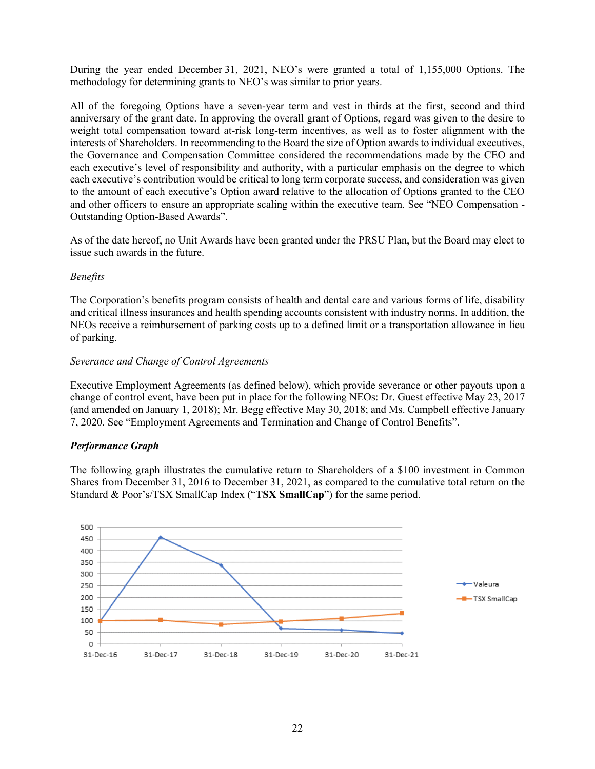During the year ended December 31, 2021, NEO's were granted a total of 1,155,000 Options. The methodology for determining grants to NEO's was similar to prior years.

All of the foregoing Options have a seven-year term and vest in thirds at the first, second and third anniversary of the grant date. In approving the overall grant of Options, regard was given to the desire to weight total compensation toward at-risk long-term incentives, as well as to foster alignment with the interests of Shareholders. In recommending to the Board the size of Option awards to individual executives, the Governance and Compensation Committee considered the recommendations made by the CEO and each executive's level of responsibility and authority, with a particular emphasis on the degree to which each executive's contribution would be critical to long term corporate success, and consideration was given to the amount of each executive's Option award relative to the allocation of Options granted to the CEO and other officers to ensure an appropriate scaling within the executive team. See "NEO Compensation - Outstanding Option-Based Awards".

As of the date hereof, no Unit Awards have been granted under the PRSU Plan, but the Board may elect to issue such awards in the future.

*Benefits*

The Corporation's benefits program consists of health and dental care and various forms of life, disability and critical illness insurances and health spending accounts consistent with industry norms. In addition, the NEOs receive a reimbursement of parking costs up to a defined limit or a transportation allowance in lieu of parking.

*Severance and Change of Control Agreements*

Executive Employment Agreements (as defined below), which provide severance or other payouts upon a change of control event, have been put in place for the following NEOs: Dr. Guest effective May 23, 2017 (and amended on January 1, 2018); Mr. Begg effective May 30, 2018; and Ms. Campbell effective January 7, 2020. See "Employment Agreements and Termination and Change of Control Benefits".

***Performance Graph***

The following graph illustrates the cumulative return to Shareholders of a $100 investment in Common Shares from December 31, 2016 to December 31, 2021, as compared to the cumulative total return on the Standard & Poor's/TSX SmallCap Index ("**TSX SmallCap**") for the same period.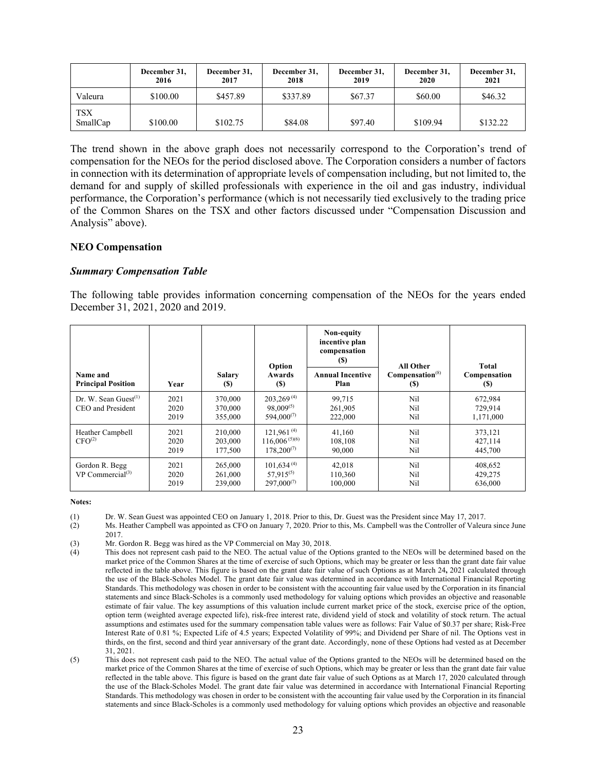|  | December 31, 2016 | December 31, 2017 | December 31, 2018 | December 31, 2019 | December 31, 2020 | December 31, 2021 |
| --- | --- | --- | --- | --- | --- | --- |
| Valeura | $100.00 | $457.89 | $337.89 | $67.37 | $60.00 | $46.32 |
| TSX SmallCap | $100.00 | $102.75 | $84.08 | $97.40 | $109.94 | $132.22 |

The trend shown in the above graph does not necessarily correspond to the Corporation's trend of compensation for the NEOs for the period disclosed above. The Corporation considers a number of factors in connection with its determination of appropriate levels of compensation including, but not limited to, the demand for and supply of skilled professionals with experience in the oil and gas industry, individual performance, the Corporation's performance (which is not necessarily tied exclusively to the trading price of the Common Shares on the TSX and other factors discussed under "Compensation Discussion and Analysis" above).

### NEO Compensation

#### *Summary Compensation Table*

The following table provides information concerning compensation of the NEOs for the years ended December 31, 2021, 2020 and 2019.

| Name and Principal Position | Year | Salary ($) | Option Awards ($) | Non-equity incentive plan compensation ($) | All Other Compensation[(8)] ($) | Total Compensation ($) |
| --- | --- | --- | --- | --- | --- | --- |
|  |  |  |  | Annual Incentive Plan |  |  |
| Dr. W. Sean Guest[(1)] CEO and President | 2021<br>2020<br>2019 | 370,000<br>370,000<br>355,000 | 203,269[(4)]<br>98,009[(5)]<br>594,000[(7)] | 99,715<br>261,905<br>222,000 | Nil<br>Nil<br>Nil | 672,984<br>729,914<br>1,171,000 |
| Heather Campbell CFO[(2)] | 2021<br>2020<br>2019 | 210,000<br>203,000<br>177,500 | 121,961[(4)]<br>116,006[(5)(6)]<br>178,200[(7)] | 41,160<br>108,108<br>90,000 | Nil<br>Nil<br>Nil | 373,121<br>427,114<br>445,700 |
| Gordon R. Begg VP Commercial[(3)] | 2021<br>2020<br>2019 | 265,000<br>261,000<br>239,000 | 101,634[(4)]<br>57,915[(5)]<br>297,000[(7)] | 42,018<br>110,360<br>100,000 | Nil<br>Nil<br>Nil | 408,652<br>429,275<br>636,000 |

**Notes:**

(1) Dr. W. Sean Guest was appointed CEO on January 1, 2018. Prior to this, Dr. Guest was the President since May 17, 2017.

(2) Ms. Heather Campbell was appointed as CFO on January 7, 2020. Prior to this, Ms. Campbell was the Controller of Valeura since June 2017.

(3) Mr. Gordon R. Begg was hired as the VP Commercial on May 30, 2018.

(4) This does not represent cash paid to the NEO. The actual value of the Options granted to the NEOs will be determined based on the market price of the Common Shares at the time of exercise of such Options, which may be greater or less than the grant date fair value reflected in the table above. This figure is based on the grant date fair value of such Options as at March 24**,** 2021 calculated through the use of the Black-Scholes Model. The grant date fair value was determined in accordance with International Financial Reporting Standards. This methodology was chosen in order to be consistent with the accounting fair value used by the Corporation in its financial statements and since Black-Scholes is a commonly used methodology for valuing options which provides an objective and reasonable estimate of fair value. The key assumptions of this valuation include current market price of the stock, exercise price of the option, option term (weighted average expected life), risk-free interest rate, dividend yield of stock and volatility of stock return. The actual assumptions and estimates used for the summary compensation table values were as follows: Fair Value of $0.37 per share; Risk-Free Interest Rate of 0.81 %; Expected Life of 4.5 years; Expected Volatility of 99%; and Dividend per Share of nil. The Options vest in thirds, on the first, second and third year anniversary of the grant date. Accordingly, none of these Options had vested as at December 31, 2021.

(5) This does not represent cash paid to the NEO. The actual value of the Options granted to the NEOs will be determined based on the market price of the Common Shares at the time of exercise of such Options, which may be greater or less than the grant date fair value reflected in the table above. This figure is based on the grant date fair value of such Options as at March 17, 2020 calculated through the use of the Black-Scholes Model. The grant date fair value was determined in accordance with International Financial Reporting Standards. This methodology was chosen in order to be consistent with the accounting fair value used by the Corporation in its financial statements and since Black-Scholes is a commonly used methodology for valuing options which provides an objective and reasonable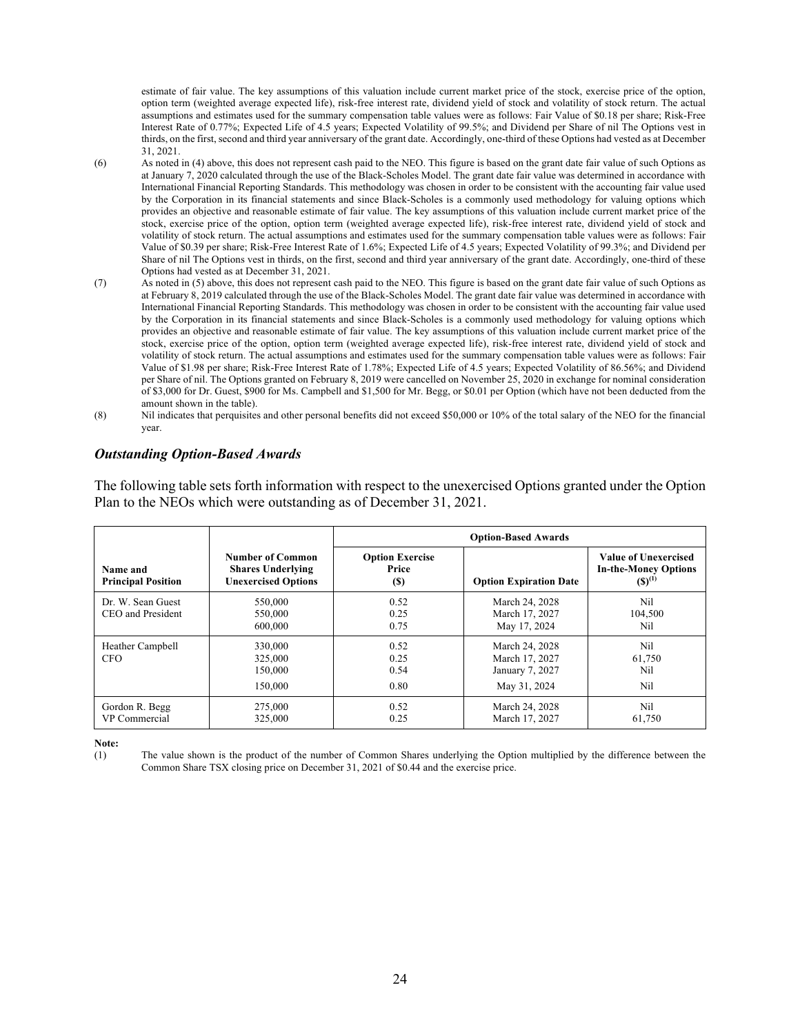estimate of fair value. The key assumptions of this valuation include current market price of the stock, exercise price of the option, option term (weighted average expected life), risk-free interest rate, dividend yield of stock and volatility of stock return. The actual assumptions and estimates used for the summary compensation table values were as follows: Fair Value of $0.18 per share; Risk-Free Interest Rate of 0.77%; Expected Life of 4.5 years; Expected Volatility of 99.5%; and Dividend per Share of nil The Options vest in thirds, on the first, second and third year anniversary of the grant date. Accordingly, one-third of these Options had vested as at December 31, 2021.

(6) As noted in (4) above, this does not represent cash paid to the NEO. This figure is based on the grant date fair value of such Options as at January 7, 2020 calculated through the use of the Black-Scholes Model. The grant date fair value was determined in accordance with International Financial Reporting Standards. This methodology was chosen in order to be consistent with the accounting fair value used by the Corporation in its financial statements and since Black-Scholes is a commonly used methodology for valuing options which provides an objective and reasonable estimate of fair value. The key assumptions of this valuation include current market price of the stock, exercise price of the option, option term (weighted average expected life), risk-free interest rate, dividend yield of stock and volatility of stock return. The actual assumptions and estimates used for the summary compensation table values were as follows: Fair Value of $0.39 per share; Risk-Free Interest Rate of 1.6%; Expected Life of 4.5 years; Expected Volatility of 99.3%; and Dividend per Share of nil The Options vest in thirds, on the first, second and third year anniversary of the grant date. Accordingly, one-third of these Options had vested as at December 31, 2021.

(7) As noted in (5) above, this does not represent cash paid to the NEO. This figure is based on the grant date fair value of such Options as at February 8, 2019 calculated through the use of the Black-Scholes Model. The grant date fair value was determined in accordance with International Financial Reporting Standards. This methodology was chosen in order to be consistent with the accounting fair value used by the Corporation in its financial statements and since Black-Scholes is a commonly used methodology for valuing options which provides an objective and reasonable estimate of fair value. The key assumptions of this valuation include current market price of the stock, exercise price of the option, option term (weighted average expected life), risk-free interest rate, dividend yield of stock and volatility of stock return. The actual assumptions and estimates used for the summary compensation table values were as follows: Fair Value of $1.98 per share; Risk-Free Interest Rate of 1.78%; Expected Life of 4.5 years; Expected Volatility of 86.56%; and Dividend per Share of nil. The Options granted on February 8, 2019 were cancelled on November 25, 2020 in exchange for nominal consideration of $3,000 for Dr. Guest, $900 for Ms. Campbell and $1,500 for Mr. Begg, or $0.01 per Option (which have not been deducted from the amount shown in the table).

(8) Nil indicates that perquisites and other personal benefits did not exceed $50,000 or 10% of the total salary of the NEO for the financial year.

### *Outstanding Option-Based Awards*

The following table sets forth information with respect to the unexercised Options granted under the Option Plan to the NEOs which were outstanding as of December 31, 2021.

| | | Option-Based Awards | | |
|---|---|---|---|---|
| **Name and Principal Position** | **Number of Common Shares Underlying Unexercised Options** | **Option Exercise Price ($)** | **Option Expiration Date** | **Value of Unexercised In-the-Money Options ($)(1)** |
| Dr. W. Sean Guest<br>CEO and President | 550,000<br>550,000<br>600,000 | 0.52<br>0.25<br>0.75 | March 24, 2028<br>March 17, 2027<br>May 17, 2024 | Nil<br>104,500<br>Nil |
| Heather Campbell<br>CFO | 330,000<br>325,000<br>150,000<br>150,000 | 0.52<br>0.25<br>0.54<br>0.80 | March 24, 2028<br>March 17, 2027<br>January 7, 2027<br>May 31, 2024 | Nil<br>61,750<br>Nil<br>Nil |
| Gordon R. Begg<br>VP Commercial | 275,000<br>325,000 | 0.52<br>0.25 | March 24, 2028<br>March 17, 2027 | Nil<br>61,750 |

**Note:**

(1) The value shown is the product of the number of Common Shares underlying the Option multiplied by the difference between the Common Share TSX closing price on December 31, 2021 of $0.44 and the exercise price.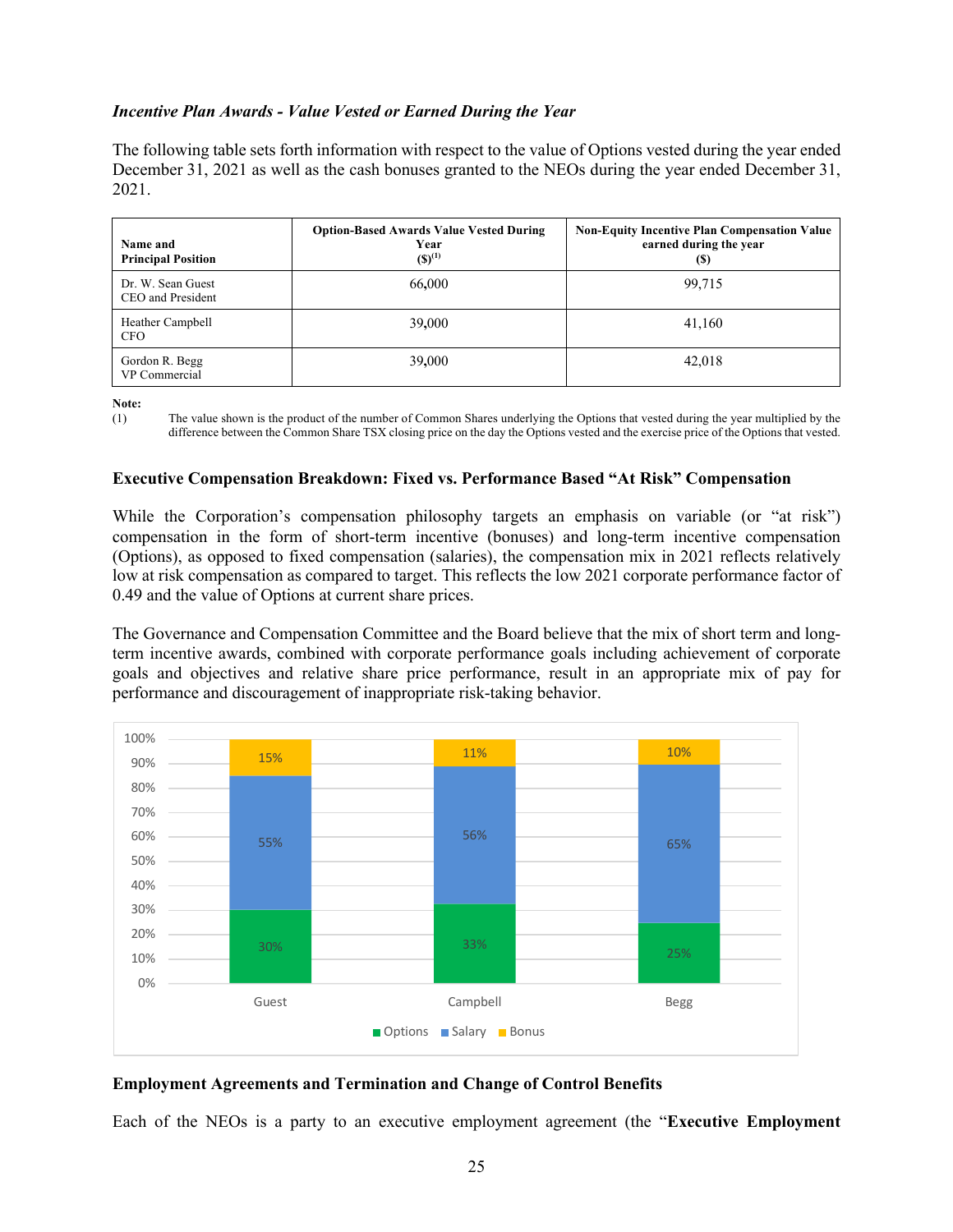### *Incentive Plan Awards - Value Vested or Earned During the Year*

The following table sets forth information with respect to the value of Options vested during the year ended December 31, 2021 as well as the cash bonuses granted to the NEOs during the year ended December 31, 2021.

| Name and Principal Position | Option-Based Awards Value Vested During Year ($)(1) | Non-Equity Incentive Plan Compensation Value earned during the year ($) |
|---|---|---|
| Dr. W. Sean Guest CEO and President | 66,000 | 99,715 |
| Heather Campbell CFO | 39,000 | 41,160 |
| Gordon R. Begg VP Commercial | 39,000 | 42,018 |

**Note:**

(1) The value shown is the product of the number of Common Shares underlying the Options that vested during the year multiplied by the difference between the Common Share TSX closing price on the day the Options vested and the exercise price of the Options that vested.

### Executive Compensation Breakdown: Fixed vs. Performance Based "At Risk" Compensation

While the Corporation's compensation philosophy targets an emphasis on variable (or "at risk") compensation in the form of short-term incentive (bonuses) and long-term incentive compensation (Options), as opposed to fixed compensation (salaries), the compensation mix in 2021 reflects relatively low at risk compensation as compared to target. This reflects the low 2021 corporate performance factor of 0.49 and the value of Options at current share prices.

The Governance and Compensation Committee and the Board believe that the mix of short term and long-term incentive awards, combined with corporate performance goals including achievement of corporate goals and objectives and relative share price performance, result in an appropriate mix of pay for performance and discouragement of inappropriate risk-taking behavior.

### Employment Agreements and Termination and Change of Control Benefits

Each of the NEOs is a party to an executive employment agreement (the "**Executive Employment**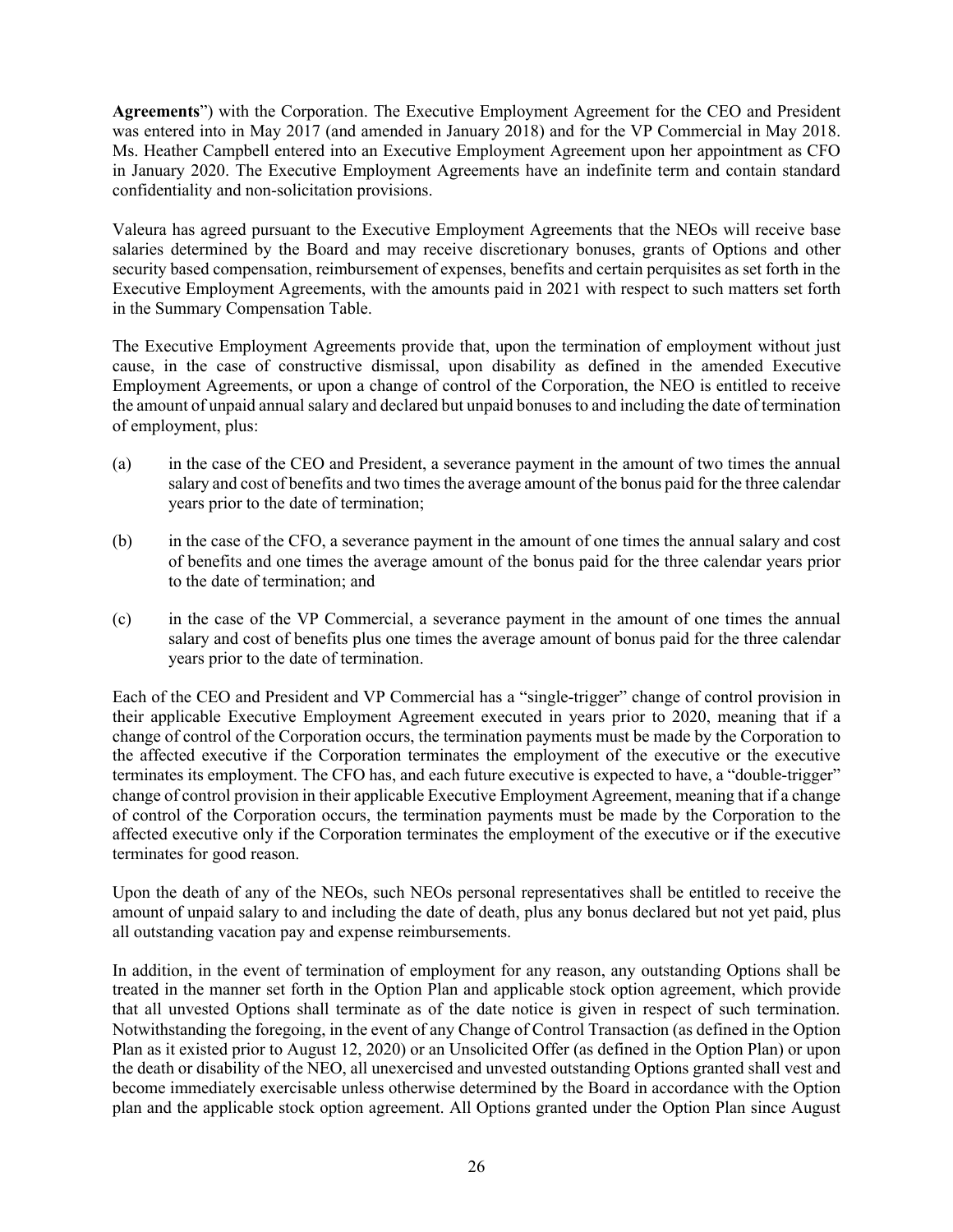**Agreements**") with the Corporation. The Executive Employment Agreement for the CEO and President was entered into in May 2017 (and amended in January 2018) and for the VP Commercial in May 2018. Ms. Heather Campbell entered into an Executive Employment Agreement upon her appointment as CFO in January 2020. The Executive Employment Agreements have an indefinite term and contain standard confidentiality and non-solicitation provisions.

Valeura has agreed pursuant to the Executive Employment Agreements that the NEOs will receive base salaries determined by the Board and may receive discretionary bonuses, grants of Options and other security based compensation, reimbursement of expenses, benefits and certain perquisites as set forth in the Executive Employment Agreements, with the amounts paid in 2021 with respect to such matters set forth in the Summary Compensation Table.

The Executive Employment Agreements provide that, upon the termination of employment without just cause, in the case of constructive dismissal, upon disability as defined in the amended Executive Employment Agreements, or upon a change of control of the Corporation, the NEO is entitled to receive the amount of unpaid annual salary and declared but unpaid bonuses to and including the date of termination of employment, plus:

(a) in the case of the CEO and President, a severance payment in the amount of two times the annual salary and cost of benefits and two times the average amount of the bonus paid for the three calendar years prior to the date of termination;

(b) in the case of the CFO, a severance payment in the amount of one times the annual salary and cost of benefits and one times the average amount of the bonus paid for the three calendar years prior to the date of termination; and

(c) in the case of the VP Commercial, a severance payment in the amount of one times the annual salary and cost of benefits plus one times the average amount of bonus paid for the three calendar years prior to the date of termination.

Each of the CEO and President and VP Commercial has a "single-trigger" change of control provision in their applicable Executive Employment Agreement executed in years prior to 2020, meaning that if a change of control of the Corporation occurs, the termination payments must be made by the Corporation to the affected executive if the Corporation terminates the employment of the executive or the executive terminates its employment. The CFO has, and each future executive is expected to have, a "double-trigger" change of control provision in their applicable Executive Employment Agreement, meaning that if a change of control of the Corporation occurs, the termination payments must be made by the Corporation to the affected executive only if the Corporation terminates the employment of the executive or if the executive terminates for good reason.

Upon the death of any of the NEOs, such NEOs personal representatives shall be entitled to receive the amount of unpaid salary to and including the date of death, plus any bonus declared but not yet paid, plus all outstanding vacation pay and expense reimbursements.

In addition, in the event of termination of employment for any reason, any outstanding Options shall be treated in the manner set forth in the Option Plan and applicable stock option agreement, which provide that all unvested Options shall terminate as of the date notice is given in respect of such termination. Notwithstanding the foregoing, in the event of any Change of Control Transaction (as defined in the Option Plan as it existed prior to August 12, 2020) or an Unsolicited Offer (as defined in the Option Plan) or upon the death or disability of the NEO, all unexercised and unvested outstanding Options granted shall vest and become immediately exercisable unless otherwise determined by the Board in accordance with the Option plan and the applicable stock option agreement. All Options granted under the Option Plan since August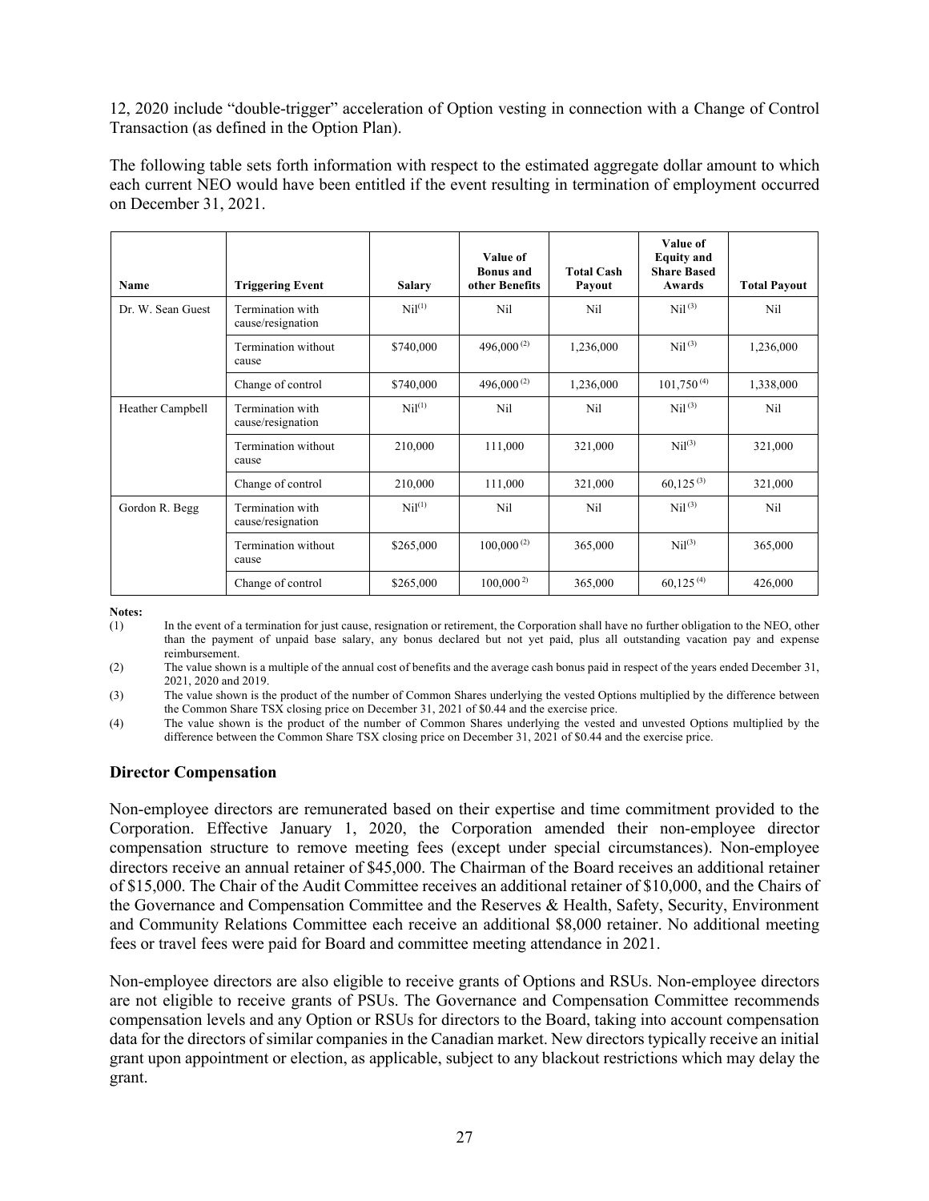12, 2020 include "double-trigger" acceleration of Option vesting in connection with a Change of Control Transaction (as defined in the Option Plan).

The following table sets forth information with respect to the estimated aggregate dollar amount to which each current NEO would have been entitled if the event resulting in termination of employment occurred on December 31, 2021.

| Name | Triggering Event | Salary | Value of Bonus and other Benefits | Total Cash Payout | Value of Equity and Share Based Awards | Total Payout |
|---|---|---|---|---|---|---|
| Dr. W. Sean Guest | Termination with cause/resignation | Nil(1) | Nil | Nil | Nil (3) | Nil |
| | Termination without cause | $740,000 | 496,000 (2) | 1,236,000 | Nil (3) | 1,236,000 |
| | Change of control | $740,000 | 496,000 (2) | 1,236,000 | 101,750 (4) | 1,338,000 |
| Heather Campbell | Termination with cause/resignation | Nil(1) | Nil | Nil | Nil (3) | Nil |
| | Termination without cause | 210,000 | 111,000 | 321,000 | Nil(3) | 321,000 |
| | Change of control | 210,000 | 111,000 | 321,000 | 60,125 (3) | 321,000 |
| Gordon R. Begg | Termination with cause/resignation | Nil(1) | Nil | Nil | Nil (3) | Nil |
| | Termination without cause | $265,000 | 100,000 (2) | 365,000 | Nil(3) | 365,000 |
| | Change of control | $265,000 | 100,000 2) | 365,000 | 60,125 (4) | 426,000 |

**Notes:**

(1) In the event of a termination for just cause, resignation or retirement, the Corporation shall have no further obligation to the NEO, other than the payment of unpaid base salary, any bonus declared but not yet paid, plus all outstanding vacation pay and expense reimbursement.

(2) The value shown is a multiple of the annual cost of benefits and the average cash bonus paid in respect of the years ended December 31, 2021, 2020 and 2019.

(3) The value shown is the product of the number of Common Shares underlying the vested Options multiplied by the difference between the Common Share TSX closing price on December 31, 2021 of $0.44 and the exercise price.

(4) The value shown is the product of the number of Common Shares underlying the vested and unvested Options multiplied by the difference between the Common Share TSX closing price on December 31, 2021 of $0.44 and the exercise price.

## Director Compensation

Non-employee directors are remunerated based on their expertise and time commitment provided to the Corporation. Effective January 1, 2020, the Corporation amended their non-employee director compensation structure to remove meeting fees (except under special circumstances). Non-employee directors receive an annual retainer of $45,000. The Chairman of the Board receives an additional retainer of $15,000. The Chair of the Audit Committee receives an additional retainer of $10,000, and the Chairs of the Governance and Compensation Committee and the Reserves & Health, Safety, Security, Environment and Community Relations Committee each receive an additional $8,000 retainer. No additional meeting fees or travel fees were paid for Board and committee meeting attendance in 2021.

Non-employee directors are also eligible to receive grants of Options and RSUs. Non-employee directors are not eligible to receive grants of PSUs. The Governance and Compensation Committee recommends compensation levels and any Option or RSUs for directors to the Board, taking into account compensation data for the directors of similar companies in the Canadian market. New directors typically receive an initial grant upon appointment or election, as applicable, subject to any blackout restrictions which may delay the grant.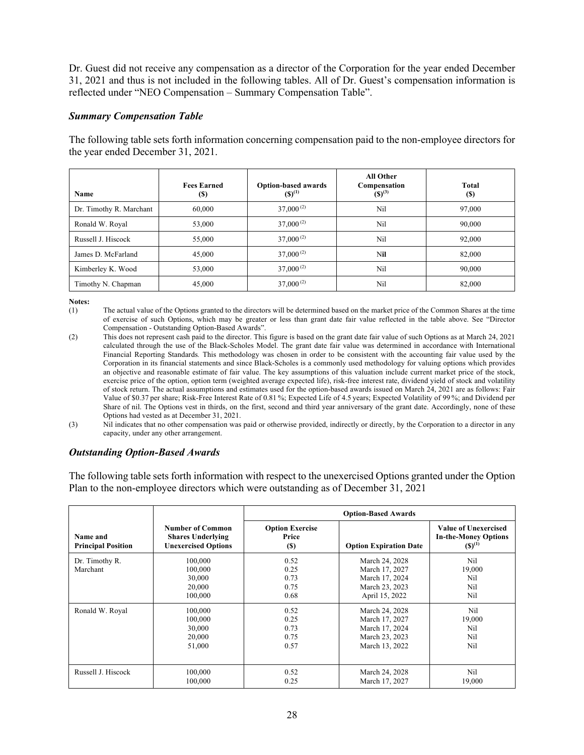Dr. Guest did not receive any compensation as a director of the Corporation for the year ended December 31, 2021 and thus is not included in the following tables. All of Dr. Guest's compensation information is reflected under "NEO Compensation – Summary Compensation Table".

### *Summary Compensation Table*

The following table sets forth information concerning compensation paid to the non-employee directors for the year ended December 31, 2021.

| Name | Fees Earned ($) | Option-based awards ($)[(1)] | All Other Compensation ($)[(3)] | Total ($) |
|---|---|---|---|---|
| Dr. Timothy R. Marchant | 60,000 | 37,000[(2)] | Nil | 97,000 |
| Ronald W. Royal | 53,000 | 37,000[(2)] | Nil | 90,000 |
| Russell J. Hiscock | 55,000 | 37,000[(2)] | Nil | 92,000 |
| James D. McFarland | 45,000 | 37,000[(2)] | **Nil** | 82,000 |
| Kimberley K. Wood | 53,000 | 37,000[(2)] | Nil | 90,000 |
| Timothy N. Chapman | 45,000 | 37,000[(2)] | Nil | 82,000 |

**Notes:**

(1) The actual value of the Options granted to the directors will be determined based on the market price of the Common Shares at the time of exercise of such Options, which may be greater or less than grant date fair value reflected in the table above. See "Director Compensation - Outstanding Option-Based Awards".

(2) This does not represent cash paid to the director. This figure is based on the grant date fair value of such Options as at March 24, 2021 calculated through the use of the Black-Scholes Model. The grant date fair value was determined in accordance with International Financial Reporting Standards. This methodology was chosen in order to be consistent with the accounting fair value used by the Corporation in its financial statements and since Black-Scholes is a commonly used methodology for valuing options which provides an objective and reasonable estimate of fair value. The key assumptions of this valuation include current market price of the stock, exercise price of the option, option term (weighted average expected life), risk-free interest rate, dividend yield of stock and volatility of stock return. The actual assumptions and estimates used for the option-based awards issued on March 24, 2021 are as follows: Fair Value of $0.37 per share; Risk-Free Interest Rate of 0.81%; Expected Life of 4.5 years; Expected Volatility of 99%; and Dividend per Share of nil. The Options vest in thirds, on the first, second and third year anniversary of the grant date. Accordingly, none of these Options had vested as at December 31, 2021.

(3) Nil indicates that no other compensation was paid or otherwise provided, indirectly or directly, by the Corporation to a director in any capacity, under any other arrangement.

### *Outstanding Option-Based Awards*

The following table sets forth information with respect to the unexercised Options granted under the Option Plan to the non-employee directors which were outstanding as of December 31, 2021

| | | Option-Based Awards | | |
|---|---|---|---|---|
| Name and Principal Position | Number of Common Shares Underlying Unexercised Options | Option Exercise Price ($) | Option Expiration Date | Value of Unexercised In-the-Money Options ($)[(1)] |
| Dr. Timothy R. Marchant | 100,000<br>100,000<br>30,000<br>20,000<br>100,000 | 0.52<br>0.25<br>0.73<br>0.75<br>0.68 | March 24, 2028<br>March 17, 2027<br>March 17, 2024<br>March 23, 2023<br>April 15, 2022 | Nil<br>19,000<br>Nil<br>Nil<br>Nil |
| Ronald W. Royal | 100,000<br>100,000<br>30,000<br>20,000<br>51,000 | 0.52<br>0.25<br>0.73<br>0.75<br>0.57 | March 24, 2028<br>March 17, 2027<br>March 17, 2024<br>March 23, 2023<br>March 13, 2022 | Nil<br>19,000<br>Nil<br>Nil<br>Nil |
| Russell J. Hiscock | 100,000<br>100,000 | 0.52<br>0.25 | March 24, 2028<br>March 17, 2027 | Nil<br>19,000 |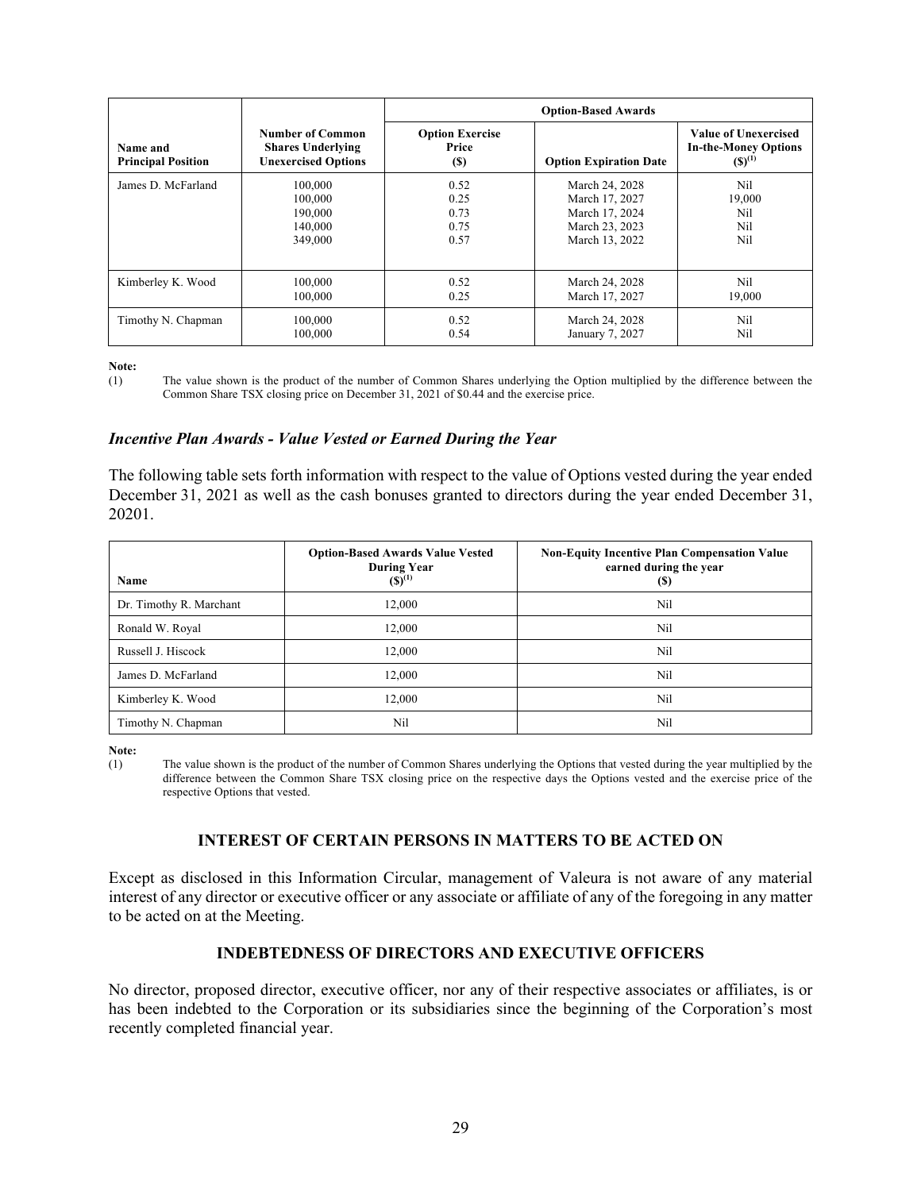| Name and Principal Position | Number of Common Shares Underlying Unexercised Options | Option-Based Awards | | |
|---|---|---|---|---|
| | | Option Exercise Price ($) | Option Expiration Date | Value of Unexercised In-the-Money Options ($)[1] |
| James D. McFarland | 100,000<br>100,000<br>190,000<br>140,000<br>349,000 | 0.52<br>0.25<br>0.73<br>0.75<br>0.57 | March 24, 2028<br>March 17, 2027<br>March 17, 2024<br>March 23, 2023<br>March 13, 2022 | Nil<br>19,000<br>Nil<br>Nil<br>Nil |
| Kimberley K. Wood | 100,000<br>100,000 | 0.52<br>0.25 | March 24, 2028<br>March 17, 2027 | Nil<br>19,000 |
| Timothy N. Chapman | 100,000<br>100,000 | 0.52<br>0.54 | March 24, 2028<br>January 7, 2027 | Nil<br>Nil |

**Note:**

(1) The value shown is the product of the number of Common Shares underlying the Option multiplied by the difference between the Common Share TSX closing price on December 31, 2021 of $0.44 and the exercise price.

### *Incentive Plan Awards - Value Vested or Earned During the Year*

The following table sets forth information with respect to the value of Options vested during the year ended December 31, 2021 as well as the cash bonuses granted to directors during the year ended December 31, 20201.

| Name | Option-Based Awards Value Vested During Year ($)[1] | Non-Equity Incentive Plan Compensation Value earned during the year ($) |
|---|---|---|
| Dr. Timothy R. Marchant | 12,000 | Nil |
| Ronald W. Royal | 12,000 | Nil |
| Russell J. Hiscock | 12,000 | Nil |
| James D. McFarland | 12,000 | Nil |
| Kimberley K. Wood | 12,000 | Nil |
| Timothy N. Chapman | Nil | Nil |

**Note:**

(1) The value shown is the product of the number of Common Shares underlying the Options that vested during the year multiplied by the difference between the Common Share TSX closing price on the respective days the Options vested and the exercise price of the respective Options that vested.

## INTEREST OF CERTAIN PERSONS IN MATTERS TO BE ACTED ON

Except as disclosed in this Information Circular, management of Valeura is not aware of any material interest of any director or executive officer or any associate or affiliate of any of the foregoing in any matter to be acted on at the Meeting.

## INDEBTEDNESS OF DIRECTORS AND EXECUTIVE OFFICERS

No director, proposed director, executive officer, nor any of their respective associates or affiliates, is or has been indebted to the Corporation or its subsidiaries since the beginning of the Corporation's most recently completed financial year.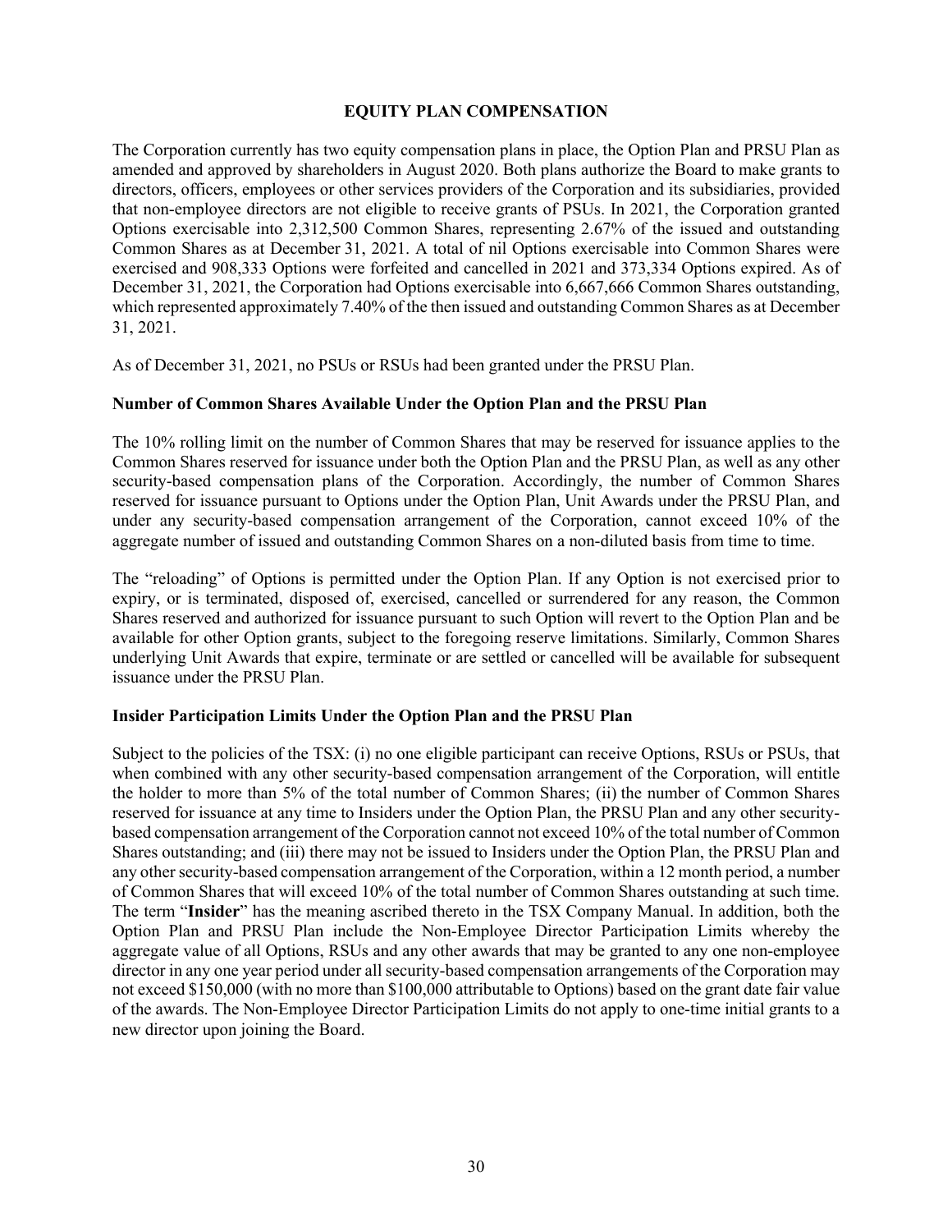## EQUITY PLAN COMPENSATION

The Corporation currently has two equity compensation plans in place, the Option Plan and PRSU Plan as amended and approved by shareholders in August 2020. Both plans authorize the Board to make grants to directors, officers, employees or other services providers of the Corporation and its subsidiaries, provided that non-employee directors are not eligible to receive grants of PSUs. In 2021, the Corporation granted Options exercisable into 2,312,500 Common Shares, representing 2.67% of the issued and outstanding Common Shares as at December 31, 2021. A total of nil Options exercisable into Common Shares were exercised and 908,333 Options were forfeited and cancelled in 2021 and 373,334 Options expired. As of December 31, 2021, the Corporation had Options exercisable into 6,667,666 Common Shares outstanding, which represented approximately 7.40% of the then issued and outstanding Common Shares as at December 31, 2021.

As of December 31, 2021, no PSUs or RSUs had been granted under the PRSU Plan.

### Number of Common Shares Available Under the Option Plan and the PRSU Plan

The 10% rolling limit on the number of Common Shares that may be reserved for issuance applies to the Common Shares reserved for issuance under both the Option Plan and the PRSU Plan, as well as any other security-based compensation plans of the Corporation. Accordingly, the number of Common Shares reserved for issuance pursuant to Options under the Option Plan, Unit Awards under the PRSU Plan, and under any security-based compensation arrangement of the Corporation, cannot exceed 10% of the aggregate number of issued and outstanding Common Shares on a non-diluted basis from time to time.

The "reloading" of Options is permitted under the Option Plan. If any Option is not exercised prior to expiry, or is terminated, disposed of, exercised, cancelled or surrendered for any reason, the Common Shares reserved and authorized for issuance pursuant to such Option will revert to the Option Plan and be available for other Option grants, subject to the foregoing reserve limitations. Similarly, Common Shares underlying Unit Awards that expire, terminate or are settled or cancelled will be available for subsequent issuance under the PRSU Plan.

### Insider Participation Limits Under the Option Plan and the PRSU Plan

Subject to the policies of the TSX: (i) no one eligible participant can receive Options, RSUs or PSUs, that when combined with any other security-based compensation arrangement of the Corporation, will entitle the holder to more than 5% of the total number of Common Shares; (ii) the number of Common Shares reserved for issuance at any time to Insiders under the Option Plan, the PRSU Plan and any other security-based compensation arrangement of the Corporation cannot not exceed 10% of the total number of Common Shares outstanding; and (iii) there may not be issued to Insiders under the Option Plan, the PRSU Plan and any other security-based compensation arrangement of the Corporation, within a 12 month period, a number of Common Shares that will exceed 10% of the total number of Common Shares outstanding at such time. The term "**Insider**" has the meaning ascribed thereto in the TSX Company Manual. In addition, both the Option Plan and PRSU Plan include the Non-Employee Director Participation Limits whereby the aggregate value of all Options, RSUs and any other awards that may be granted to any one non-employee director in any one year period under all security-based compensation arrangements of the Corporation may not exceed $150,000 (with no more than $100,000 attributable to Options) based on the grant date fair value of the awards. The Non-Employee Director Participation Limits do not apply to one-time initial grants to a new director upon joining the Board.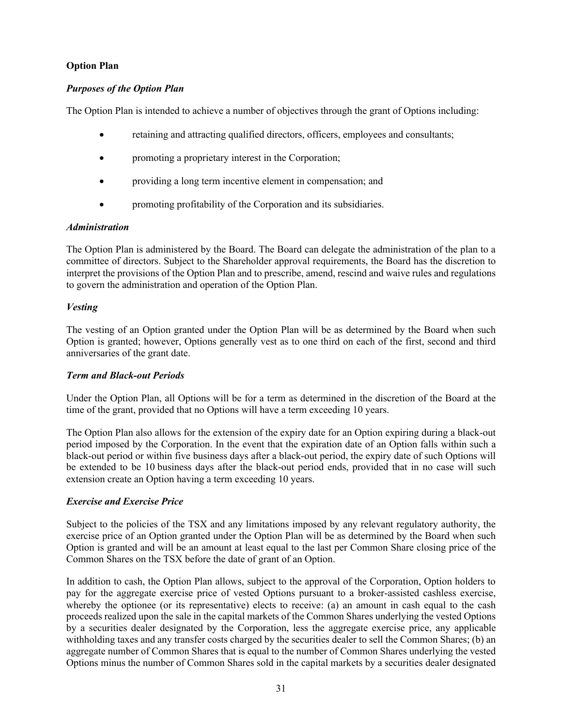**Option Plan**

***Purposes of the Option Plan***

The Option Plan is intended to achieve a number of objectives through the grant of Options including:

- retaining and attracting qualified directors, officers, employees and consultants;
- promoting a proprietary interest in the Corporation;
- providing a long term incentive element in compensation; and
- promoting profitability of the Corporation and its subsidiaries.

***Administration***

The Option Plan is administered by the Board. The Board can delegate the administration of the plan to a committee of directors. Subject to the Shareholder approval requirements, the Board has the discretion to interpret the provisions of the Option Plan and to prescribe, amend, rescind and waive rules and regulations to govern the administration and operation of the Option Plan.

***Vesting***

The vesting of an Option granted under the Option Plan will be as determined by the Board when such Option is granted; however, Options generally vest as to one third on each of the first, second and third anniversaries of the grant date.

***Term and Black-out Periods***

Under the Option Plan, all Options will be for a term as determined in the discretion of the Board at the time of the grant, provided that no Options will have a term exceeding 10 years.

The Option Plan also allows for the extension of the expiry date for an Option expiring during a black-out period imposed by the Corporation. In the event that the expiration date of an Option falls within such a black-out period or within five business days after a black-out period, the expiry date of such Options will be extended to be 10 business days after the black-out period ends, provided that in no case will such extension create an Option having a term exceeding 10 years.

***Exercise and Exercise Price***

Subject to the policies of the TSX and any limitations imposed by any relevant regulatory authority, the exercise price of an Option granted under the Option Plan will be as determined by the Board when such Option is granted and will be an amount at least equal to the last per Common Share closing price of the Common Shares on the TSX before the date of grant of an Option.

In addition to cash, the Option Plan allows, subject to the approval of the Corporation, Option holders to pay for the aggregate exercise price of vested Options pursuant to a broker-assisted cashless exercise, whereby the optionee (or its representative) elects to receive: (a) an amount in cash equal to the cash proceeds realized upon the sale in the capital markets of the Common Shares underlying the vested Options by a securities dealer designated by the Corporation, less the aggregate exercise price, any applicable withholding taxes and any transfer costs charged by the securities dealer to sell the Common Shares; (b) an aggregate number of Common Shares that is equal to the number of Common Shares underlying the vested Options minus the number of Common Shares sold in the capital markets by a securities dealer designated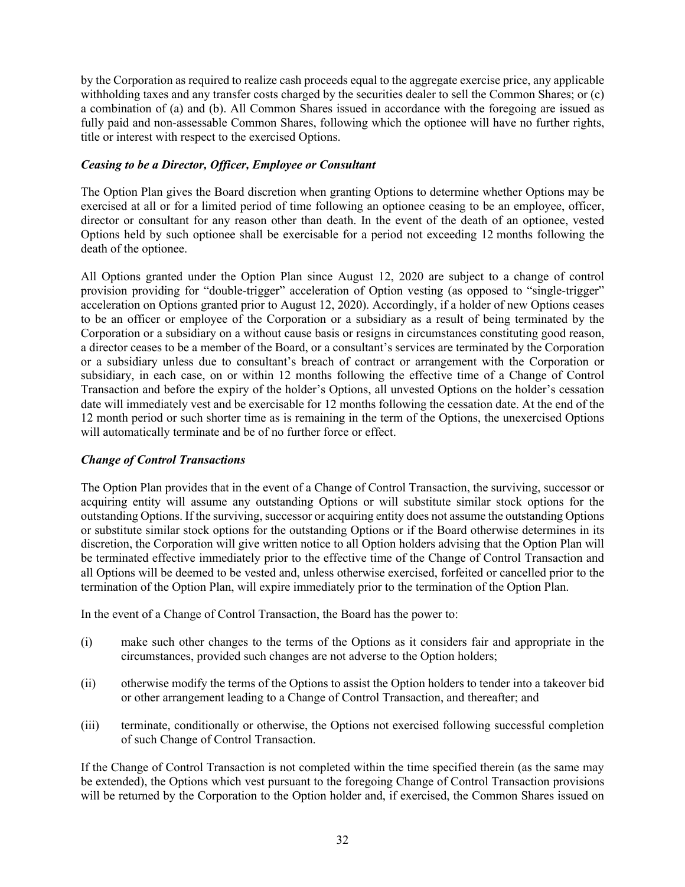by the Corporation as required to realize cash proceeds equal to the aggregate exercise price, any applicable withholding taxes and any transfer costs charged by the securities dealer to sell the Common Shares; or (c) a combination of (a) and (b). All Common Shares issued in accordance with the foregoing are issued as fully paid and non-assessable Common Shares, following which the optionee will have no further rights, title or interest with respect to the exercised Options.

***Ceasing to be a Director, Officer, Employee or Consultant***

The Option Plan gives the Board discretion when granting Options to determine whether Options may be exercised at all or for a limited period of time following an optionee ceasing to be an employee, officer, director or consultant for any reason other than death. In the event of the death of an optionee, vested Options held by such optionee shall be exercisable for a period not exceeding 12 months following the death of the optionee.

All Options granted under the Option Plan since August 12, 2020 are subject to a change of control provision providing for "double-trigger" acceleration of Option vesting (as opposed to "single-trigger" acceleration on Options granted prior to August 12, 2020). Accordingly, if a holder of new Options ceases to be an officer or employee of the Corporation or a subsidiary as a result of being terminated by the Corporation or a subsidiary on a without cause basis or resigns in circumstances constituting good reason, a director ceases to be a member of the Board, or a consultant's services are terminated by the Corporation or a subsidiary unless due to consultant's breach of contract or arrangement with the Corporation or subsidiary, in each case, on or within 12 months following the effective time of a Change of Control Transaction and before the expiry of the holder's Options, all unvested Options on the holder's cessation date will immediately vest and be exercisable for 12 months following the cessation date. At the end of the 12 month period or such shorter time as is remaining in the term of the Options, the unexercised Options will automatically terminate and be of no further force or effect.

***Change of Control Transactions***

The Option Plan provides that in the event of a Change of Control Transaction, the surviving, successor or acquiring entity will assume any outstanding Options or will substitute similar stock options for the outstanding Options. If the surviving, successor or acquiring entity does not assume the outstanding Options or substitute similar stock options for the outstanding Options or if the Board otherwise determines in its discretion, the Corporation will give written notice to all Option holders advising that the Option Plan will be terminated effective immediately prior to the effective time of the Change of Control Transaction and all Options will be deemed to be vested and, unless otherwise exercised, forfeited or cancelled prior to the termination of the Option Plan, will expire immediately prior to the termination of the Option Plan.

In the event of a Change of Control Transaction, the Board has the power to:

(i) make such other changes to the terms of the Options as it considers fair and appropriate in the circumstances, provided such changes are not adverse to the Option holders;

(ii) otherwise modify the terms of the Options to assist the Option holders to tender into a takeover bid or other arrangement leading to a Change of Control Transaction, and thereafter; and

(iii) terminate, conditionally or otherwise, the Options not exercised following successful completion of such Change of Control Transaction.

If the Change of Control Transaction is not completed within the time specified therein (as the same may be extended), the Options which vest pursuant to the foregoing Change of Control Transaction provisions will be returned by the Corporation to the Option holder and, if exercised, the Common Shares issued on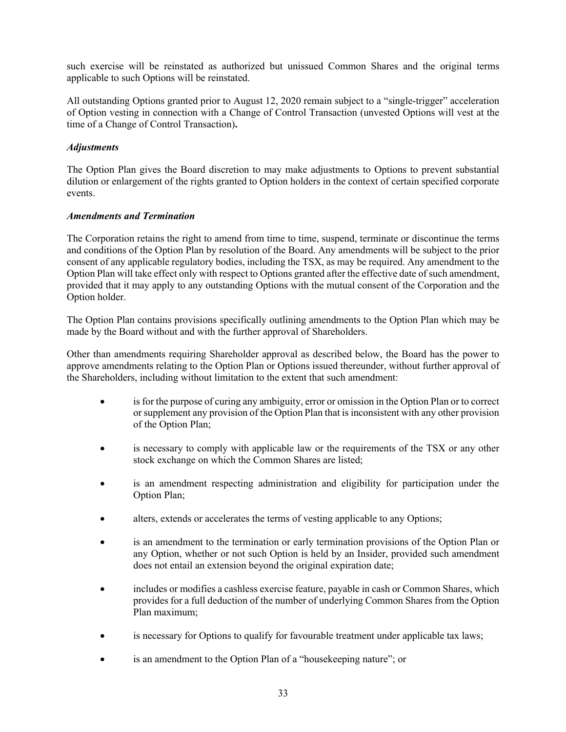such exercise will be reinstated as authorized but unissued Common Shares and the original terms applicable to such Options will be reinstated.

All outstanding Options granted prior to August 12, 2020 remain subject to a "single-trigger" acceleration of Option vesting in connection with a Change of Control Transaction (unvested Options will vest at the time of a Change of Control Transaction)**.**

***Adjustments***

The Option Plan gives the Board discretion to may make adjustments to Options to prevent substantial dilution or enlargement of the rights granted to Option holders in the context of certain specified corporate events.

***Amendments and Termination***

The Corporation retains the right to amend from time to time, suspend, terminate or discontinue the terms and conditions of the Option Plan by resolution of the Board. Any amendments will be subject to the prior consent of any applicable regulatory bodies, including the TSX, as may be required. Any amendment to the Option Plan will take effect only with respect to Options granted after the effective date of such amendment, provided that it may apply to any outstanding Options with the mutual consent of the Corporation and the Option holder.

The Option Plan contains provisions specifically outlining amendments to the Option Plan which may be made by the Board without and with the further approval of Shareholders.

Other than amendments requiring Shareholder approval as described below, the Board has the power to approve amendments relating to the Option Plan or Options issued thereunder, without further approval of the Shareholders, including without limitation to the extent that such amendment:

- is for the purpose of curing any ambiguity, error or omission in the Option Plan or to correct or supplement any provision of the Option Plan that is inconsistent with any other provision of the Option Plan;
- is necessary to comply with applicable law or the requirements of the TSX or any other stock exchange on which the Common Shares are listed;
- is an amendment respecting administration and eligibility for participation under the Option Plan;
- alters, extends or accelerates the terms of vesting applicable to any Options;
- is an amendment to the termination or early termination provisions of the Option Plan or any Option, whether or not such Option is held by an Insider, provided such amendment does not entail an extension beyond the original expiration date;
- includes or modifies a cashless exercise feature, payable in cash or Common Shares, which provides for a full deduction of the number of underlying Common Shares from the Option Plan maximum;
- is necessary for Options to qualify for favourable treatment under applicable tax laws;
- is an amendment to the Option Plan of a "housekeeping nature"; or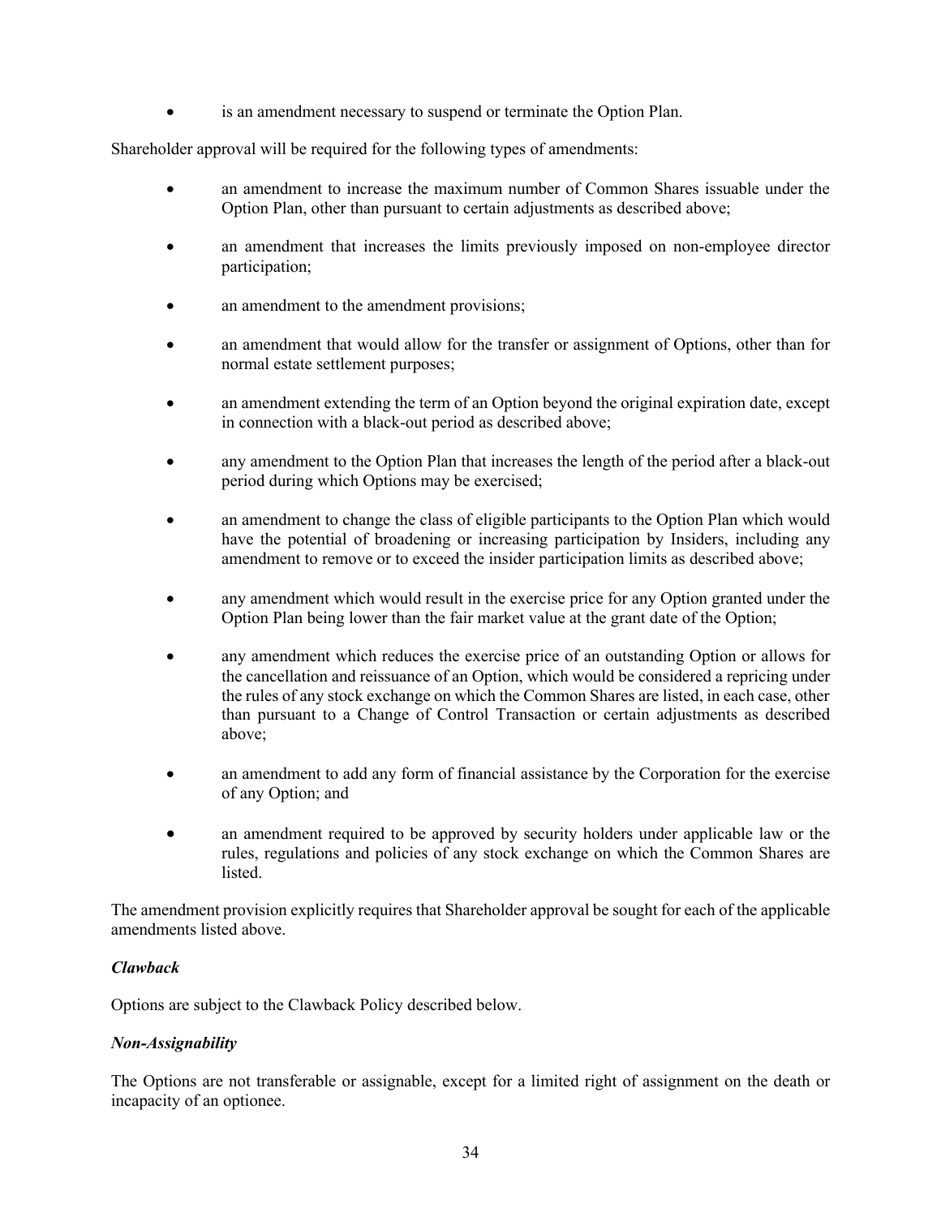- is an amendment necessary to suspend or terminate the Option Plan.

Shareholder approval will be required for the following types of amendments:

- an amendment to increase the maximum number of Common Shares issuable under the Option Plan, other than pursuant to certain adjustments as described above;
- an amendment that increases the limits previously imposed on non-employee director participation;
- an amendment to the amendment provisions;
- an amendment that would allow for the transfer or assignment of Options, other than for normal estate settlement purposes;
- an amendment extending the term of an Option beyond the original expiration date, except in connection with a black-out period as described above;
- any amendment to the Option Plan that increases the length of the period after a black-out period during which Options may be exercised;
- an amendment to change the class of eligible participants to the Option Plan which would have the potential of broadening or increasing participation by Insiders, including any amendment to remove or to exceed the insider participation limits as described above;
- any amendment which would result in the exercise price for any Option granted under the Option Plan being lower than the fair market value at the grant date of the Option;
- any amendment which reduces the exercise price of an outstanding Option or allows for the cancellation and reissuance of an Option, which would be considered a repricing under the rules of any stock exchange on which the Common Shares are listed, in each case, other than pursuant to a Change of Control Transaction or certain adjustments as described above;
- an amendment to add any form of financial assistance by the Corporation for the exercise of any Option; and
- an amendment required to be approved by security holders under applicable law or the rules, regulations and policies of any stock exchange on which the Common Shares are listed.

The amendment provision explicitly requires that Shareholder approval be sought for each of the applicable amendments listed above.

***Clawback***

Options are subject to the Clawback Policy described below.

***Non-Assignability***

The Options are not transferable or assignable, except for a limited right of assignment on the death or incapacity of an optionee.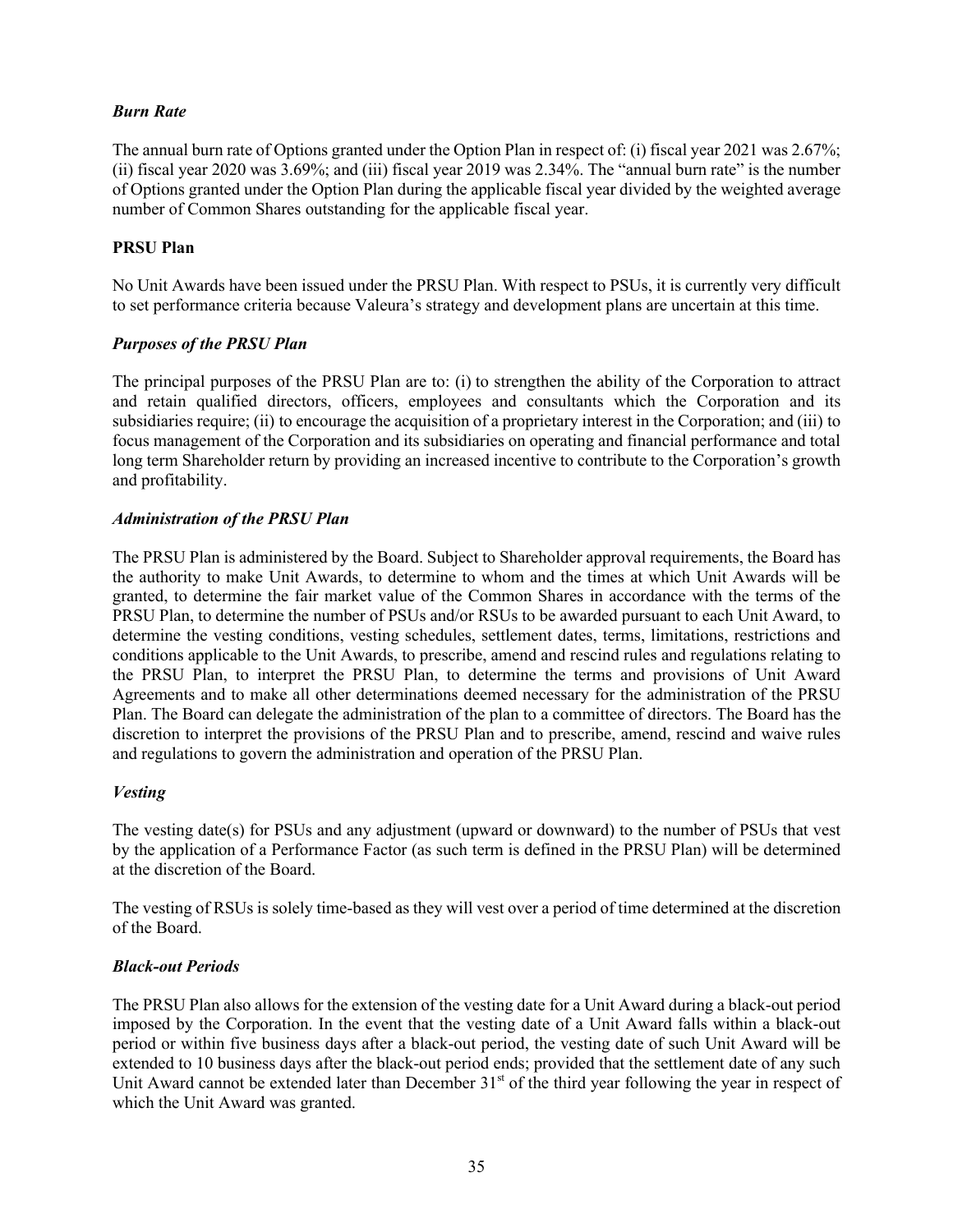### *Burn Rate*

The annual burn rate of Options granted under the Option Plan in respect of: (i) fiscal year 2021 was 2.67%; (ii) fiscal year 2020 was 3.69%; and (iii) fiscal year 2019 was 2.34%. The "annual burn rate" is the number of Options granted under the Option Plan during the applicable fiscal year divided by the weighted average number of Common Shares outstanding for the applicable fiscal year.

## PRSU Plan

No Unit Awards have been issued under the PRSU Plan. With respect to PSUs, it is currently very difficult to set performance criteria because Valeura's strategy and development plans are uncertain at this time.

### *Purposes of the PRSU Plan*

The principal purposes of the PRSU Plan are to: (i) to strengthen the ability of the Corporation to attract and retain qualified directors, officers, employees and consultants which the Corporation and its subsidiaries require; (ii) to encourage the acquisition of a proprietary interest in the Corporation; and (iii) to focus management of the Corporation and its subsidiaries on operating and financial performance and total long term Shareholder return by providing an increased incentive to contribute to the Corporation's growth and profitability.

### *Administration of the PRSU Plan*

The PRSU Plan is administered by the Board. Subject to Shareholder approval requirements, the Board has the authority to make Unit Awards, to determine to whom and the times at which Unit Awards will be granted, to determine the fair market value of the Common Shares in accordance with the terms of the PRSU Plan, to determine the number of PSUs and/or RSUs to be awarded pursuant to each Unit Award, to determine the vesting conditions, vesting schedules, settlement dates, terms, limitations, restrictions and conditions applicable to the Unit Awards, to prescribe, amend and rescind rules and regulations relating to the PRSU Plan, to interpret the PRSU Plan, to determine the terms and provisions of Unit Award Agreements and to make all other determinations deemed necessary for the administration of the PRSU Plan. The Board can delegate the administration of the plan to a committee of directors. The Board has the discretion to interpret the provisions of the PRSU Plan and to prescribe, amend, rescind and waive rules and regulations to govern the administration and operation of the PRSU Plan.

### *Vesting*

The vesting date(s) for PSUs and any adjustment (upward or downward) to the number of PSUs that vest by the application of a Performance Factor (as such term is defined in the PRSU Plan) will be determined at the discretion of the Board.

The vesting of RSUs is solely time-based as they will vest over a period of time determined at the discretion of the Board.

### *Black-out Periods*

The PRSU Plan also allows for the extension of the vesting date for a Unit Award during a black-out period imposed by the Corporation. In the event that the vesting date of a Unit Award falls within a black-out period or within five business days after a black-out period, the vesting date of such Unit Award will be extended to 10 business days after the black-out period ends; provided that the settlement date of any such Unit Award cannot be extended later than December 31st of the third year following the year in respect of which the Unit Award was granted.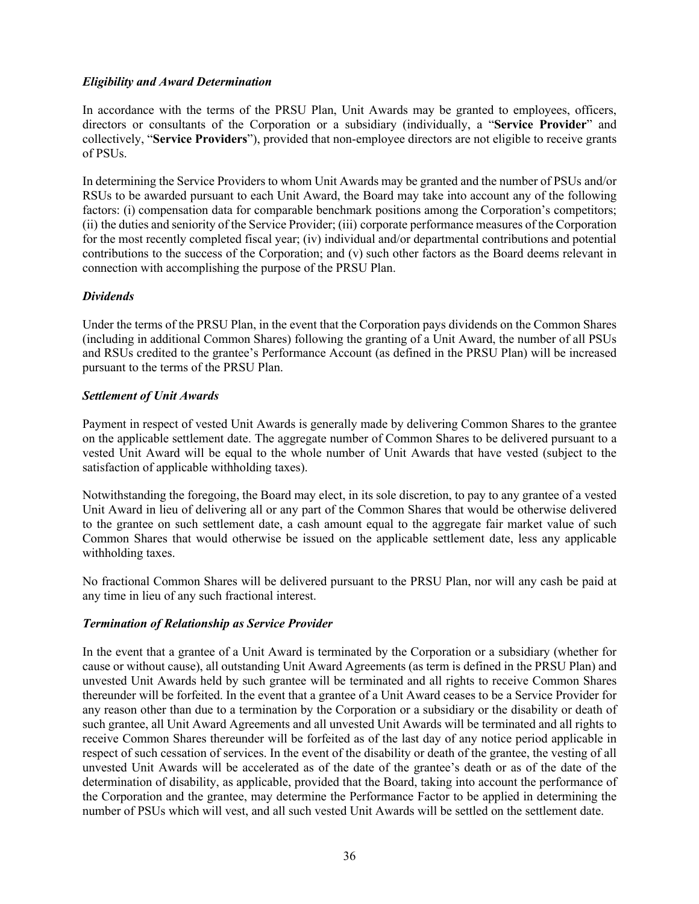### *Eligibility and Award Determination*

In accordance with the terms of the PRSU Plan, Unit Awards may be granted to employees, officers, directors or consultants of the Corporation or a subsidiary (individually, a "**Service Provider**" and collectively, "**Service Providers**"), provided that non-employee directors are not eligible to receive grants of PSUs.

In determining the Service Providers to whom Unit Awards may be granted and the number of PSUs and/or RSUs to be awarded pursuant to each Unit Award, the Board may take into account any of the following factors: (i) compensation data for comparable benchmark positions among the Corporation's competitors; (ii) the duties and seniority of the Service Provider; (iii) corporate performance measures of the Corporation for the most recently completed fiscal year; (iv) individual and/or departmental contributions and potential contributions to the success of the Corporation; and (v) such other factors as the Board deems relevant in connection with accomplishing the purpose of the PRSU Plan.

### *Dividends*

Under the terms of the PRSU Plan, in the event that the Corporation pays dividends on the Common Shares (including in additional Common Shares) following the granting of a Unit Award, the number of all PSUs and RSUs credited to the grantee's Performance Account (as defined in the PRSU Plan) will be increased pursuant to the terms of the PRSU Plan.

### *Settlement of Unit Awards*

Payment in respect of vested Unit Awards is generally made by delivering Common Shares to the grantee on the applicable settlement date. The aggregate number of Common Shares to be delivered pursuant to a vested Unit Award will be equal to the whole number of Unit Awards that have vested (subject to the satisfaction of applicable withholding taxes).

Notwithstanding the foregoing, the Board may elect, in its sole discretion, to pay to any grantee of a vested Unit Award in lieu of delivering all or any part of the Common Shares that would be otherwise delivered to the grantee on such settlement date, a cash amount equal to the aggregate fair market value of such Common Shares that would otherwise be issued on the applicable settlement date, less any applicable withholding taxes.

No fractional Common Shares will be delivered pursuant to the PRSU Plan, nor will any cash be paid at any time in lieu of any such fractional interest.

### *Termination of Relationship as Service Provider*

In the event that a grantee of a Unit Award is terminated by the Corporation or a subsidiary (whether for cause or without cause), all outstanding Unit Award Agreements (as term is defined in the PRSU Plan) and unvested Unit Awards held by such grantee will be terminated and all rights to receive Common Shares thereunder will be forfeited. In the event that a grantee of a Unit Award ceases to be a Service Provider for any reason other than due to a termination by the Corporation or a subsidiary or the disability or death of such grantee, all Unit Award Agreements and all unvested Unit Awards will be terminated and all rights to receive Common Shares thereunder will be forfeited as of the last day of any notice period applicable in respect of such cessation of services. In the event of the disability or death of the grantee, the vesting of all unvested Unit Awards will be accelerated as of the date of the grantee's death or as of the date of the determination of disability, as applicable, provided that the Board, taking into account the performance of the Corporation and the grantee, may determine the Performance Factor to be applied in determining the number of PSUs which will vest, and all such vested Unit Awards will be settled on the settlement date.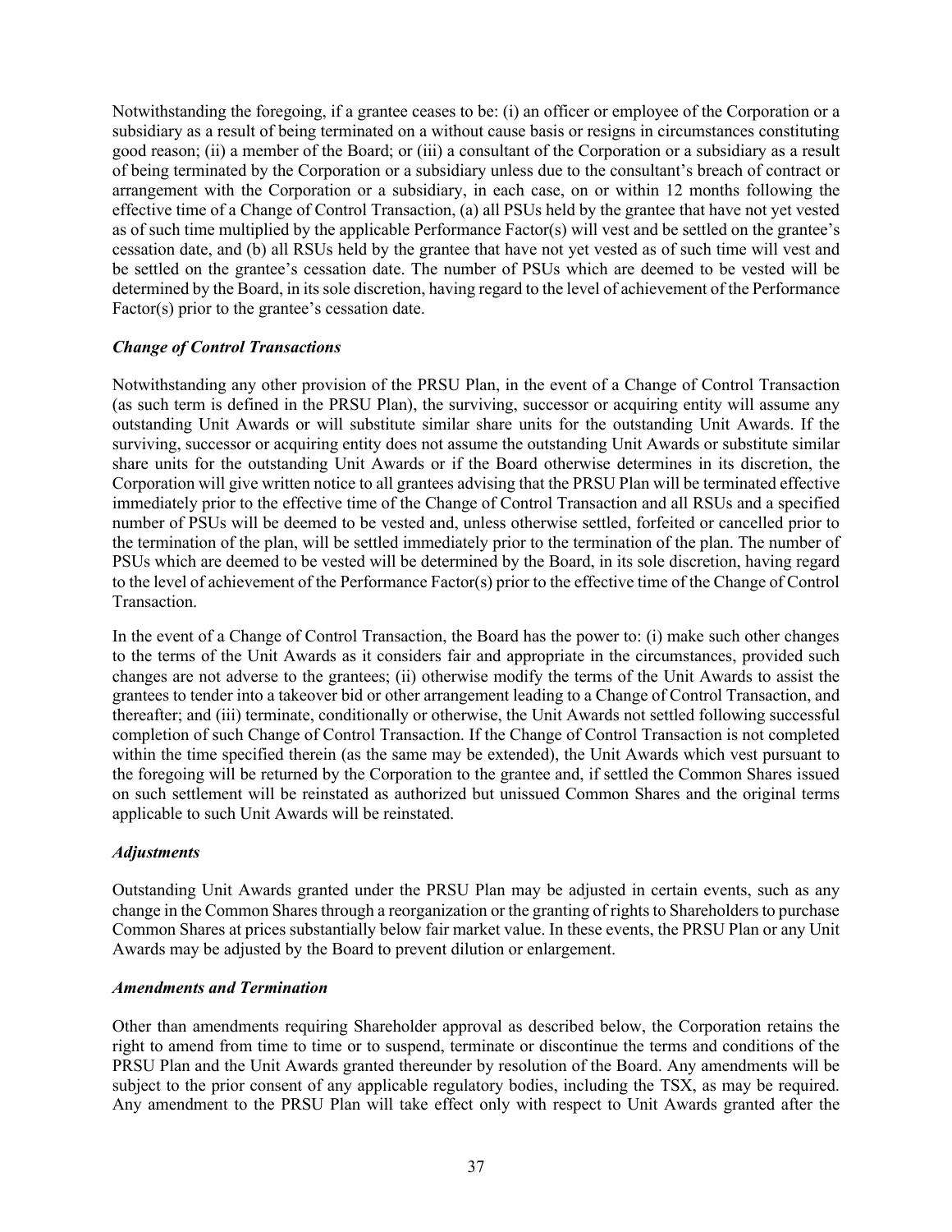Notwithstanding the foregoing, if a grantee ceases to be: (i) an officer or employee of the Corporation or a subsidiary as a result of being terminated on a without cause basis or resigns in circumstances constituting good reason; (ii) a member of the Board; or (iii) a consultant of the Corporation or a subsidiary as a result of being terminated by the Corporation or a subsidiary unless due to the consultant's breach of contract or arrangement with the Corporation or a subsidiary, in each case, on or within 12 months following the effective time of a Change of Control Transaction, (a) all PSUs held by the grantee that have not yet vested as of such time multiplied by the applicable Performance Factor(s) will vest and be settled on the grantee's cessation date, and (b) all RSUs held by the grantee that have not yet vested as of such time will vest and be settled on the grantee's cessation date. The number of PSUs which are deemed to be vested will be determined by the Board, in its sole discretion, having regard to the level of achievement of the Performance Factor(s) prior to the grantee's cessation date.

***Change of Control Transactions***

Notwithstanding any other provision of the PRSU Plan, in the event of a Change of Control Transaction (as such term is defined in the PRSU Plan), the surviving, successor or acquiring entity will assume any outstanding Unit Awards or will substitute similar share units for the outstanding Unit Awards. If the surviving, successor or acquiring entity does not assume the outstanding Unit Awards or substitute similar share units for the outstanding Unit Awards or if the Board otherwise determines in its discretion, the Corporation will give written notice to all grantees advising that the PRSU Plan will be terminated effective immediately prior to the effective time of the Change of Control Transaction and all RSUs and a specified number of PSUs will be deemed to be vested and, unless otherwise settled, forfeited or cancelled prior to the termination of the plan, will be settled immediately prior to the termination of the plan. The number of PSUs which are deemed to be vested will be determined by the Board, in its sole discretion, having regard to the level of achievement of the Performance Factor(s) prior to the effective time of the Change of Control Transaction.

In the event of a Change of Control Transaction, the Board has the power to: (i) make such other changes to the terms of the Unit Awards as it considers fair and appropriate in the circumstances, provided such changes are not adverse to the grantees; (ii) otherwise modify the terms of the Unit Awards to assist the grantees to tender into a takeover bid or other arrangement leading to a Change of Control Transaction, and thereafter; and (iii) terminate, conditionally or otherwise, the Unit Awards not settled following successful completion of such Change of Control Transaction. If the Change of Control Transaction is not completed within the time specified therein (as the same may be extended), the Unit Awards which vest pursuant to the foregoing will be returned by the Corporation to the grantee and, if settled the Common Shares issued on such settlement will be reinstated as authorized but unissued Common Shares and the original terms applicable to such Unit Awards will be reinstated.

***Adjustments***

Outstanding Unit Awards granted under the PRSU Plan may be adjusted in certain events, such as any change in the Common Shares through a reorganization or the granting of rights to Shareholders to purchase Common Shares at prices substantially below fair market value. In these events, the PRSU Plan or any Unit Awards may be adjusted by the Board to prevent dilution or enlargement.

***Amendments and Termination***

Other than amendments requiring Shareholder approval as described below, the Corporation retains the right to amend from time to time or to suspend, terminate or discontinue the terms and conditions of the PRSU Plan and the Unit Awards granted thereunder by resolution of the Board. Any amendments will be subject to the prior consent of any applicable regulatory bodies, including the TSX, as may be required. Any amendment to the PRSU Plan will take effect only with respect to Unit Awards granted after the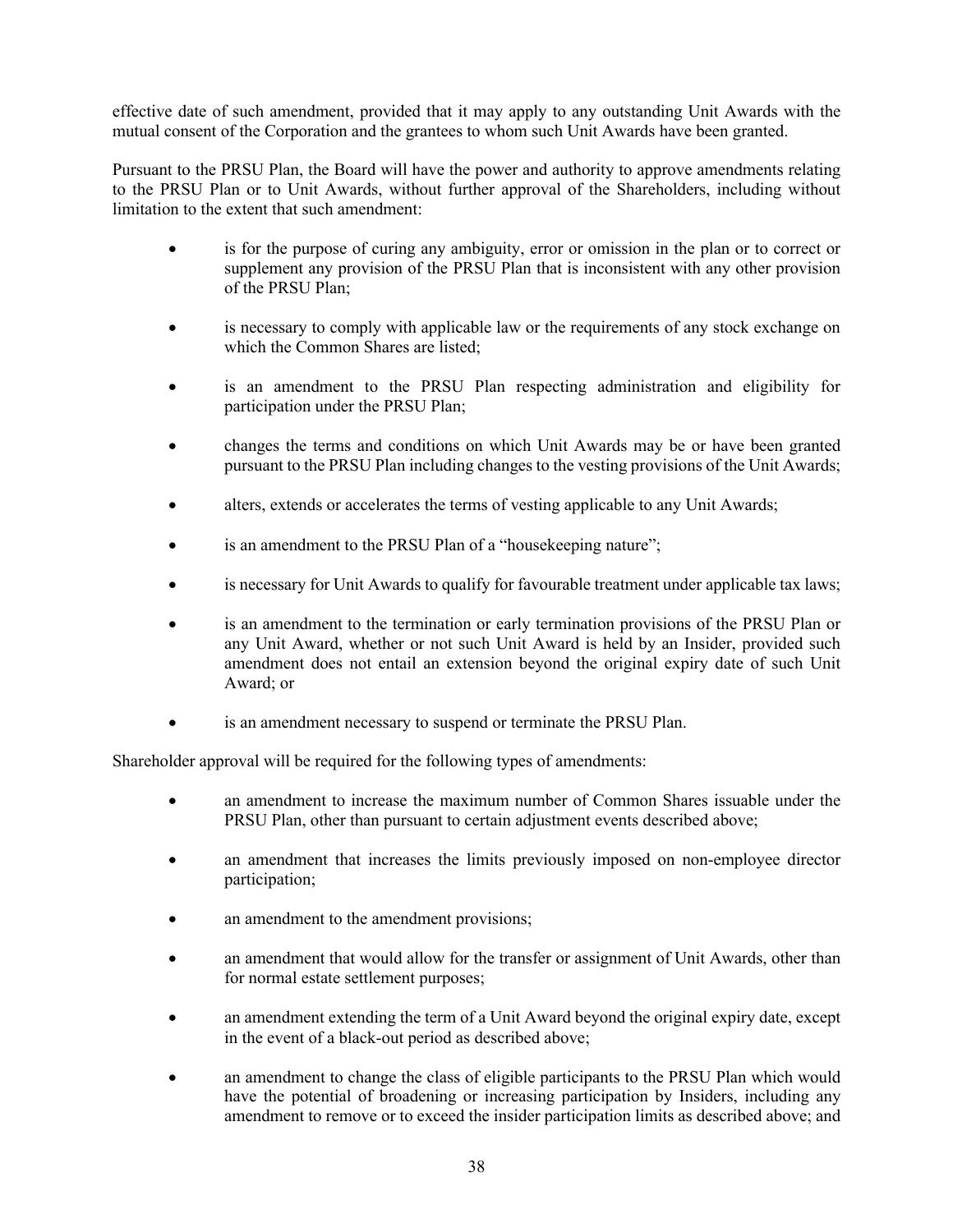effective date of such amendment, provided that it may apply to any outstanding Unit Awards with the mutual consent of the Corporation and the grantees to whom such Unit Awards have been granted.

Pursuant to the PRSU Plan, the Board will have the power and authority to approve amendments relating to the PRSU Plan or to Unit Awards, without further approval of the Shareholders, including without limitation to the extent that such amendment:

- is for the purpose of curing any ambiguity, error or omission in the plan or to correct or supplement any provision of the PRSU Plan that is inconsistent with any other provision of the PRSU Plan;
- is necessary to comply with applicable law or the requirements of any stock exchange on which the Common Shares are listed;
- is an amendment to the PRSU Plan respecting administration and eligibility for participation under the PRSU Plan;
- changes the terms and conditions on which Unit Awards may be or have been granted pursuant to the PRSU Plan including changes to the vesting provisions of the Unit Awards;
- alters, extends or accelerates the terms of vesting applicable to any Unit Awards;
- is an amendment to the PRSU Plan of a "housekeeping nature";
- is necessary for Unit Awards to qualify for favourable treatment under applicable tax laws;
- is an amendment to the termination or early termination provisions of the PRSU Plan or any Unit Award, whether or not such Unit Award is held by an Insider, provided such amendment does not entail an extension beyond the original expiry date of such Unit Award; or
- is an amendment necessary to suspend or terminate the PRSU Plan.

Shareholder approval will be required for the following types of amendments:

- an amendment to increase the maximum number of Common Shares issuable under the PRSU Plan, other than pursuant to certain adjustment events described above;
- an amendment that increases the limits previously imposed on non-employee director participation;
- an amendment to the amendment provisions;
- an amendment that would allow for the transfer or assignment of Unit Awards, other than for normal estate settlement purposes;
- an amendment extending the term of a Unit Award beyond the original expiry date, except in the event of a black-out period as described above;
- an amendment to change the class of eligible participants to the PRSU Plan which would have the potential of broadening or increasing participation by Insiders, including any amendment to remove or to exceed the insider participation limits as described above; and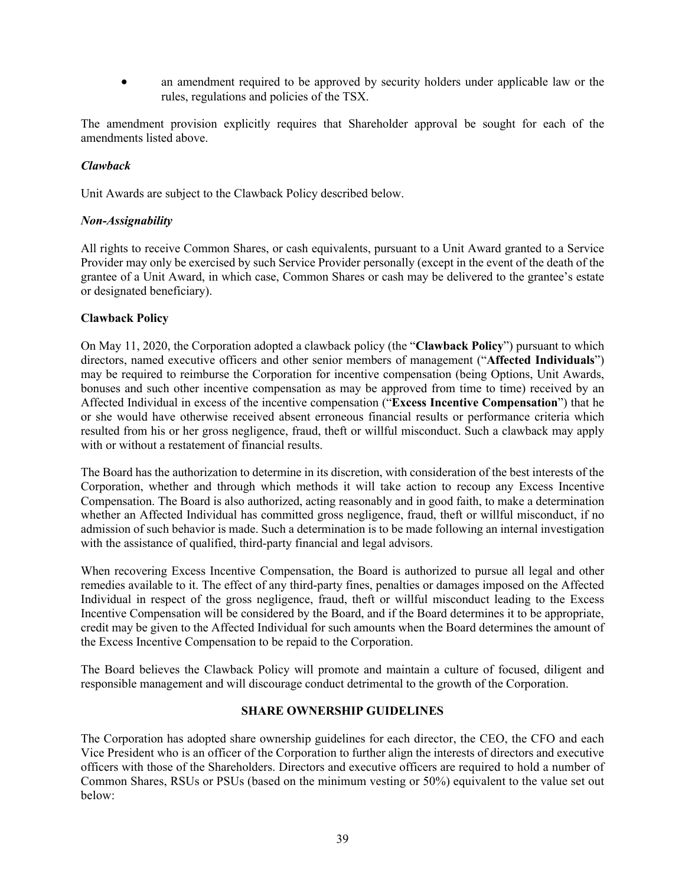- an amendment required to be approved by security holders under applicable law or the rules, regulations and policies of the TSX.

The amendment provision explicitly requires that Shareholder approval be sought for each of the amendments listed above.

***Clawback***

Unit Awards are subject to the Clawback Policy described below.

***Non-Assignability***

All rights to receive Common Shares, or cash equivalents, pursuant to a Unit Award granted to a Service Provider may only be exercised by such Service Provider personally (except in the event of the death of the grantee of a Unit Award, in which case, Common Shares or cash may be delivered to the grantee's estate or designated beneficiary).

**Clawback Policy**

On May 11, 2020, the Corporation adopted a clawback policy (the "**Clawback Policy**") pursuant to which directors, named executive officers and other senior members of management ("**Affected Individuals**") may be required to reimburse the Corporation for incentive compensation (being Options, Unit Awards, bonuses and such other incentive compensation as may be approved from time to time) received by an Affected Individual in excess of the incentive compensation ("**Excess Incentive Compensation**") that he or she would have otherwise received absent erroneous financial results or performance criteria which resulted from his or her gross negligence, fraud, theft or willful misconduct. Such a clawback may apply with or without a restatement of financial results.

The Board has the authorization to determine in its discretion, with consideration of the best interests of the Corporation, whether and through which methods it will take action to recoup any Excess Incentive Compensation. The Board is also authorized, acting reasonably and in good faith, to make a determination whether an Affected Individual has committed gross negligence, fraud, theft or willful misconduct, if no admission of such behavior is made. Such a determination is to be made following an internal investigation with the assistance of qualified, third-party financial and legal advisors.

When recovering Excess Incentive Compensation, the Board is authorized to pursue all legal and other remedies available to it. The effect of any third-party fines, penalties or damages imposed on the Affected Individual in respect of the gross negligence, fraud, theft or willful misconduct leading to the Excess Incentive Compensation will be considered by the Board, and if the Board determines it to be appropriate, credit may be given to the Affected Individual for such amounts when the Board determines the amount of the Excess Incentive Compensation to be repaid to the Corporation.

The Board believes the Clawback Policy will promote and maintain a culture of focused, diligent and responsible management and will discourage conduct detrimental to the growth of the Corporation.

## SHARE OWNERSHIP GUIDELINES

The Corporation has adopted share ownership guidelines for each director, the CEO, the CFO and each Vice President who is an officer of the Corporation to further align the interests of directors and executive officers with those of the Shareholders. Directors and executive officers are required to hold a number of Common Shares, RSUs or PSUs (based on the minimum vesting or 50%) equivalent to the value set out below: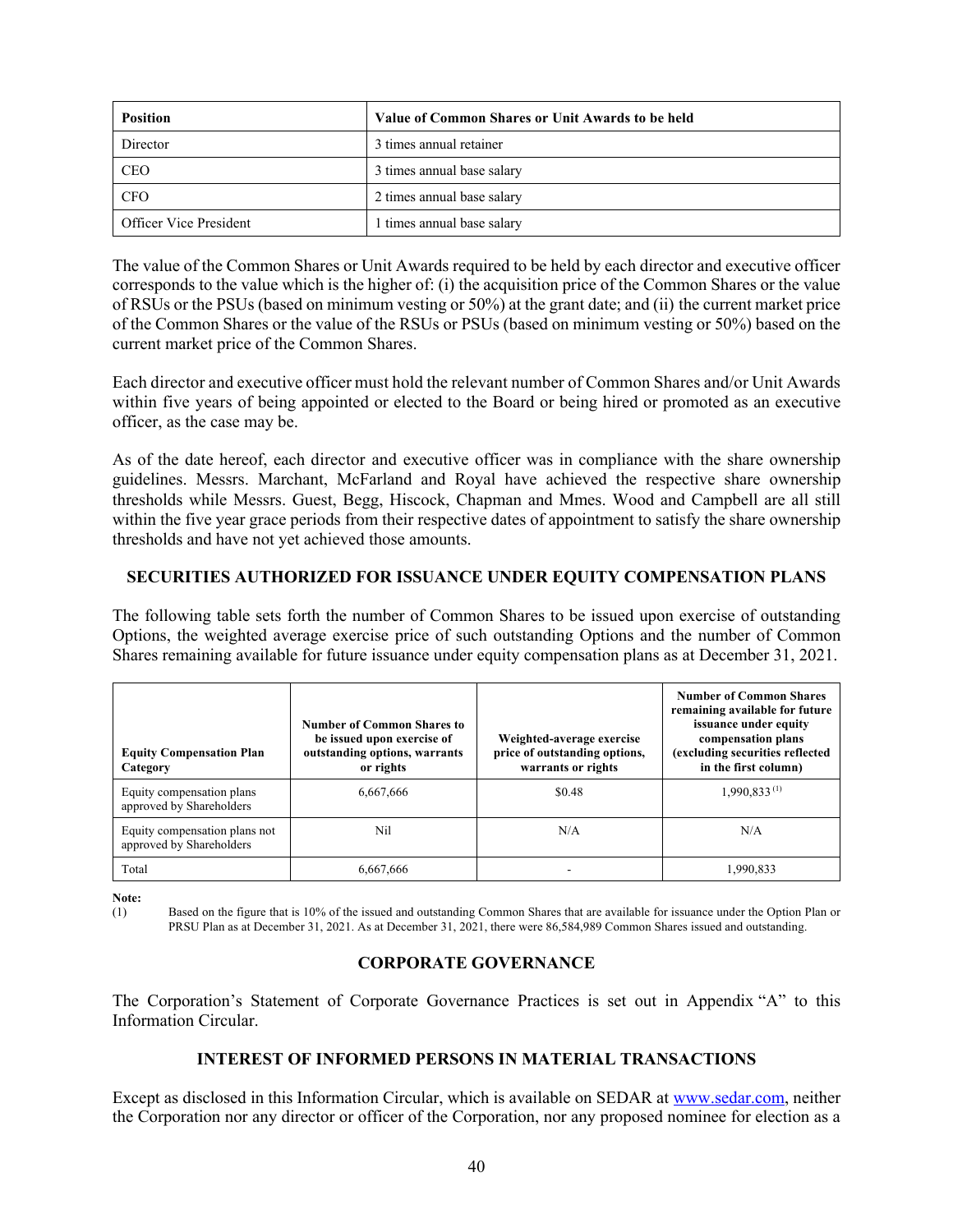| Position | Value of Common Shares or Unit Awards to be held |
|---|---|
| Director | 3 times annual retainer |
| CEO | 3 times annual base salary |
| CFO | 2 times annual base salary |
| Officer Vice President | 1 times annual base salary |

The value of the Common Shares or Unit Awards required to be held by each director and executive officer corresponds to the value which is the higher of: (i) the acquisition price of the Common Shares or the value of RSUs or the PSUs (based on minimum vesting or 50%) at the grant date; and (ii) the current market price of the Common Shares or the value of the RSUs or PSUs (based on minimum vesting or 50%) based on the current market price of the Common Shares.

Each director and executive officer must hold the relevant number of Common Shares and/or Unit Awards within five years of being appointed or elected to the Board or being hired or promoted as an executive officer, as the case may be.

As of the date hereof, each director and executive officer was in compliance with the share ownership guidelines. Messrs. Marchant, McFarland and Royal have achieved the respective share ownership thresholds while Messrs. Guest, Begg, Hiscock, Chapman and Mmes. Wood and Campbell are all still within the five year grace periods from their respective dates of appointment to satisfy the share ownership thresholds and have not yet achieved those amounts.

## SECURITIES AUTHORIZED FOR ISSUANCE UNDER EQUITY COMPENSATION PLANS

The following table sets forth the number of Common Shares to be issued upon exercise of outstanding Options, the weighted average exercise price of such outstanding Options and the number of Common Shares remaining available for future issuance under equity compensation plans as at December 31, 2021.

| Equity Compensation Plan Category | Number of Common Shares to be issued upon exercise of outstanding options, warrants or rights | Weighted-average exercise price of outstanding options, warrants or rights | Number of Common Shares remaining available for future issuance under equity compensation plans (excluding securities reflected in the first column) |
|---|---|---|---|
| Equity compensation plans approved by Shareholders | 6,667,666 | $0.48 | 1,990,833 [(1)] |
| Equity compensation plans not approved by Shareholders | Nil | N/A | N/A |
| Total | 6,667,666 | - | 1,990,833 |

**Note:**

(1) Based on the figure that is 10% of the issued and outstanding Common Shares that are available for issuance under the Option Plan or PRSU Plan as at December 31, 2021. As at December 31, 2021, there were 86,584,989 Common Shares issued and outstanding.

## CORPORATE GOVERNANCE

The Corporation's Statement of Corporate Governance Practices is set out in Appendix "A" to this Information Circular.

## INTEREST OF INFORMED PERSONS IN MATERIAL TRANSACTIONS

Except as disclosed in this Information Circular, which is available on SEDAR at www.sedar.com, neither the Corporation nor any director or officer of the Corporation, nor any proposed nominee for election as a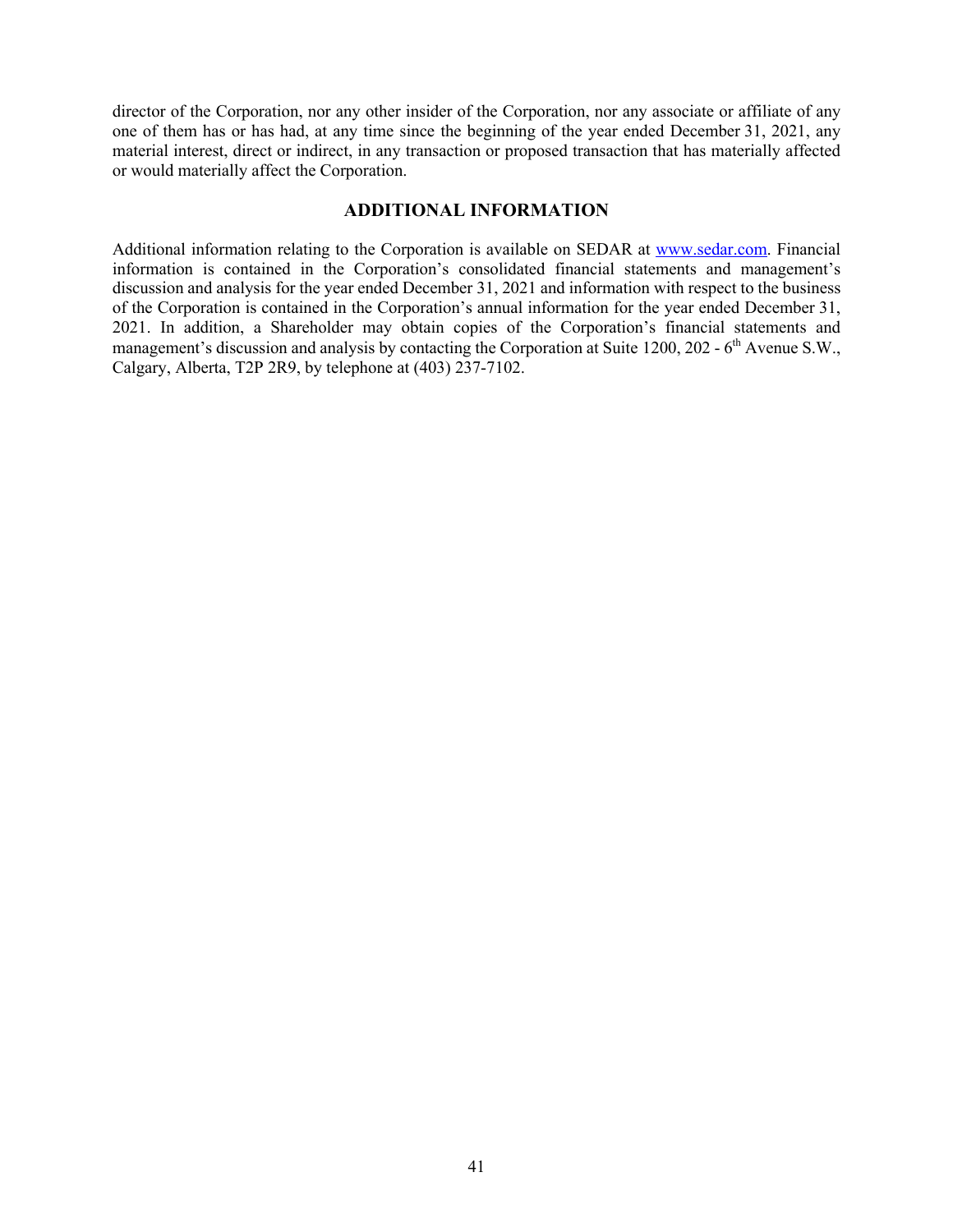director of the Corporation, nor any other insider of the Corporation, nor any associate or affiliate of any one of them has or has had, at any time since the beginning of the year ended December 31, 2021, any material interest, direct or indirect, in any transaction or proposed transaction that has materially affected or would materially affect the Corporation.

## ADDITIONAL INFORMATION

Additional information relating to the Corporation is available on SEDAR at www.sedar.com. Financial information is contained in the Corporation's consolidated financial statements and management's discussion and analysis for the year ended December 31, 2021 and information with respect to the business of the Corporation is contained in the Corporation's annual information for the year ended December 31, 2021. In addition, a Shareholder may obtain copies of the Corporation's financial statements and management's discussion and analysis by contacting the Corporation at Suite 1200, 202 - 6th Avenue S.W., Calgary, Alberta, T2P 2R9, by telephone at (403) 237-7102.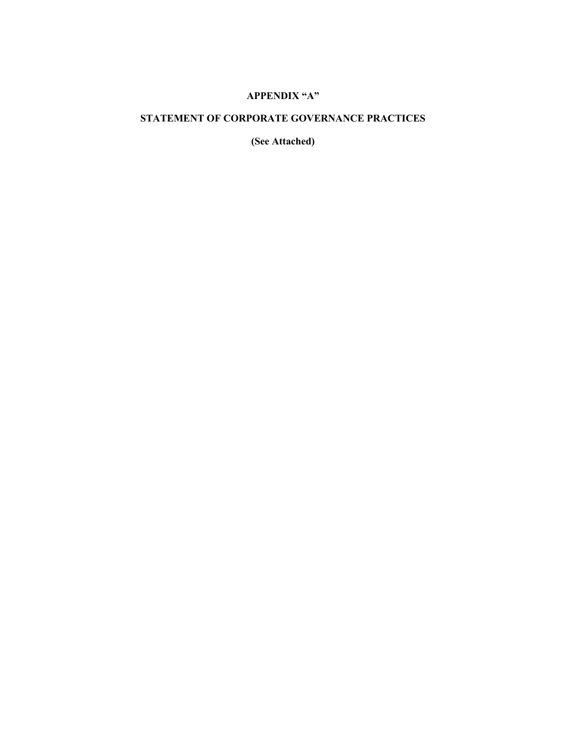# APPENDIX "A"

## STATEMENT OF CORPORATE GOVERNANCE PRACTICES

**(See Attached)**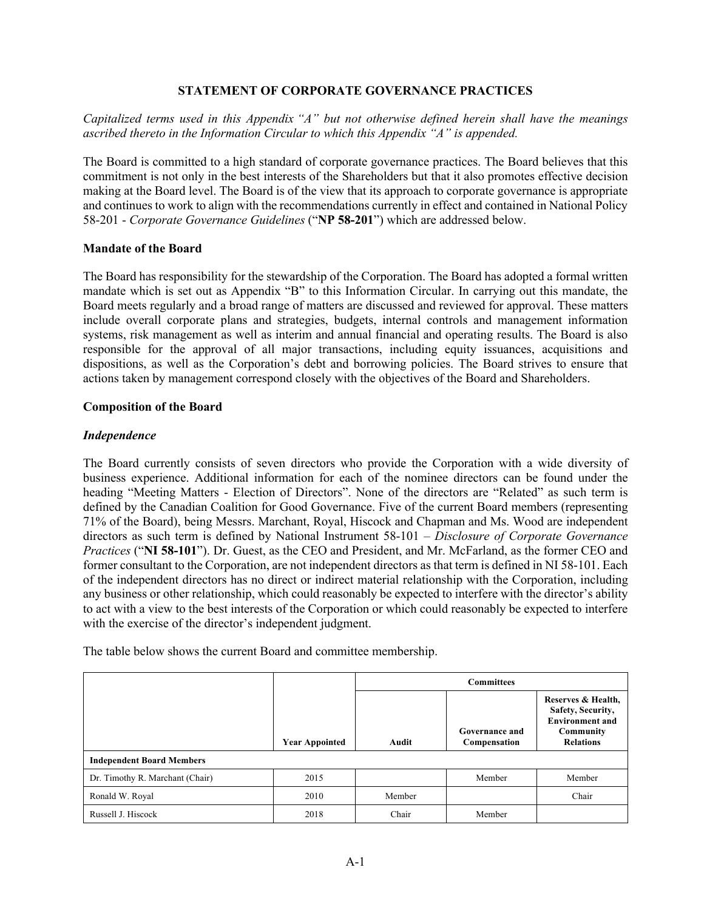## STATEMENT OF CORPORATE GOVERNANCE PRACTICES

*Capitalized terms used in this Appendix "A" but not otherwise defined herein shall have the meanings ascribed thereto in the Information Circular to which this Appendix "A" is appended.*

The Board is committed to a high standard of corporate governance practices. The Board believes that this commitment is not only in the best interests of the Shareholders but that it also promotes effective decision making at the Board level. The Board is of the view that its approach to corporate governance is appropriate and continues to work to align with the recommendations currently in effect and contained in National Policy 58-201 - *Corporate Governance Guidelines* ("**NP 58-201**") which are addressed below.

### Mandate of the Board

The Board has responsibility for the stewardship of the Corporation. The Board has adopted a formal written mandate which is set out as Appendix "B" to this Information Circular. In carrying out this mandate, the Board meets regularly and a broad range of matters are discussed and reviewed for approval. These matters include overall corporate plans and strategies, budgets, internal controls and management information systems, risk management as well as interim and annual financial and operating results. The Board is also responsible for the approval of all major transactions, including equity issuances, acquisitions and dispositions, as well as the Corporation's debt and borrowing policies. The Board strives to ensure that actions taken by management correspond closely with the objectives of the Board and Shareholders.

### Composition of the Board

#### *Independence*

The Board currently consists of seven directors who provide the Corporation with a wide diversity of business experience. Additional information for each of the nominee directors can be found under the heading "Meeting Matters - Election of Directors". None of the directors are "Related" as such term is defined by the Canadian Coalition for Good Governance. Five of the current Board members (representing 71% of the Board), being Messrs. Marchant, Royal, Hiscock and Chapman and Ms. Wood are independent directors as such term is defined by National Instrument 58-101 – *Disclosure of Corporate Governance Practices* ("**NI 58-101**"). Dr. Guest, as the CEO and President, and Mr. McFarland, as the former CEO and former consultant to the Corporation, are not independent directors as that term is defined in NI 58-101. Each of the independent directors has no direct or indirect material relationship with the Corporation, including any business or other relationship, which could reasonably be expected to interfere with the director's ability to act with a view to the best interests of the Corporation or which could reasonably be expected to interfere with the exercise of the director's independent judgment.

The table below shows the current Board and committee membership.

| | | Committees | | |
|---|---|---|---|---|
| | **Year Appointed** | **Audit** | **Governance and Compensation** | **Reserves & Health, Safety, Security, Environment and Community Relations** |
| **Independent Board Members** | | | | |
| Dr. Timothy R. Marchant (Chair) | 2015 | | Member | Member |
| Ronald W. Royal | 2010 | Member | | Chair |
| Russell J. Hiscock | 2018 | Chair | Member | |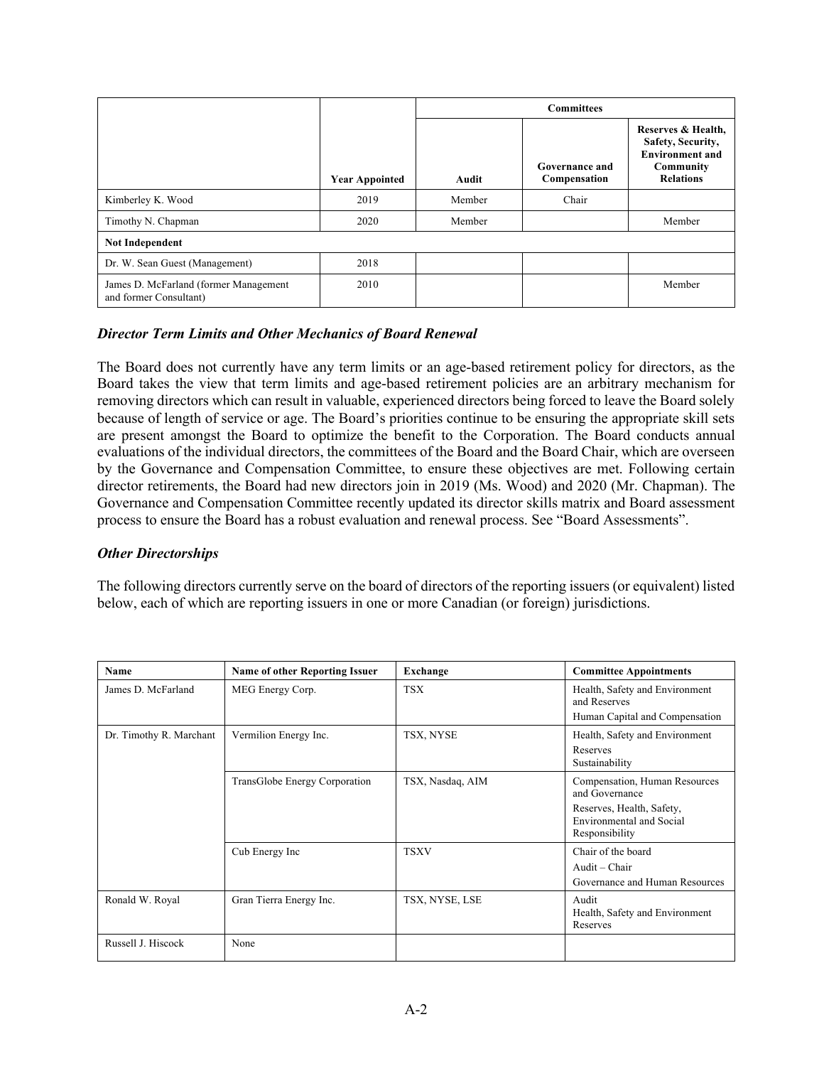| | | Committees | | |
|---|---|---|---|---|
| | Year Appointed | Audit | Governance and Compensation | Reserves & Health, Safety, Security, Environment and Community Relations |
| Kimberley K. Wood | 2019 | Member | Chair | |
| Timothy N. Chapman | 2020 | Member | | Member |
| **Not Independent** | | | | |
| Dr. W. Sean Guest (Management) | 2018 | | | |
| James D. McFarland (former Management and former Consultant) | 2010 | | | Member |

### *Director Term Limits and Other Mechanics of Board Renewal*

The Board does not currently have any term limits or an age-based retirement policy for directors, as the Board takes the view that term limits and age-based retirement policies are an arbitrary mechanism for removing directors which can result in valuable, experienced directors being forced to leave the Board solely because of length of service or age. The Board's priorities continue to be ensuring the appropriate skill sets are present amongst the Board to optimize the benefit to the Corporation. The Board conducts annual evaluations of the individual directors, the committees of the Board and the Board Chair, which are overseen by the Governance and Compensation Committee, to ensure these objectives are met. Following certain director retirements, the Board had new directors join in 2019 (Ms. Wood) and 2020 (Mr. Chapman). The Governance and Compensation Committee recently updated its director skills matrix and Board assessment process to ensure the Board has a robust evaluation and renewal process. See "Board Assessments".

### *Other Directorships*

The following directors currently serve on the board of directors of the reporting issuers (or equivalent) listed below, each of which are reporting issuers in one or more Canadian (or foreign) jurisdictions.

| Name | Name of other Reporting Issuer | Exchange | Committee Appointments |
|---|---|---|---|
| James D. McFarland | MEG Energy Corp. | TSX | Health, Safety and Environment and Reserves<br>Human Capital and Compensation |
| Dr. Timothy R. Marchant | Vermilion Energy Inc. | TSX, NYSE | Health, Safety and Environment<br>Reserves<br>Sustainability |
| | TransGlobe Energy Corporation | TSX, Nasdaq, AIM | Compensation, Human Resources and Governance<br>Reserves, Health, Safety, Environmental and Social Responsibility |
| | Cub Energy Inc | TSXV | Chair of the board<br>Audit – Chair<br>Governance and Human Resources |
| Ronald W. Royal | Gran Tierra Energy Inc. | TSX, NYSE, LSE | Audit<br>Health, Safety and Environment<br>Reserves |
| Russell J. Hiscock | None | | |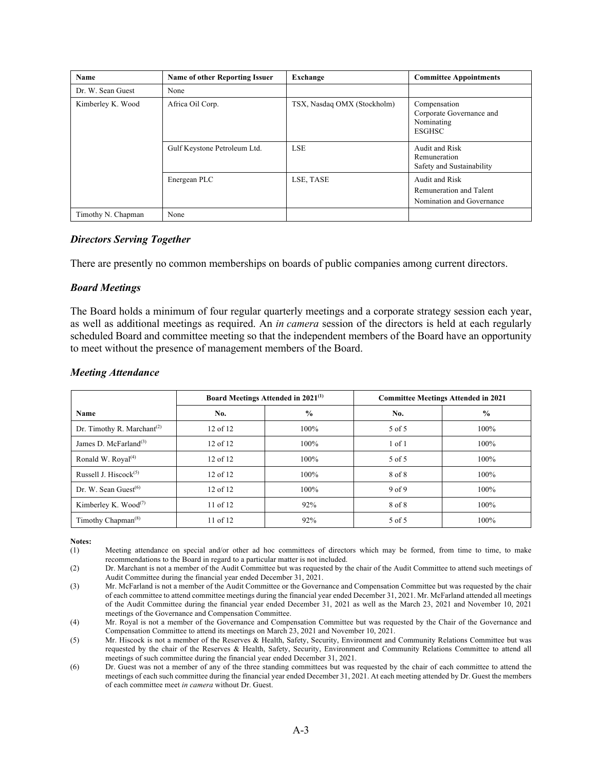| Name | Name of other Reporting Issuer | Exchange | Committee Appointments |
|---|---|---|---|
| Dr. W. Sean Guest | None | | |
| Kimberley K. Wood | Africa Oil Corp. | TSX, Nasdaq OMX (Stockholm) | Compensation<br>Corporate Governance and Nominating<br>ESGHSC |
| | Gulf Keystone Petroleum Ltd. | LSE | Audit and Risk<br>Remuneration<br>Safety and Sustainability |
| | Energean PLC | LSE, TASE | Audit and Risk<br>Remuneration and Talent<br>Nomination and Governance |
| Timothy N. Chapman | None | | |

### *Directors Serving Together*

There are presently no common memberships on boards of public companies among current directors.

### *Board Meetings*

The Board holds a minimum of four regular quarterly meetings and a corporate strategy session each year, as well as additional meetings as required. An *in camera* session of the directors is held at each regularly scheduled Board and committee meeting so that the independent members of the Board have an opportunity to meet without the presence of management members of the Board.

### *Meeting Attendance*

| | Board Meetings Attended in 2021[(1)] | | Committee Meetings Attended in 2021 | |
|---|---|---|---|---|
| Name | No. | % | No. | % |
| Dr. Timothy R. Marchant[(2)] | 12 of 12 | 100% | 5 of 5 | 100% |
| James D. McFarland[(3)] | 12 of 12 | 100% | 1 of 1 | 100% |
| Ronald W. Royal[(4)] | 12 of 12 | 100% | 5 of 5 | 100% |
| Russell J. Hiscock[(5)] | 12 of 12 | 100% | 8 of 8 | 100% |
| Dr. W. Sean Guest[(6)] | 12 of 12 | 100% | 9 of 9 | 100% |
| Kimberley K. Wood[(7)] | 11 of 12 | 92% | 8 of 8 | 100% |
| Timothy Chapman[(8)] | 11 of 12 | 92% | 5 of 5 | 100% |

**Notes:**

(1) Meeting attendance on special and/or other ad hoc committees of directors which may be formed, from time to time, to make recommendations to the Board in regard to a particular matter is not included.

(2) Dr. Marchant is not a member of the Audit Committee but was requested by the chair of the Audit Committee to attend such meetings of Audit Committee during the financial year ended December 31, 2021.

(3) Mr. McFarland is not a member of the Audit Committee or the Governance and Compensation Committee but was requested by the chair of each committee to attend committee meetings during the financial year ended December 31, 2021. Mr. McFarland attended all meetings of the Audit Committee during the financial year ended December 31, 2021 as well as the March 23, 2021 and November 10, 2021 meetings of the Governance and Compensation Committee.

(4) Mr. Royal is not a member of the Governance and Compensation Committee but was requested by the Chair of the Governance and Compensation Committee to attend its meetings on March 23, 2021 and November 10, 2021.

(5) Mr. Hiscock is not a member of the Reserves & Health, Safety, Security, Environment and Community Relations Committee but was requested by the chair of the Reserves & Health, Safety, Security, Environment and Community Relations Committee to attend all meetings of such committee during the financial year ended December 31, 2021.

(6) Dr. Guest was not a member of any of the three standing committees but was requested by the chair of each committee to attend the meetings of each such committee during the financial year ended December 31, 2021. At each meeting attended by Dr. Guest the members of each committee meet *in camera* without Dr. Guest.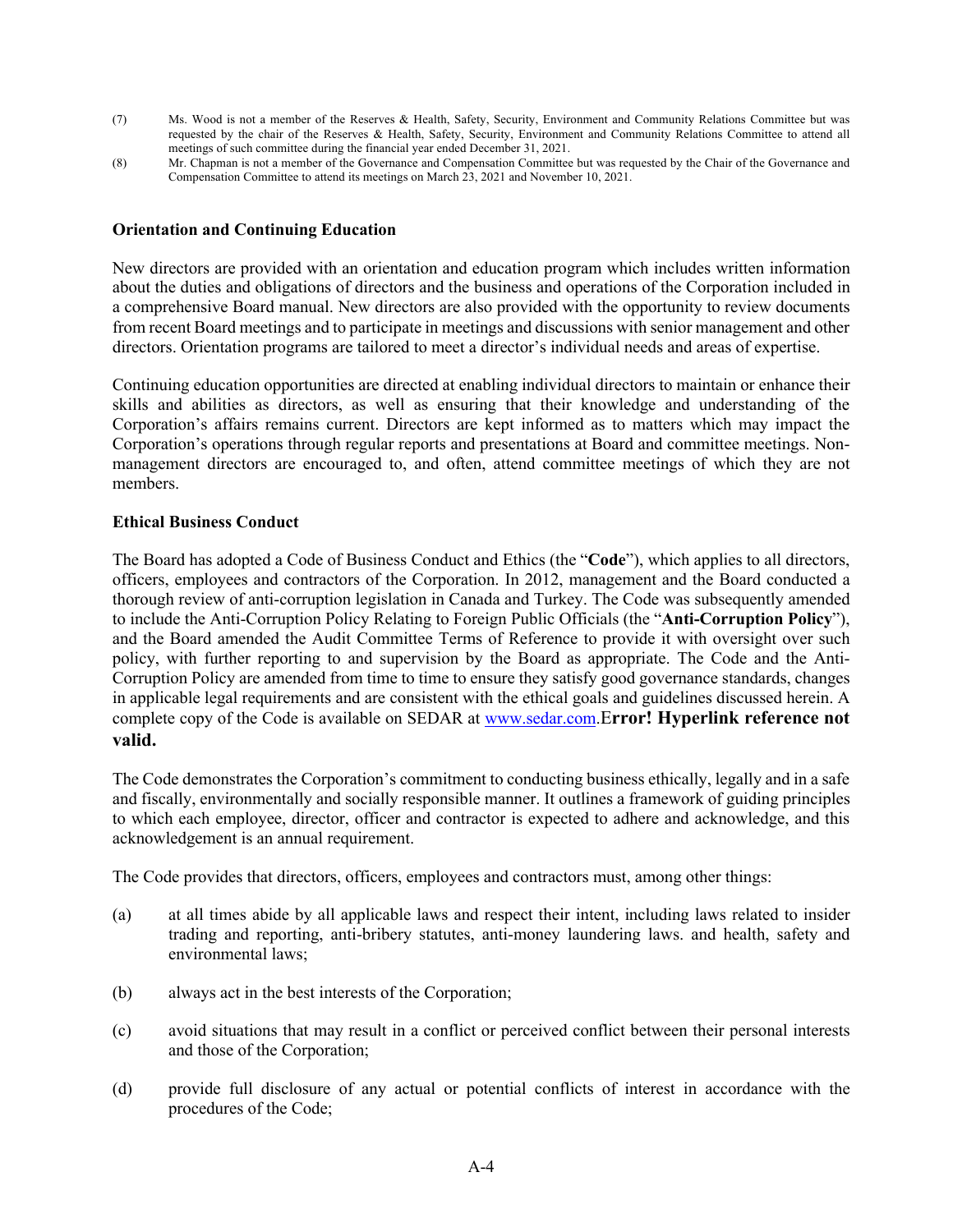(7) Ms. Wood is not a member of the Reserves & Health, Safety, Security, Environment and Community Relations Committee but was requested by the chair of the Reserves & Health, Safety, Security, Environment and Community Relations Committee to attend all meetings of such committee during the financial year ended December 31, 2021.

(8) Mr. Chapman is not a member of the Governance and Compensation Committee but was requested by the Chair of the Governance and Compensation Committee to attend its meetings on March 23, 2021 and November 10, 2021.

**Orientation and Continuing Education**

New directors are provided with an orientation and education program which includes written information about the duties and obligations of directors and the business and operations of the Corporation included in a comprehensive Board manual. New directors are also provided with the opportunity to review documents from recent Board meetings and to participate in meetings and discussions with senior management and other directors. Orientation programs are tailored to meet a director's individual needs and areas of expertise.

Continuing education opportunities are directed at enabling individual directors to maintain or enhance their skills and abilities as directors, as well as ensuring that their knowledge and understanding of the Corporation's affairs remains current. Directors are kept informed as to matters which may impact the Corporation's operations through regular reports and presentations at Board and committee meetings. Non-management directors are encouraged to, and often, attend committee meetings of which they are not members.

**Ethical Business Conduct**

The Board has adopted a Code of Business Conduct and Ethics (the "**Code**"), which applies to all directors, officers, employees and contractors of the Corporation. In 2012, management and the Board conducted a thorough review of anti-corruption legislation in Canada and Turkey. The Code was subsequently amended to include the Anti-Corruption Policy Relating to Foreign Public Officials (the "**Anti-Corruption Policy**"), and the Board amended the Audit Committee Terms of Reference to provide it with oversight over such policy, with further reporting to and supervision by the Board as appropriate. The Code and the Anti-Corruption Policy are amended from time to time to ensure they satisfy good governance standards, changes in applicable legal requirements and are consistent with the ethical goals and guidelines discussed herein. A complete copy of the Code is available on SEDAR at www.sedar.com.E**rror! Hyperlink reference not valid.**

The Code demonstrates the Corporation's commitment to conducting business ethically, legally and in a safe and fiscally, environmentally and socially responsible manner. It outlines a framework of guiding principles to which each employee, director, officer and contractor is expected to adhere and acknowledge, and this acknowledgement is an annual requirement.

The Code provides that directors, officers, employees and contractors must, among other things:

(a) at all times abide by all applicable laws and respect their intent, including laws related to insider trading and reporting, anti-bribery statutes, anti-money laundering laws. and health, safety and environmental laws;

(b) always act in the best interests of the Corporation;

(c) avoid situations that may result in a conflict or perceived conflict between their personal interests and those of the Corporation;

(d) provide full disclosure of any actual or potential conflicts of interest in accordance with the procedures of the Code;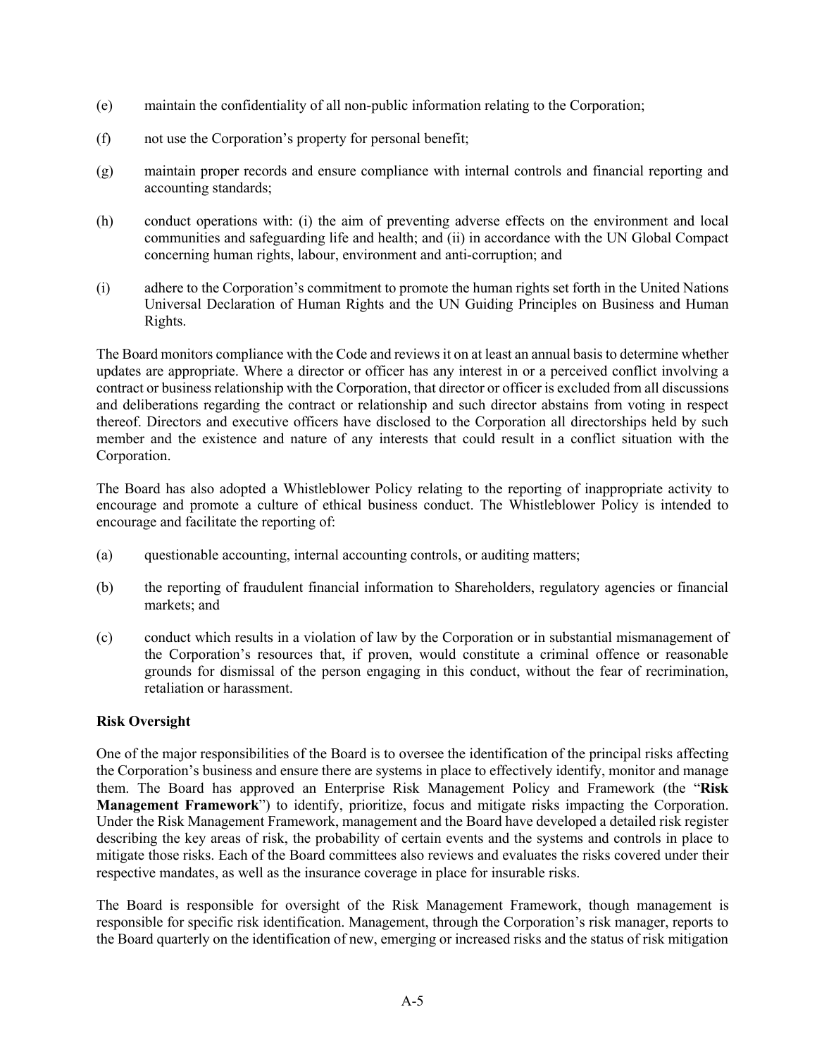(e) maintain the confidentiality of all non-public information relating to the Corporation;

(f) not use the Corporation's property for personal benefit;

(g) maintain proper records and ensure compliance with internal controls and financial reporting and accounting standards;

(h) conduct operations with: (i) the aim of preventing adverse effects on the environment and local communities and safeguarding life and health; and (ii) in accordance with the UN Global Compact concerning human rights, labour, environment and anti-corruption; and

(i) adhere to the Corporation's commitment to promote the human rights set forth in the United Nations Universal Declaration of Human Rights and the UN Guiding Principles on Business and Human Rights.

The Board monitors compliance with the Code and reviews it on at least an annual basis to determine whether updates are appropriate. Where a director or officer has any interest in or a perceived conflict involving a contract or business relationship with the Corporation, that director or officer is excluded from all discussions and deliberations regarding the contract or relationship and such director abstains from voting in respect thereof. Directors and executive officers have disclosed to the Corporation all directorships held by such member and the existence and nature of any interests that could result in a conflict situation with the Corporation.

The Board has also adopted a Whistleblower Policy relating to the reporting of inappropriate activity to encourage and promote a culture of ethical business conduct. The Whistleblower Policy is intended to encourage and facilitate the reporting of:

(a) questionable accounting, internal accounting controls, or auditing matters;

(b) the reporting of fraudulent financial information to Shareholders, regulatory agencies or financial markets; and

(c) conduct which results in a violation of law by the Corporation or in substantial mismanagement of the Corporation's resources that, if proven, would constitute a criminal offence or reasonable grounds for dismissal of the person engaging in this conduct, without the fear of recrimination, retaliation or harassment.

**Risk Oversight**

One of the major responsibilities of the Board is to oversee the identification of the principal risks affecting the Corporation's business and ensure there are systems in place to effectively identify, monitor and manage them. The Board has approved an Enterprise Risk Management Policy and Framework (the "**Risk Management Framework**") to identify, prioritize, focus and mitigate risks impacting the Corporation. Under the Risk Management Framework, management and the Board have developed a detailed risk register describing the key areas of risk, the probability of certain events and the systems and controls in place to mitigate those risks. Each of the Board committees also reviews and evaluates the risks covered under their respective mandates, as well as the insurance coverage in place for insurable risks.

The Board is responsible for oversight of the Risk Management Framework, though management is responsible for specific risk identification. Management, through the Corporation's risk manager, reports to the Board quarterly on the identification of new, emerging or increased risks and the status of risk mitigation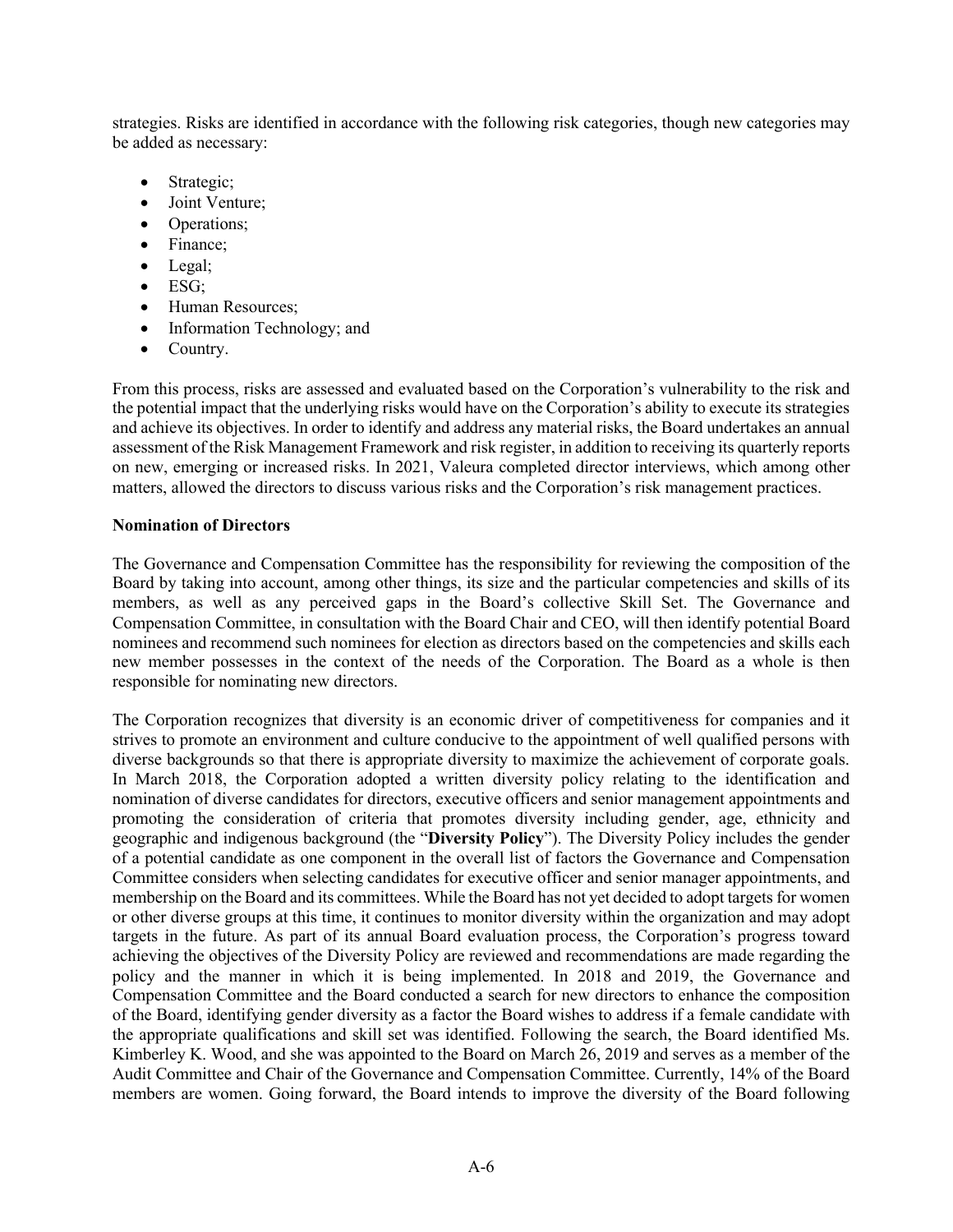strategies. Risks are identified in accordance with the following risk categories, though new categories may be added as necessary:

- Strategic;
- Joint Venture;
- Operations;
- Finance;
- Legal;
- ESG;
- Human Resources;
- Information Technology; and
- Country.

From this process, risks are assessed and evaluated based on the Corporation's vulnerability to the risk and the potential impact that the underlying risks would have on the Corporation's ability to execute its strategies and achieve its objectives. In order to identify and address any material risks, the Board undertakes an annual assessment of the Risk Management Framework and risk register, in addition to receiving its quarterly reports on new, emerging or increased risks. In 2021, Valeura completed director interviews, which among other matters, allowed the directors to discuss various risks and the Corporation's risk management practices.

**Nomination of Directors**

The Governance and Compensation Committee has the responsibility for reviewing the composition of the Board by taking into account, among other things, its size and the particular competencies and skills of its members, as well as any perceived gaps in the Board's collective Skill Set. The Governance and Compensation Committee, in consultation with the Board Chair and CEO, will then identify potential Board nominees and recommend such nominees for election as directors based on the competencies and skills each new member possesses in the context of the needs of the Corporation. The Board as a whole is then responsible for nominating new directors.

The Corporation recognizes that diversity is an economic driver of competitiveness for companies and it strives to promote an environment and culture conducive to the appointment of well qualified persons with diverse backgrounds so that there is appropriate diversity to maximize the achievement of corporate goals. In March 2018, the Corporation adopted a written diversity policy relating to the identification and nomination of diverse candidates for directors, executive officers and senior management appointments and promoting the consideration of criteria that promotes diversity including gender, age, ethnicity and geographic and indigenous background (the "**Diversity Policy**"). The Diversity Policy includes the gender of a potential candidate as one component in the overall list of factors the Governance and Compensation Committee considers when selecting candidates for executive officer and senior manager appointments, and membership on the Board and its committees. While the Board has not yet decided to adopt targets for women or other diverse groups at this time, it continues to monitor diversity within the organization and may adopt targets in the future. As part of its annual Board evaluation process, the Corporation's progress toward achieving the objectives of the Diversity Policy are reviewed and recommendations are made regarding the policy and the manner in which it is being implemented. In 2018 and 2019, the Governance and Compensation Committee and the Board conducted a search for new directors to enhance the composition of the Board, identifying gender diversity as a factor the Board wishes to address if a female candidate with the appropriate qualifications and skill set was identified. Following the search, the Board identified Ms. Kimberley K. Wood, and she was appointed to the Board on March 26, 2019 and serves as a member of the Audit Committee and Chair of the Governance and Compensation Committee. Currently, 14% of the Board members are women. Going forward, the Board intends to improve the diversity of the Board following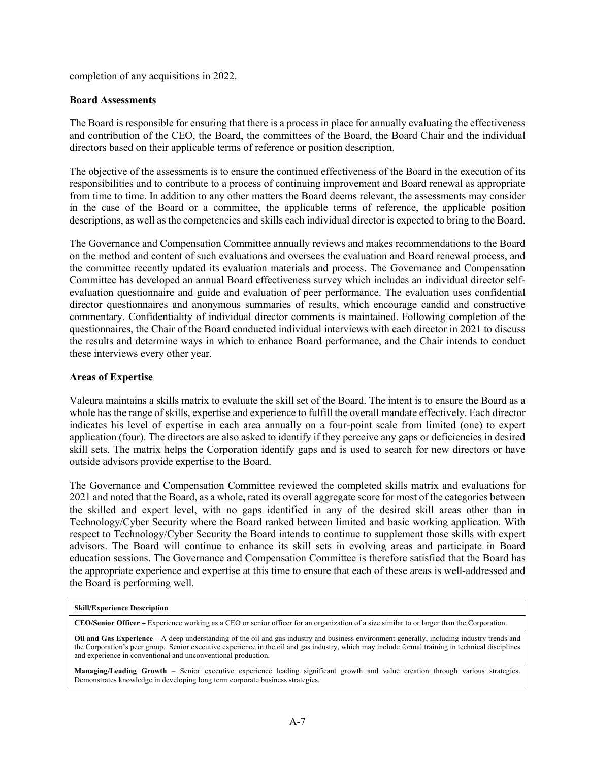completion of any acquisitions in 2022.

**Board Assessments**

The Board is responsible for ensuring that there is a process in place for annually evaluating the effectiveness and contribution of the CEO, the Board, the committees of the Board, the Board Chair and the individual directors based on their applicable terms of reference or position description.

The objective of the assessments is to ensure the continued effectiveness of the Board in the execution of its responsibilities and to contribute to a process of continuing improvement and Board renewal as appropriate from time to time. In addition to any other matters the Board deems relevant, the assessments may consider in the case of the Board or a committee, the applicable terms of reference, the applicable position descriptions, as well as the competencies and skills each individual director is expected to bring to the Board.

The Governance and Compensation Committee annually reviews and makes recommendations to the Board on the method and content of such evaluations and oversees the evaluation and Board renewal process, and the committee recently updated its evaluation materials and process. The Governance and Compensation Committee has developed an annual Board effectiveness survey which includes an individual director self-evaluation questionnaire and guide and evaluation of peer performance. The evaluation uses confidential director questionnaires and anonymous summaries of results, which encourage candid and constructive commentary. Confidentiality of individual director comments is maintained. Following completion of the questionnaires, the Chair of the Board conducted individual interviews with each director in 2021 to discuss the results and determine ways in which to enhance Board performance, and the Chair intends to conduct these interviews every other year.

**Areas of Expertise**

Valeura maintains a skills matrix to evaluate the skill set of the Board. The intent is to ensure the Board as a whole has the range of skills, expertise and experience to fulfill the overall mandate effectively. Each director indicates his level of expertise in each area annually on a four-point scale from limited (one) to expert application (four). The directors are also asked to identify if they perceive any gaps or deficiencies in desired skill sets. The matrix helps the Corporation identify gaps and is used to search for new directors or have outside advisors provide expertise to the Board.

The Governance and Compensation Committee reviewed the completed skills matrix and evaluations for 2021 and noted that the Board, as a whole**,** rated its overall aggregate score for most of the categories between the skilled and expert level, with no gaps identified in any of the desired skill areas other than in Technology/Cyber Security where the Board ranked between limited and basic working application. With respect to Technology/Cyber Security the Board intends to continue to supplement those skills with expert advisors. The Board will continue to enhance its skill sets in evolving areas and participate in Board education sessions. The Governance and Compensation Committee is therefore satisfied that the Board has the appropriate experience and expertise at this time to ensure that each of these areas is well-addressed and the Board is performing well.

| **Skill/Experience Description** |
| --- |
| **CEO/Senior Officer –** Experience working as a CEO or senior officer for an organization of a size similar to or larger than the Corporation. |
| **Oil and Gas Experience** – A deep understanding of the oil and gas industry and business environment generally, including industry trends and the Corporation's peer group. Senior executive experience in the oil and gas industry, which may include formal training in technical disciplines and experience in conventional and unconventional production. |
| **Managing/Leading Growth** – Senior executive experience leading significant growth and value creation through various strategies. Demonstrates knowledge in developing long term corporate business strategies. |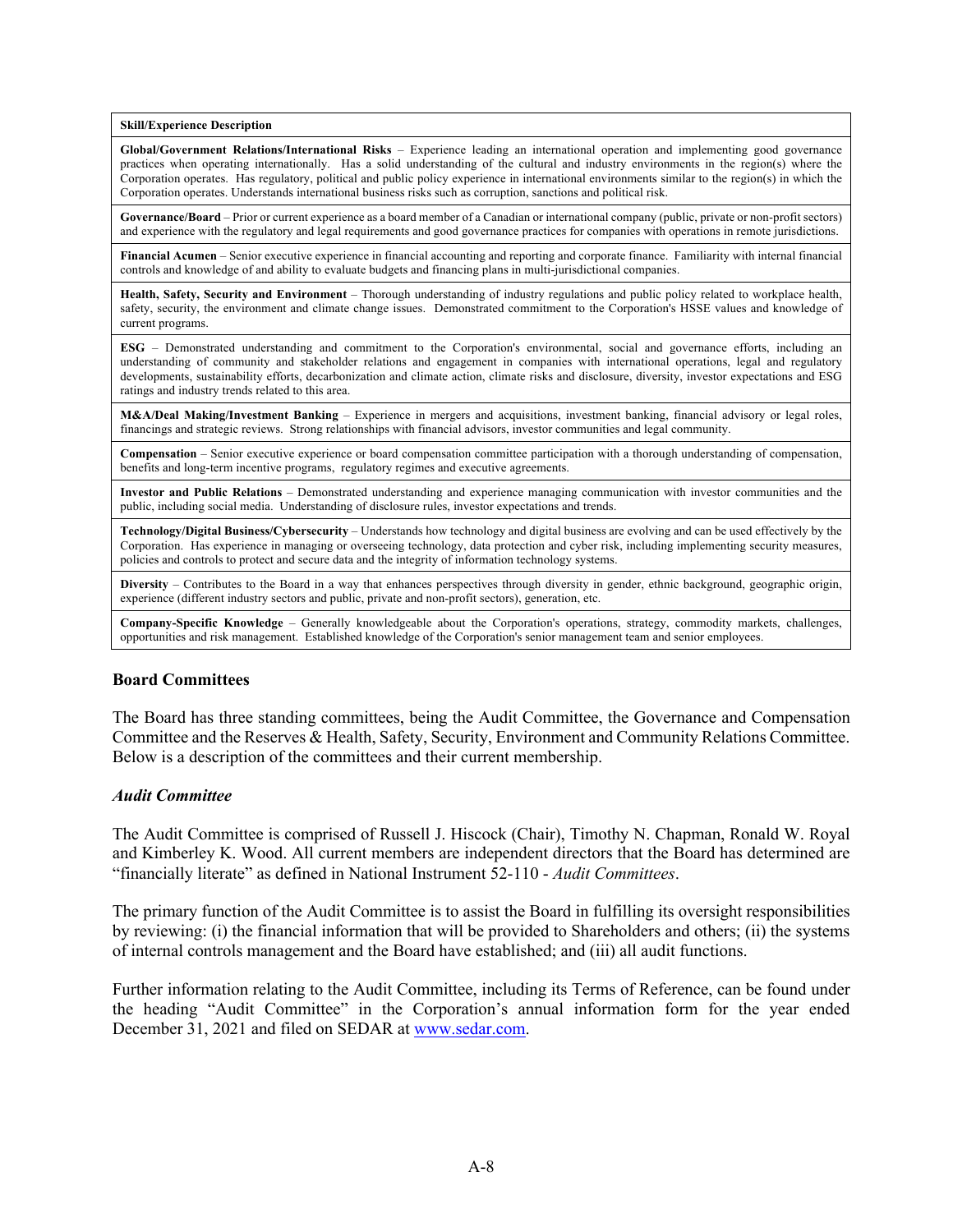| Skill/Experience Description |
|---|
| **Global/Government Relations/International Risks** – Experience leading an international operation and implementing good governance practices when operating internationally. Has a solid understanding of the cultural and industry environments in the region(s) where the Corporation operates. Has regulatory, political and public policy experience in international environments similar to the region(s) in which the Corporation operates. Understands international business risks such as corruption, sanctions and political risk. |
| **Governance/Board** – Prior or current experience as a board member of a Canadian or international company (public, private or non-profit sectors) and experience with the regulatory and legal requirements and good governance practices for companies with operations in remote jurisdictions. |
| **Financial Acumen** – Senior executive experience in financial accounting and reporting and corporate finance. Familiarity with internal financial controls and knowledge of and ability to evaluate budgets and financing plans in multi-jurisdictional companies. |
| **Health, Safety, Security and Environment** – Thorough understanding of industry regulations and public policy related to workplace health, safety, security, the environment and climate change issues. Demonstrated commitment to the Corporation's HSSE values and knowledge of current programs. |
| **ESG** – Demonstrated understanding and commitment to the Corporation's environmental, social and governance efforts, including an understanding of community and stakeholder relations and engagement in companies with international operations, legal and regulatory developments, sustainability efforts, decarbonization and climate action, climate risks and disclosure, diversity, investor expectations and ESG ratings and industry trends related to this area. |
| **M&A/Deal Making/Investment Banking** – Experience in mergers and acquisitions, investment banking, financial advisory or legal roles, financings and strategic reviews. Strong relationships with financial advisors, investor communities and legal community. |
| **Compensation** – Senior executive experience or board compensation committee participation with a thorough understanding of compensation, benefits and long-term incentive programs, regulatory regimes and executive agreements. |
| **Investor and Public Relations** – Demonstrated understanding and experience managing communication with investor communities and the public, including social media. Understanding of disclosure rules, investor expectations and trends. |
| **Technology/Digital Business/Cybersecurity** – Understands how technology and digital business are evolving and can be used effectively by the Corporation. Has experience in managing or overseeing technology, data protection and cyber risk, including implementing security measures, policies and controls to protect and secure data and the integrity of information technology systems. |
| **Diversity** – Contributes to the Board in a way that enhances perspectives through diversity in gender, ethnic background, geographic origin, experience (different industry sectors and public, private and non-profit sectors), generation, etc. |
| **Company-Specific Knowledge** – Generally knowledgeable about the Corporation's operations, strategy, commodity markets, challenges, opportunities and risk management. Established knowledge of the Corporation's senior management team and senior employees. |

## Board Committees

The Board has three standing committees, being the Audit Committee, the Governance and Compensation Committee and the Reserves & Health, Safety, Security, Environment and Community Relations Committee. Below is a description of the committees and their current membership.

### *Audit Committee*

The Audit Committee is comprised of Russell J. Hiscock (Chair), Timothy N. Chapman, Ronald W. Royal and Kimberley K. Wood. All current members are independent directors that the Board has determined are "financially literate" as defined in National Instrument 52-110 - *Audit Committees*.

The primary function of the Audit Committee is to assist the Board in fulfilling its oversight responsibilities by reviewing: (i) the financial information that will be provided to Shareholders and others; (ii) the systems of internal controls management and the Board have established; and (iii) all audit functions.

Further information relating to the Audit Committee, including its Terms of Reference, can be found under the heading "Audit Committee" in the Corporation's annual information form for the year ended December 31, 2021 and filed on SEDAR at www.sedar.com.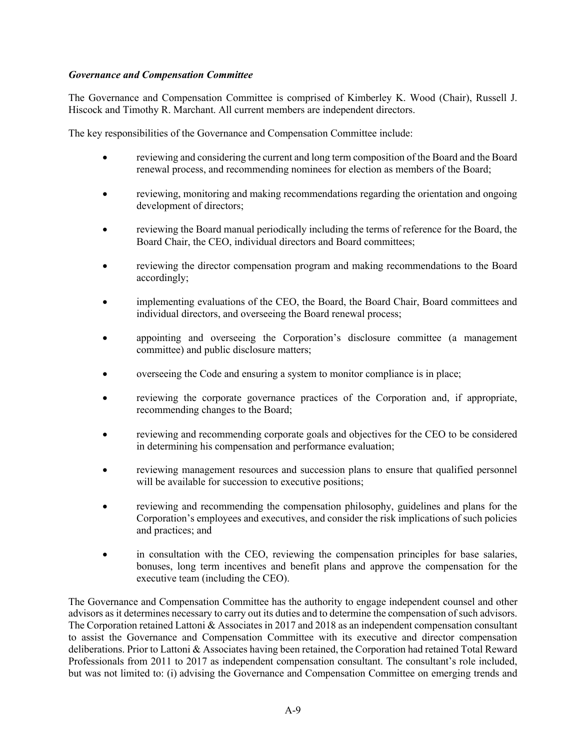***Governance and Compensation Committee***

The Governance and Compensation Committee is comprised of Kimberley K. Wood (Chair), Russell J. Hiscock and Timothy R. Marchant. All current members are independent directors.

The key responsibilities of the Governance and Compensation Committee include:

- reviewing and considering the current and long term composition of the Board and the Board renewal process, and recommending nominees for election as members of the Board;
- reviewing, monitoring and making recommendations regarding the orientation and ongoing development of directors;
- reviewing the Board manual periodically including the terms of reference for the Board, the Board Chair, the CEO, individual directors and Board committees;
- reviewing the director compensation program and making recommendations to the Board accordingly;
- implementing evaluations of the CEO, the Board, the Board Chair, Board committees and individual directors, and overseeing the Board renewal process;
- appointing and overseeing the Corporation's disclosure committee (a management committee) and public disclosure matters;
- overseeing the Code and ensuring a system to monitor compliance is in place;
- reviewing the corporate governance practices of the Corporation and, if appropriate, recommending changes to the Board;
- reviewing and recommending corporate goals and objectives for the CEO to be considered in determining his compensation and performance evaluation;
- reviewing management resources and succession plans to ensure that qualified personnel will be available for succession to executive positions;
- reviewing and recommending the compensation philosophy, guidelines and plans for the Corporation's employees and executives, and consider the risk implications of such policies and practices; and
- in consultation with the CEO, reviewing the compensation principles for base salaries, bonuses, long term incentives and benefit plans and approve the compensation for the executive team (including the CEO).

The Governance and Compensation Committee has the authority to engage independent counsel and other advisors as it determines necessary to carry out its duties and to determine the compensation of such advisors. The Corporation retained Lattoni & Associates in 2017 and 2018 as an independent compensation consultant to assist the Governance and Compensation Committee with its executive and director compensation deliberations. Prior to Lattoni & Associates having been retained, the Corporation had retained Total Reward Professionals from 2011 to 2017 as independent compensation consultant. The consultant's role included, but was not limited to: (i) advising the Governance and Compensation Committee on emerging trends and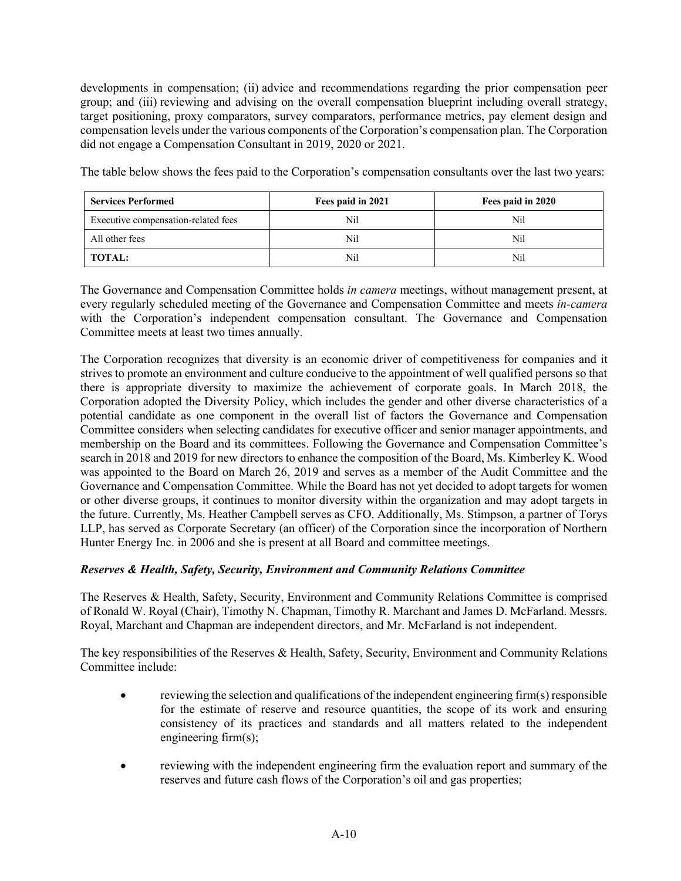developments in compensation; (ii) advice and recommendations regarding the prior compensation peer group; and (iii) reviewing and advising on the overall compensation blueprint including overall strategy, target positioning, proxy comparators, survey comparators, performance metrics, pay element design and compensation levels under the various components of the Corporation's compensation plan. The Corporation did not engage a Compensation Consultant in 2019, 2020 or 2021.

The table below shows the fees paid to the Corporation's compensation consultants over the last two years:

| **Services Performed** | **Fees paid in 2021** | **Fees paid in 2020** |
|---|---|---|
| Executive compensation-related fees | Nil | Nil |
| All other fees | Nil | Nil |
| **TOTAL:** | Nil | Nil |

The Governance and Compensation Committee holds *in camera* meetings, without management present, at every regularly scheduled meeting of the Governance and Compensation Committee and meets *in-camera* with the Corporation's independent compensation consultant. The Governance and Compensation Committee meets at least two times annually.

The Corporation recognizes that diversity is an economic driver of competitiveness for companies and it strives to promote an environment and culture conducive to the appointment of well qualified persons so that there is appropriate diversity to maximize the achievement of corporate goals. In March 2018, the Corporation adopted the Diversity Policy, which includes the gender and other diverse characteristics of a potential candidate as one component in the overall list of factors the Governance and Compensation Committee considers when selecting candidates for executive officer and senior manager appointments, and membership on the Board and its committees. Following the Governance and Compensation Committee's search in 2018 and 2019 for new directors to enhance the composition of the Board, Ms. Kimberley K. Wood was appointed to the Board on March 26, 2019 and serves as a member of the Audit Committee and the Governance and Compensation Committee. While the Board has not yet decided to adopt targets for women or other diverse groups, it continues to monitor diversity within the organization and may adopt targets in the future. Currently, Ms. Heather Campbell serves as CFO. Additionally, Ms. Stimpson, a partner of Torys LLP, has served as Corporate Secretary (an officer) of the Corporation since the incorporation of Northern Hunter Energy Inc. in 2006 and she is present at all Board and committee meetings.

***Reserves & Health, Safety, Security, Environment and Community Relations Committee***

The Reserves & Health, Safety, Security, Environment and Community Relations Committee is comprised of Ronald W. Royal (Chair), Timothy N. Chapman, Timothy R. Marchant and James D. McFarland. Messrs. Royal, Marchant and Chapman are independent directors, and Mr. McFarland is not independent.

The key responsibilities of the Reserves & Health, Safety, Security, Environment and Community Relations Committee include:

- reviewing the selection and qualifications of the independent engineering firm(s) responsible for the estimate of reserve and resource quantities, the scope of its work and ensuring consistency of its practices and standards and all matters related to the independent engineering firm(s);

- reviewing with the independent engineering firm the evaluation report and summary of the reserves and future cash flows of the Corporation's oil and gas properties;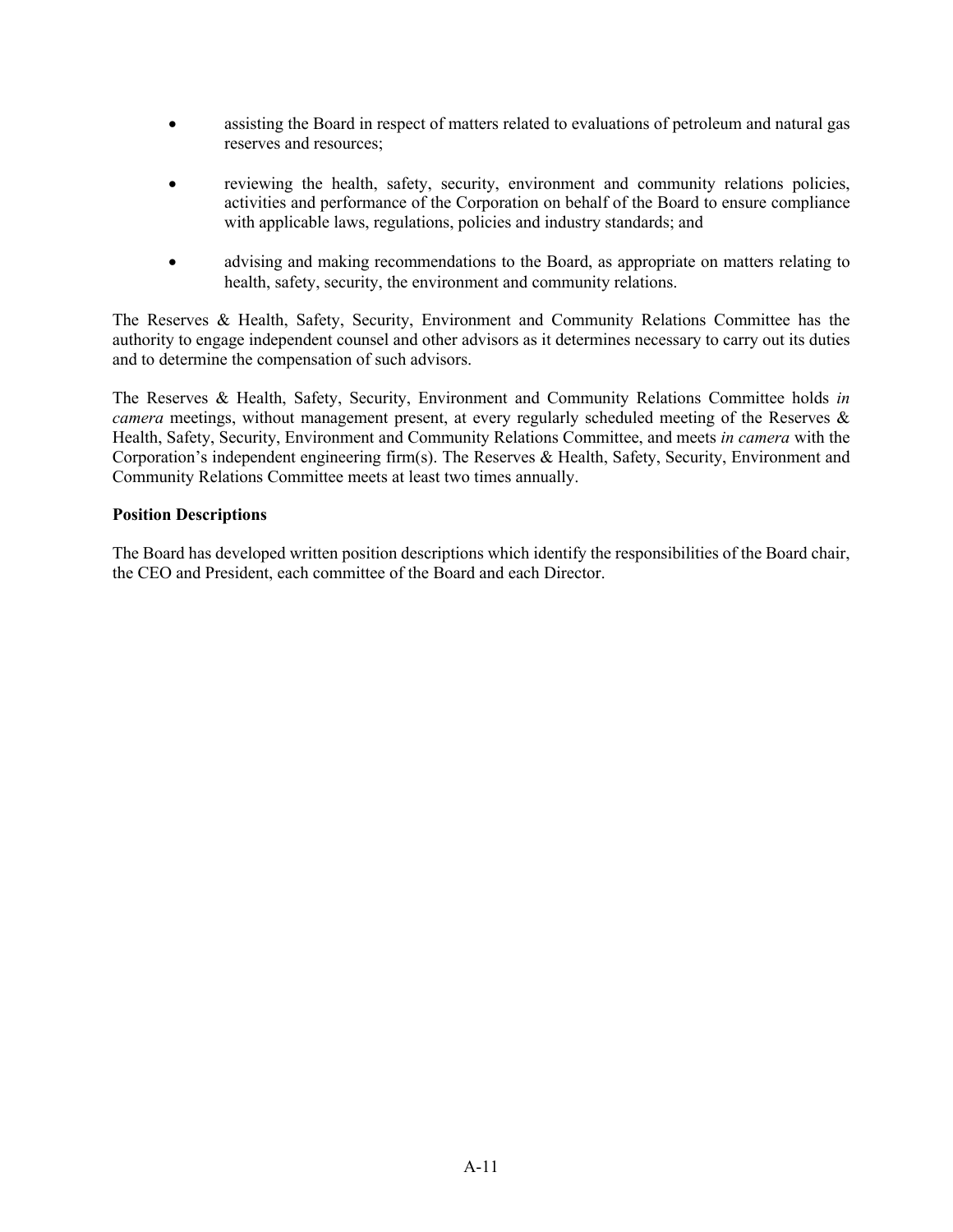- assisting the Board in respect of matters related to evaluations of petroleum and natural gas reserves and resources;
- reviewing the health, safety, security, environment and community relations policies, activities and performance of the Corporation on behalf of the Board to ensure compliance with applicable laws, regulations, policies and industry standards; and
- advising and making recommendations to the Board, as appropriate on matters relating to health, safety, security, the environment and community relations.

The Reserves & Health, Safety, Security, Environment and Community Relations Committee has the authority to engage independent counsel and other advisors as it determines necessary to carry out its duties and to determine the compensation of such advisors.

The Reserves & Health, Safety, Security, Environment and Community Relations Committee holds *in camera* meetings, without management present, at every regularly scheduled meeting of the Reserves & Health, Safety, Security, Environment and Community Relations Committee, and meets *in camera* with the Corporation's independent engineering firm(s). The Reserves & Health, Safety, Security, Environment and Community Relations Committee meets at least two times annually.

**Position Descriptions**

The Board has developed written position descriptions which identify the responsibilities of the Board chair, the CEO and President, each committee of the Board and each Director.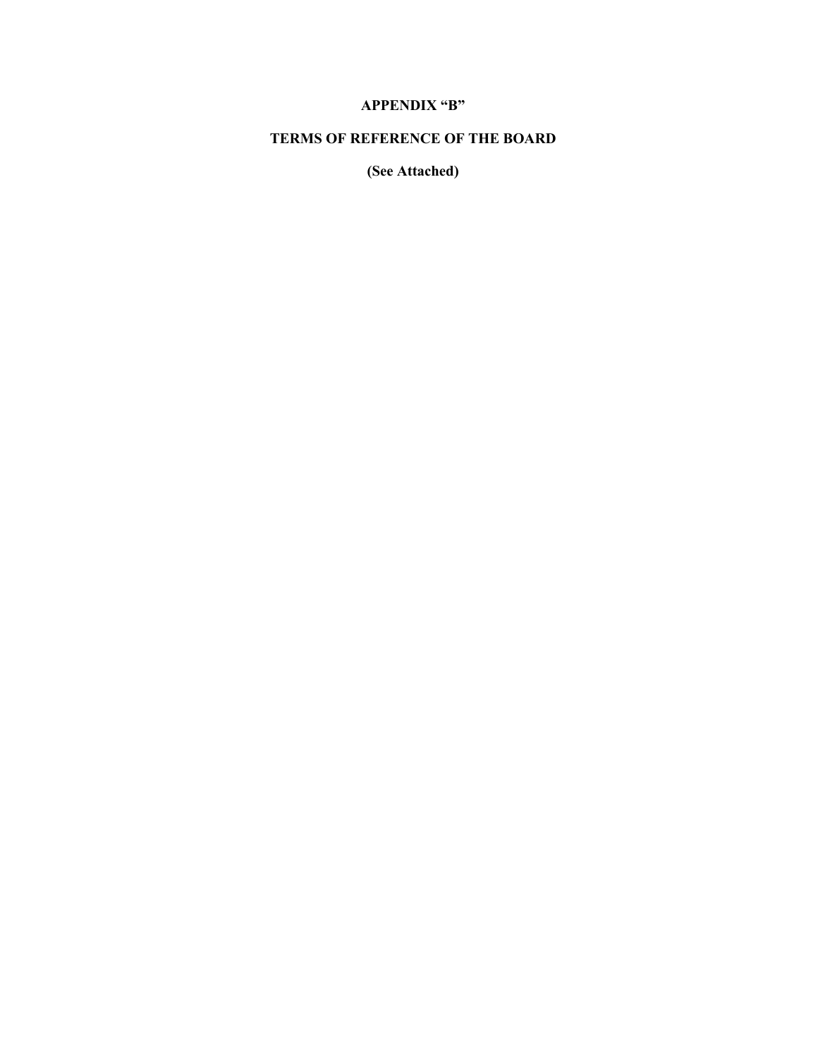# APPENDIX "B"

## TERMS OF REFERENCE OF THE BOARD

**(See Attached)**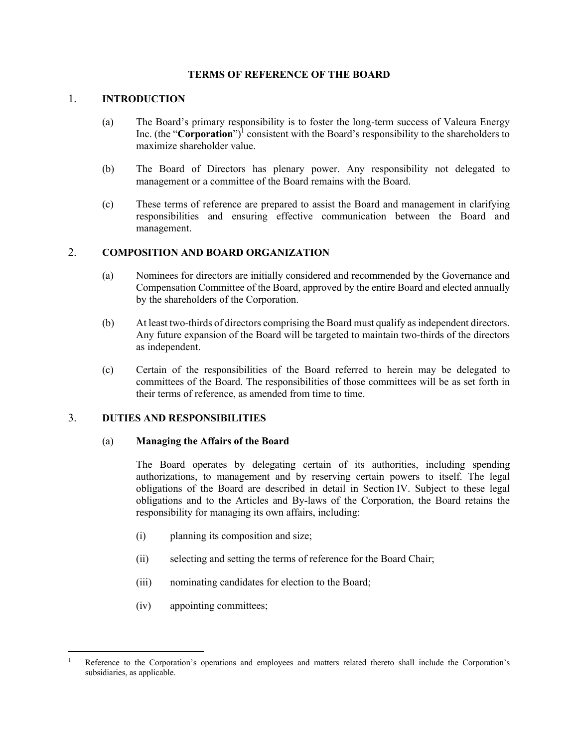# TERMS OF REFERENCE OF THE BOARD

## 1. INTRODUCTION

(a) The Board's primary responsibility is to foster the long-term success of Valeura Energy Inc. (the "**Corporation**")[1] consistent with the Board's responsibility to the shareholders to maximize shareholder value.

(b) The Board of Directors has plenary power. Any responsibility not delegated to management or a committee of the Board remains with the Board.

(c) These terms of reference are prepared to assist the Board and management in clarifying responsibilities and ensuring effective communication between the Board and management.

## 2. COMPOSITION AND BOARD ORGANIZATION

(a) Nominees for directors are initially considered and recommended by the Governance and Compensation Committee of the Board, approved by the entire Board and elected annually by the shareholders of the Corporation.

(b) At least two-thirds of directors comprising the Board must qualify as independent directors. Any future expansion of the Board will be targeted to maintain two-thirds of the directors as independent.

(c) Certain of the responsibilities of the Board referred to herein may be delegated to committees of the Board. The responsibilities of those committees will be as set forth in their terms of reference, as amended from time to time.

## 3. DUTIES AND RESPONSIBILITIES

### (a) Managing the Affairs of the Board

The Board operates by delegating certain of its authorities, including spending authorizations, to management and by reserving certain powers to itself. The legal obligations of the Board are described in detail in Section IV. Subject to these legal obligations and to the Articles and By-laws of the Corporation, the Board retains the responsibility for managing its own affairs, including:

(i) planning its composition and size;

(ii) selecting and setting the terms of reference for the Board Chair;

(iii) nominating candidates for election to the Board;

(iv) appointing committees;

---

[1] Reference to the Corporation's operations and employees and matters related thereto shall include the Corporation's subsidiaries, as applicable.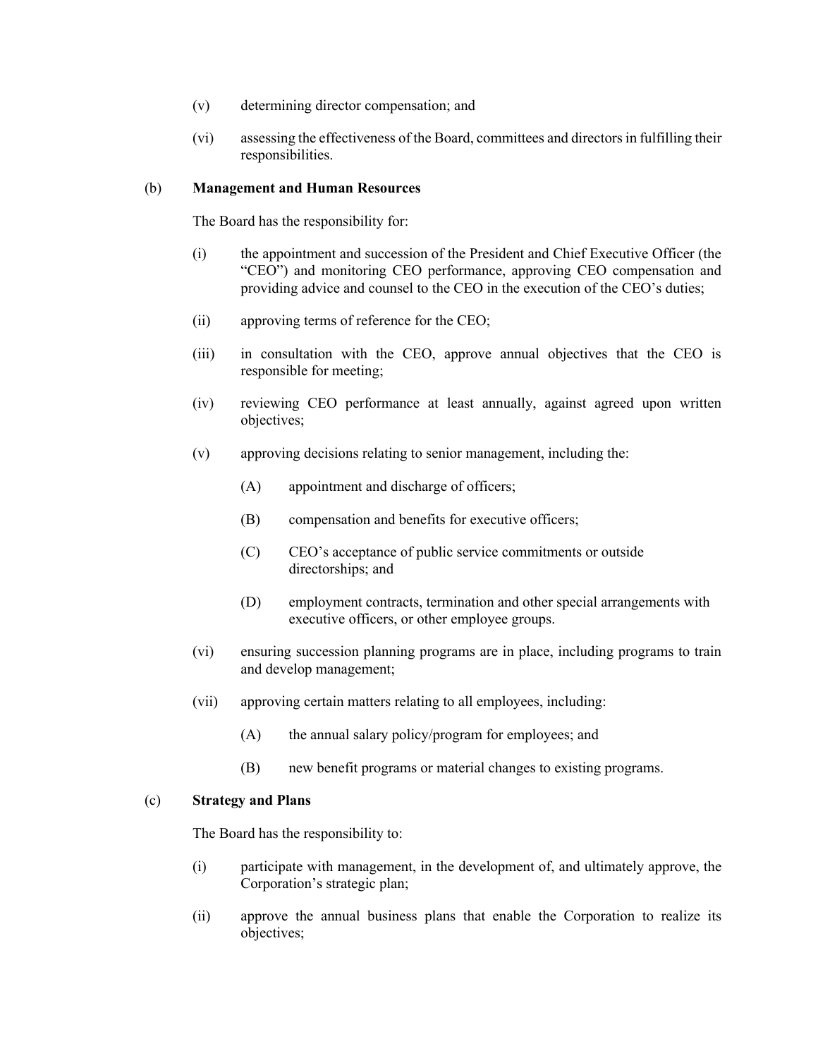(v) determining director compensation; and

(vi) assessing the effectiveness of the Board, committees and directors in fulfilling their responsibilities.

(b) **Management and Human Resources**

The Board has the responsibility for:

(i) the appointment and succession of the President and Chief Executive Officer (the "CEO") and monitoring CEO performance, approving CEO compensation and providing advice and counsel to the CEO in the execution of the CEO's duties;

(ii) approving terms of reference for the CEO;

(iii) in consultation with the CEO, approve annual objectives that the CEO is responsible for meeting;

(iv) reviewing CEO performance at least annually, against agreed upon written objectives;

(v) approving decisions relating to senior management, including the:

(A) appointment and discharge of officers;

(B) compensation and benefits for executive officers;

(C) CEO's acceptance of public service commitments or outside directorships; and

(D) employment contracts, termination and other special arrangements with executive officers, or other employee groups.

(vi) ensuring succession planning programs are in place, including programs to train and develop management;

(vii) approving certain matters relating to all employees, including:

(A) the annual salary policy/program for employees; and

(B) new benefit programs or material changes to existing programs.

(c) **Strategy and Plans**

The Board has the responsibility to:

(i) participate with management, in the development of, and ultimately approve, the Corporation's strategic plan;

(ii) approve the annual business plans that enable the Corporation to realize its objectives;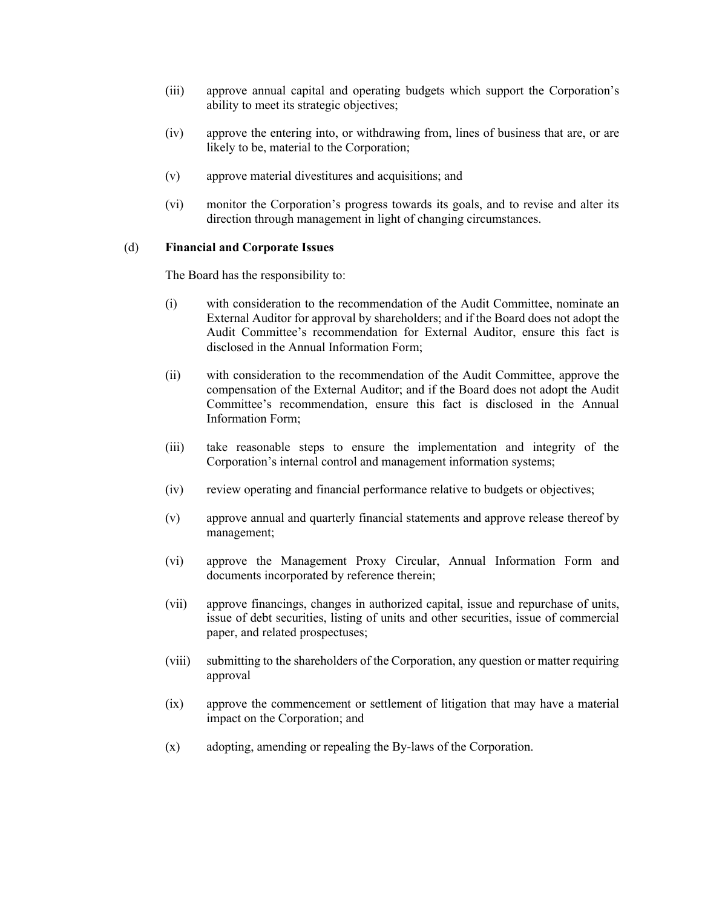(iii) approve annual capital and operating budgets which support the Corporation's ability to meet its strategic objectives;

(iv) approve the entering into, or withdrawing from, lines of business that are, or are likely to be, material to the Corporation;

(v) approve material divestitures and acquisitions; and

(vi) monitor the Corporation's progress towards its goals, and to revise and alter its direction through management in light of changing circumstances.

(d) **Financial and Corporate Issues**

The Board has the responsibility to:

(i) with consideration to the recommendation of the Audit Committee, nominate an External Auditor for approval by shareholders; and if the Board does not adopt the Audit Committee's recommendation for External Auditor, ensure this fact is disclosed in the Annual Information Form;

(ii) with consideration to the recommendation of the Audit Committee, approve the compensation of the External Auditor; and if the Board does not adopt the Audit Committee's recommendation, ensure this fact is disclosed in the Annual Information Form;

(iii) take reasonable steps to ensure the implementation and integrity of the Corporation's internal control and management information systems;

(iv) review operating and financial performance relative to budgets or objectives;

(v) approve annual and quarterly financial statements and approve release thereof by management;

(vi) approve the Management Proxy Circular, Annual Information Form and documents incorporated by reference therein;

(vii) approve financings, changes in authorized capital, issue and repurchase of units, issue of debt securities, listing of units and other securities, issue of commercial paper, and related prospectuses;

(viii) submitting to the shareholders of the Corporation, any question or matter requiring approval

(ix) approve the commencement or settlement of litigation that may have a material impact on the Corporation; and

(x) adopting, amending or repealing the By-laws of the Corporation.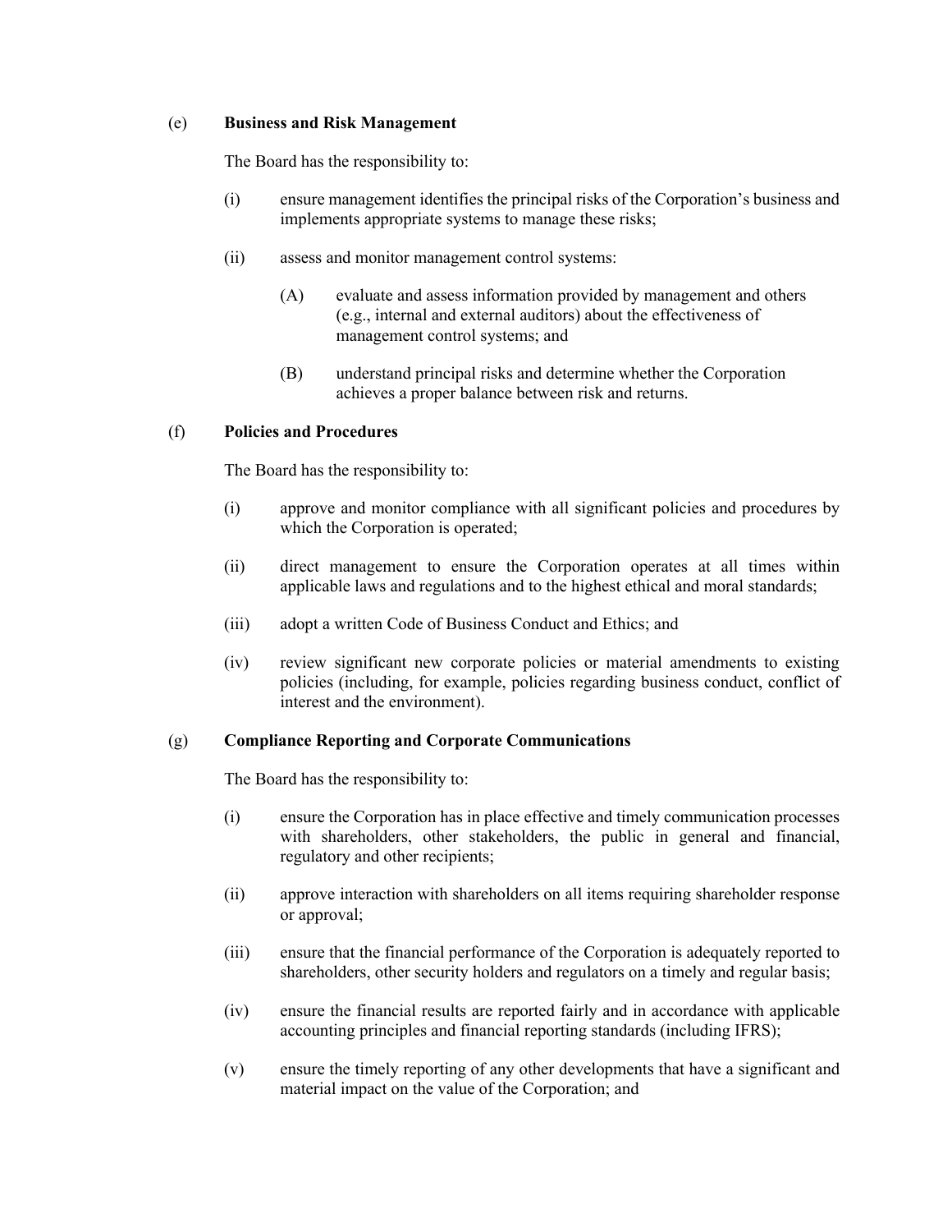(e) **Business and Risk Management**

The Board has the responsibility to:

(i) ensure management identifies the principal risks of the Corporation's business and implements appropriate systems to manage these risks;

(ii) assess and monitor management control systems:

(A) evaluate and assess information provided by management and others (e.g., internal and external auditors) about the effectiveness of management control systems; and

(B) understand principal risks and determine whether the Corporation achieves a proper balance between risk and returns.

(f) **Policies and Procedures**

The Board has the responsibility to:

(i) approve and monitor compliance with all significant policies and procedures by which the Corporation is operated;

(ii) direct management to ensure the Corporation operates at all times within applicable laws and regulations and to the highest ethical and moral standards;

(iii) adopt a written Code of Business Conduct and Ethics; and

(iv) review significant new corporate policies or material amendments to existing policies (including, for example, policies regarding business conduct, conflict of interest and the environment).

(g) **Compliance Reporting and Corporate Communications**

The Board has the responsibility to:

(i) ensure the Corporation has in place effective and timely communication processes with shareholders, other stakeholders, the public in general and financial, regulatory and other recipients;

(ii) approve interaction with shareholders on all items requiring shareholder response or approval;

(iii) ensure that the financial performance of the Corporation is adequately reported to shareholders, other security holders and regulators on a timely and regular basis;

(iv) ensure the financial results are reported fairly and in accordance with applicable accounting principles and financial reporting standards (including IFRS);

(v) ensure the timely reporting of any other developments that have a significant and material impact on the value of the Corporation; and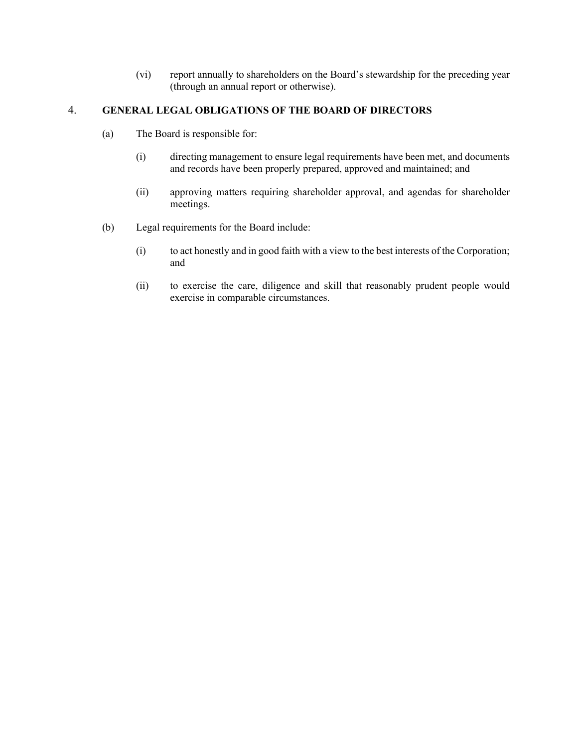(vi) report annually to shareholders on the Board's stewardship for the preceding year (through an annual report or otherwise).

## 4. GENERAL LEGAL OBLIGATIONS OF THE BOARD OF DIRECTORS

(a) The Board is responsible for:

(i) directing management to ensure legal requirements have been met, and documents and records have been properly prepared, approved and maintained; and

(ii) approving matters requiring shareholder approval, and agendas for shareholder meetings.

(b) Legal requirements for the Board include:

(i) to act honestly and in good faith with a view to the best interests of the Corporation; and

(ii) to exercise the care, diligence and skill that reasonably prudent people would exercise in comparable circumstances.